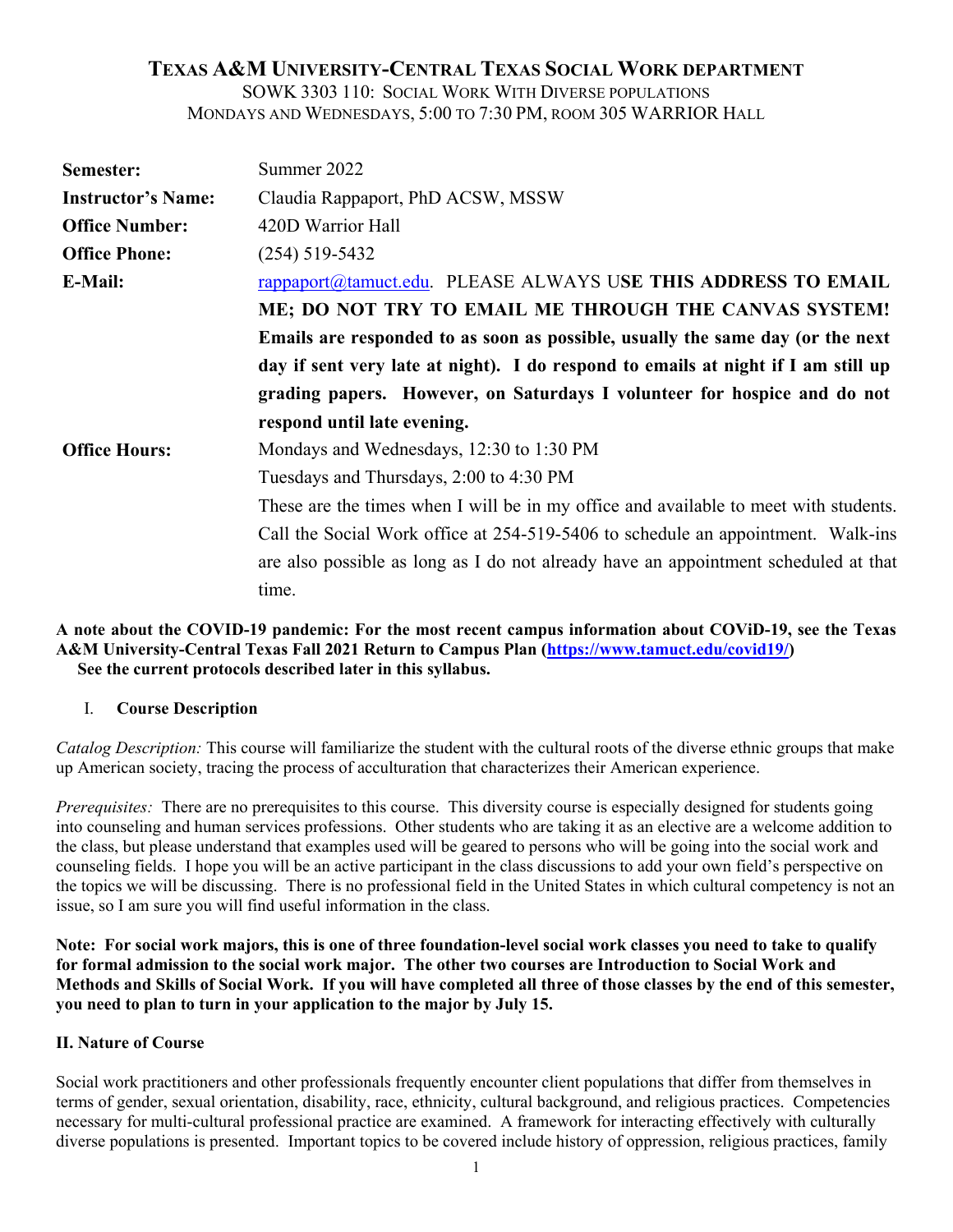# TEXAS A&M UNIVERSITY-CENTRAL TEXAS SOCIAL WORK DEPARTMENT

SOWK 3303 110: SOCIAL WORK WITH DIVERSE POPULATIONS
MONDAYS AND WEDNESDAYS, 5:00 TO 7:30 PM, ROOM 305 WARRIOR HALL

| | |
|---|---|
| **Semester:** | Summer 2022 |
| **Instructor's Name:** | Claudia Rappaport, PhD ACSW, MSSW |
| **Office Number:** | 420D Warrior Hall |
| **Office Phone:** | (254) 519-5432 |
| **E-Mail:** | rappaport@tamuct.edu. PLEASE ALWAYS U**SE THIS ADDRESS TO EMAIL ME; DO NOT TRY TO EMAIL ME THROUGH THE CANVAS SYSTEM! Emails are responded to as soon as possible, usually the same day (or the next day if sent very late at night). I do respond to emails at night if I am still up grading papers. However, on Saturdays I volunteer for hospice and do not respond until late evening.** |
| **Office Hours:** | Mondays and Wednesdays, 12:30 to 1:30 PM<br>Tuesdays and Thursdays, 2:00 to 4:30 PM<br>These are the times when I will be in my office and available to meet with students. Call the Social Work office at 254-519-5406 to schedule an appointment. Walk-ins are also possible as long as I do not already have an appointment scheduled at that time. |

**A note about the COVID-19 pandemic: For the most recent campus information about COViD-19, see the Texas A&M University-Central Texas Fall 2021 Return to Campus Plan (https://www.tamuct.edu/covid19/)**
**See the current protocols described later in this syllabus.**

## I. Course Description

*Catalog Description:* This course will familiarize the student with the cultural roots of the diverse ethnic groups that make up American society, tracing the process of acculturation that characterizes their American experience.

*Prerequisites:* There are no prerequisites to this course. This diversity course is especially designed for students going into counseling and human services professions. Other students who are taking it as an elective are a welcome addition to the class, but please understand that examples used will be geared to persons who will be going into the social work and counseling fields. I hope you will be an active participant in the class discussions to add your own field's perspective on the topics we will be discussing. There is no professional field in the United States in which cultural competency is not an issue, so I am sure you will find useful information in the class.

**Note: For social work majors, this is one of three foundation-level social work classes you need to take to qualify for formal admission to the social work major. The other two courses are Introduction to Social Work and Methods and Skills of Social Work. If you will have completed all three of those classes by the end of this semester, you need to plan to turn in your application to the major by July 15.**

## II. Nature of Course

Social work practitioners and other professionals frequently encounter client populations that differ from themselves in terms of gender, sexual orientation, disability, race, ethnicity, cultural background, and religious practices. Competencies necessary for multi-cultural professional practice are examined. A framework for interacting effectively with culturally diverse populations is presented. Important topics to be covered include history of oppression, religious practices, family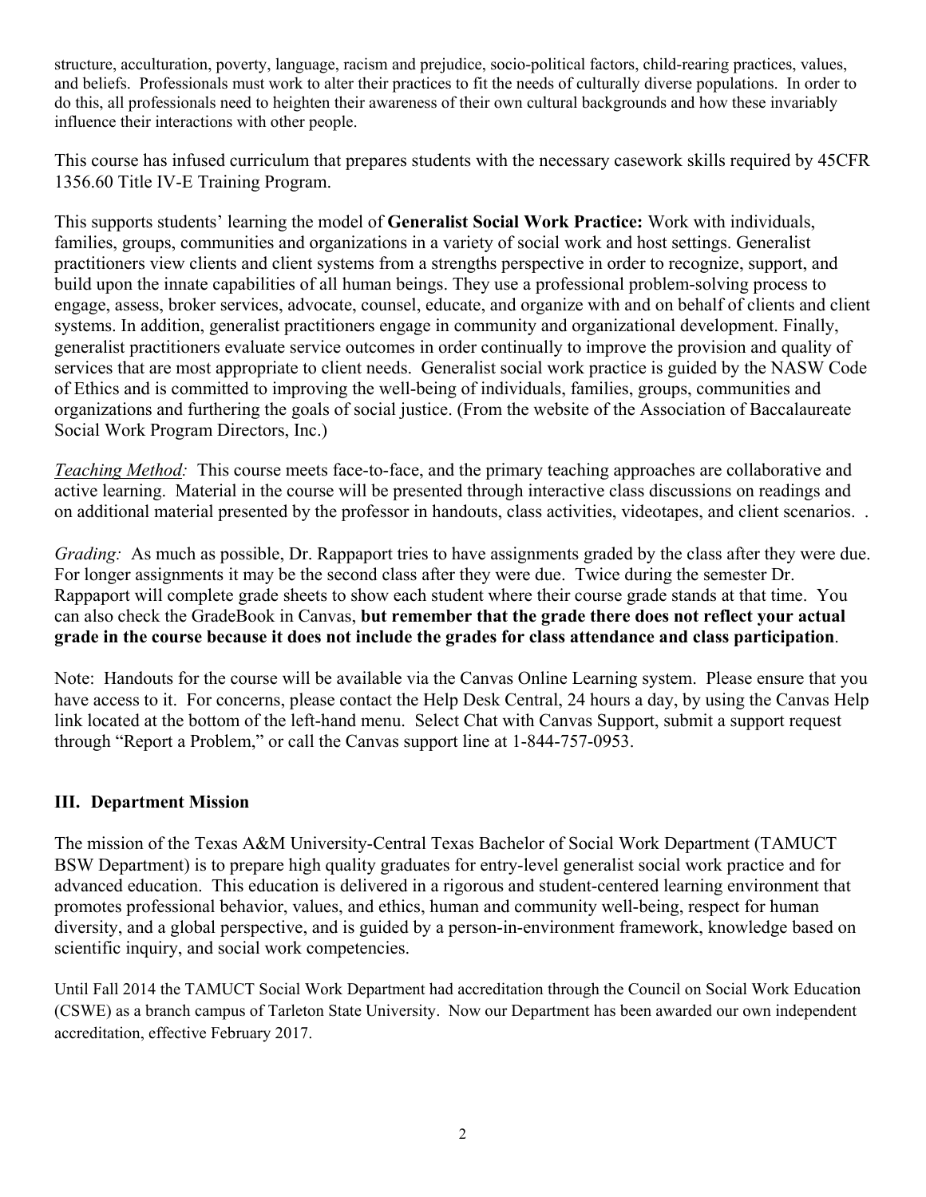structure, acculturation, poverty, language, racism and prejudice, socio-political factors, child-rearing practices, values, and beliefs. Professionals must work to alter their practices to fit the needs of culturally diverse populations. In order to do this, all professionals need to heighten their awareness of their own cultural backgrounds and how these invariably influence their interactions with other people.

This course has infused curriculum that prepares students with the necessary casework skills required by 45CFR 1356.60 Title IV-E Training Program.

This supports students' learning the model of **Generalist Social Work Practice:** Work with individuals, families, groups, communities and organizations in a variety of social work and host settings. Generalist practitioners view clients and client systems from a strengths perspective in order to recognize, support, and build upon the innate capabilities of all human beings. They use a professional problem-solving process to engage, assess, broker services, advocate, counsel, educate, and organize with and on behalf of clients and client systems. In addition, generalist practitioners engage in community and organizational development. Finally, generalist practitioners evaluate service outcomes in order continually to improve the provision and quality of services that are most appropriate to client needs. Generalist social work practice is guided by the NASW Code of Ethics and is committed to improving the well-being of individuals, families, groups, communities and organizations and furthering the goals of social justice. (From the website of the Association of Baccalaureate Social Work Program Directors, Inc.)

*Teaching Method:* This course meets face-to-face, and the primary teaching approaches are collaborative and active learning. Material in the course will be presented through interactive class discussions on readings and on additional material presented by the professor in handouts, class activities, videotapes, and client scenarios. .

*Grading:* As much as possible, Dr. Rappaport tries to have assignments graded by the class after they were due. For longer assignments it may be the second class after they were due. Twice during the semester Dr. Rappaport will complete grade sheets to show each student where their course grade stands at that time. You can also check the GradeBook in Canvas, **but remember that the grade there does not reflect your actual grade in the course because it does not include the grades for class attendance and class participation**.

Note: Handouts for the course will be available via the Canvas Online Learning system. Please ensure that you have access to it. For concerns, please contact the Help Desk Central, 24 hours a day, by using the Canvas Help link located at the bottom of the left-hand menu. Select Chat with Canvas Support, submit a support request through "Report a Problem," or call the Canvas support line at 1-844-757-0953.

## III. Department Mission

The mission of the Texas A&M University-Central Texas Bachelor of Social Work Department (TAMUCT BSW Department) is to prepare high quality graduates for entry-level generalist social work practice and for advanced education. This education is delivered in a rigorous and student-centered learning environment that promotes professional behavior, values, and ethics, human and community well-being, respect for human diversity, and a global perspective, and is guided by a person-in-environment framework, knowledge based on scientific inquiry, and social work competencies.

Until Fall 2014 the TAMUCT Social Work Department had accreditation through the Council on Social Work Education (CSWE) as a branch campus of Tarleton State University. Now our Department has been awarded our own independent accreditation, effective February 2017.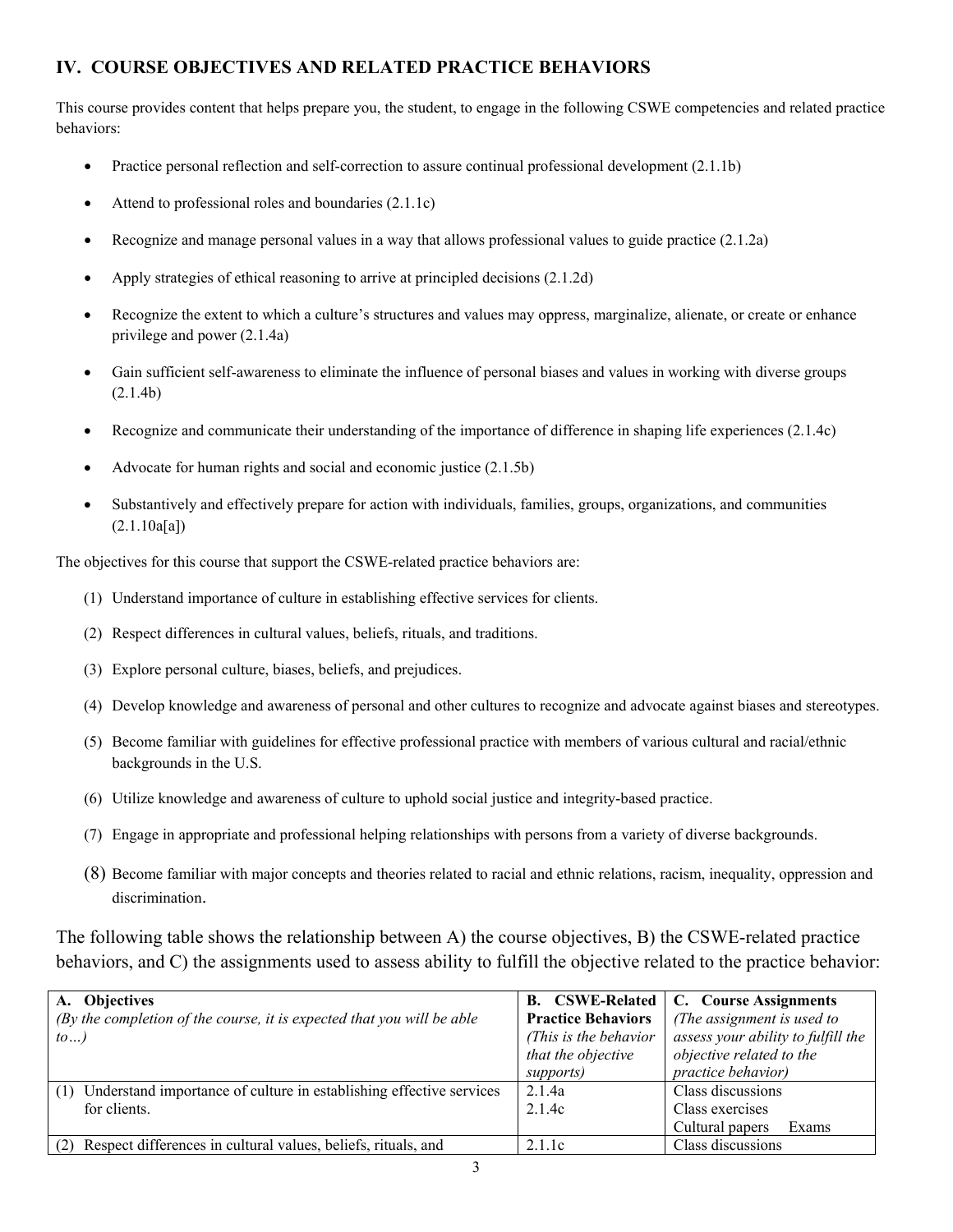## IV. COURSE OBJECTIVES AND RELATED PRACTICE BEHAVIORS

This course provides content that helps prepare you, the student, to engage in the following CSWE competencies and related practice behaviors:

- Practice personal reflection and self-correction to assure continual professional development (2.1.1b)
- Attend to professional roles and boundaries (2.1.1c)
- Recognize and manage personal values in a way that allows professional values to guide practice (2.1.2a)
- Apply strategies of ethical reasoning to arrive at principled decisions (2.1.2d)
- Recognize the extent to which a culture's structures and values may oppress, marginalize, alienate, or create or enhance privilege and power (2.1.4a)
- Gain sufficient self-awareness to eliminate the influence of personal biases and values in working with diverse groups (2.1.4b)
- Recognize and communicate their understanding of the importance of difference in shaping life experiences (2.1.4c)
- Advocate for human rights and social and economic justice (2.1.5b)
- Substantively and effectively prepare for action with individuals, families, groups, organizations, and communities (2.1.10a[a])

The objectives for this course that support the CSWE-related practice behaviors are:

(1) Understand importance of culture in establishing effective services for clients.

(2) Respect differences in cultural values, beliefs, rituals, and traditions.

(3) Explore personal culture, biases, beliefs, and prejudices.

(4) Develop knowledge and awareness of personal and other cultures to recognize and advocate against biases and stereotypes.

(5) Become familiar with guidelines for effective professional practice with members of various cultural and racial/ethnic backgrounds in the U.S.

(6) Utilize knowledge and awareness of culture to uphold social justice and integrity-based practice.

(7) Engage in appropriate and professional helping relationships with persons from a variety of diverse backgrounds.

(8) Become familiar with major concepts and theories related to racial and ethnic relations, racism, inequality, oppression and discrimination.

The following table shows the relationship between A) the course objectives, B) the CSWE-related practice behaviors, and C) the assignments used to assess ability to fulfill the objective related to the practice behavior:

| **A. Objectives** *(By the completion of the course, it is expected that you will be able to…)* | **B. CSWE-Related Practice Behaviors** *(This is the behavior that the objective supports)* | **C. Course Assignments** *(The assignment is used to assess your ability to fulfill the objective related to the practice behavior)* |
|---|---|---|
| (1) Understand importance of culture in establishing effective services for clients. | 2.1.4a<br>2.1.4c | Class discussions<br>Class exercises<br>Cultural papers Exams |
| (2) Respect differences in cultural values, beliefs, rituals, and | 2.1.1c | Class discussions |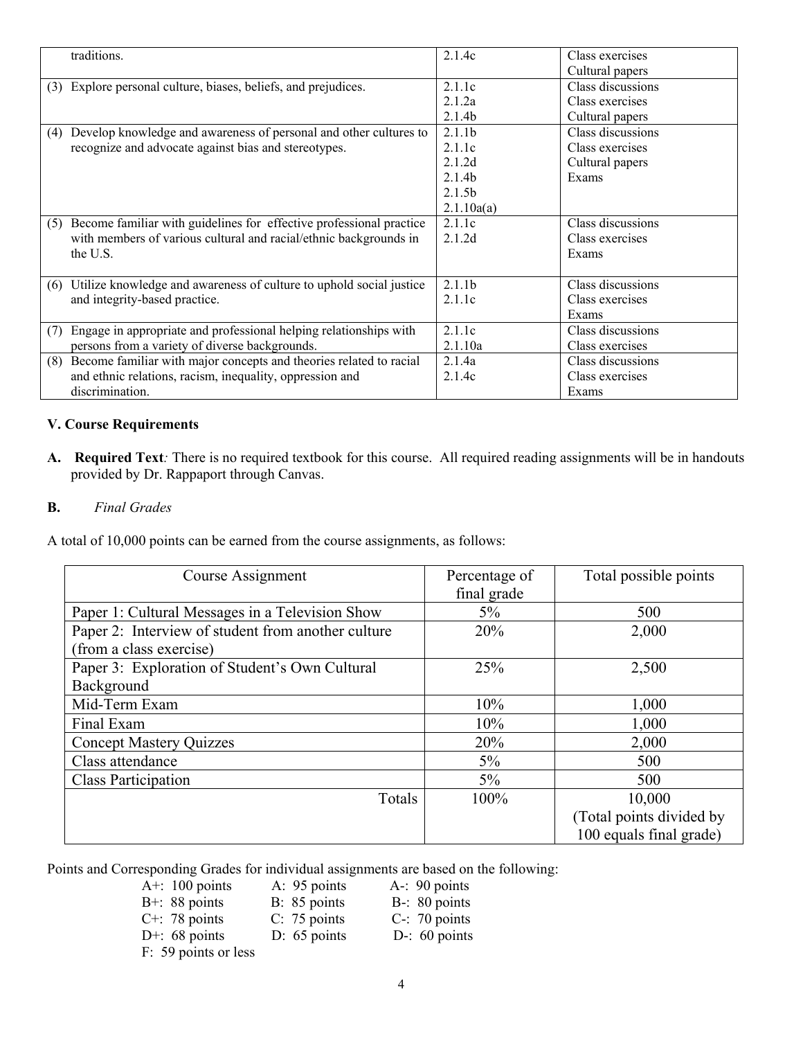| | | |
|---|---|---|
| traditions. | 2.1.4c | Class exercises<br>Cultural papers |
| (3) Explore personal culture, biases, beliefs, and prejudices. | 2.1.1c<br>2.1.2a<br>2.1.4b | Class discussions<br>Class exercises<br>Cultural papers |
| (4) Develop knowledge and awareness of personal and other cultures to recognize and advocate against bias and stereotypes. | 2.1.1b<br>2.1.1c<br>2.1.2d<br>2.1.4b<br>2.1.5b<br>2.1.10a(a) | Class discussions<br>Class exercises<br>Cultural papers<br>Exams |
| (5) Become familiar with guidelines for effective professional practice with members of various cultural and racial/ethnic backgrounds in the U.S. | 2.1.1c<br>2.1.2d | Class discussions<br>Class exercises<br>Exams |
| (6) Utilize knowledge and awareness of culture to uphold social justice and integrity-based practice. | 2.1.1b<br>2.1.1c | Class discussions<br>Class exercises<br>Exams |
| (7) Engage in appropriate and professional helping relationships with persons from a variety of diverse backgrounds. | 2.1.1c<br>2.1.10a | Class discussions<br>Class exercises |
| (8) Become familiar with major concepts and theories related to racial and ethnic relations, racism, inequality, oppression and discrimination. | 2.1.4a<br>2.1.4c | Class discussions<br>Class exercises<br>Exams |

### V. Course Requirements

**A. Required Text***:* There is no required textbook for this course. All required reading assignments will be in handouts provided by Dr. Rappaport through Canvas.

**B.** *Final Grades*

A total of 10,000 points can be earned from the course assignments, as follows:

| Course Assignment | Percentage of final grade | Total possible points |
|---|---|---|
| Paper 1: Cultural Messages in a Television Show | 5% | 500 |
| Paper 2: Interview of student from another culture (from a class exercise) | 20% | 2,000 |
| Paper 3: Exploration of Student's Own Cultural Background | 25% | 2,500 |
| Mid-Term Exam | 10% | 1,000 |
| Final Exam | 10% | 1,000 |
| Concept Mastery Quizzes | 20% | 2,000 |
| Class attendance | 5% | 500 |
| Class Participation | 5% | 500 |
| Totals | 100% | 10,000<br>(Total points divided by 100 equals final grade) |

Points and Corresponding Grades for individual assignments are based on the following:

| | | |
|---|---|---|
| A+: 100 points | A: 95 points | A-: 90 points |
| B+: 88 points | B: 85 points | B-: 80 points |
| C+: 78 points | C: 75 points | C-: 70 points |
| D+: 68 points | D: 65 points | D-: 60 points |
| F: 59 points or less | | |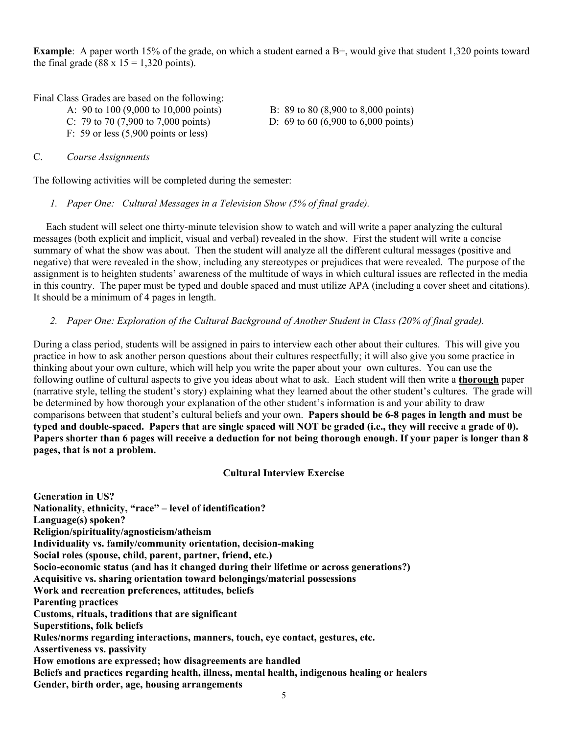**Example**: A paper worth 15% of the grade, on which a student earned a B+, would give that student 1,320 points toward the final grade (88 x 15 = 1,320 points).

Final Class Grades are based on the following:

A: 90 to 100 (9,000 to 10,000 points)
B: 89 to 80 (8,900 to 8,000 points)
C: 79 to 70 (7,900 to 7,000 points)
D: 69 to 60 (6,900 to 6,000 points)
F: 59 or less (5,900 points or less)

C. *Course Assignments*

The following activities will be completed during the semester:

1. *Paper One: Cultural Messages in a Television Show (5% of final grade).*

Each student will select one thirty-minute television show to watch and will write a paper analyzing the cultural messages (both explicit and implicit, visual and verbal) revealed in the show. First the student will write a concise summary of what the show was about. Then the student will analyze all the different cultural messages (positive and negative) that were revealed in the show, including any stereotypes or prejudices that were revealed. The purpose of the assignment is to heighten students' awareness of the multitude of ways in which cultural issues are reflected in the media in this country. The paper must be typed and double spaced and must utilize APA (including a cover sheet and citations). It should be a minimum of 4 pages in length.

2. *Paper One: Exploration of the Cultural Background of Another Student in Class (20% of final grade).*

During a class period, students will be assigned in pairs to interview each other about their cultures. This will give you practice in how to ask another person questions about their cultures respectfully; it will also give you some practice in thinking about your own culture, which will help you write the paper about your own cultures. You can use the following outline of cultural aspects to give you ideas about what to ask. Each student will then write a **<u>thorough</u>** paper (narrative style, telling the student's story) explaining what they learned about the other student's cultures. The grade will be determined by how thorough your explanation of the other student's information is and your ability to draw comparisons between that student's cultural beliefs and your own. **Papers should be 6-8 pages in length and must be typed and double-spaced. Papers that are single spaced will NOT be graded (i.e., they will receive a grade of 0). Papers shorter than 6 pages will receive a deduction for not being thorough enough. If your paper is longer than 8 pages, that is not a problem.**

**Cultural Interview Exercise**

**Generation in US?**
**Nationality, ethnicity, "race" – level of identification?**
**Language(s) spoken?**
**Religion/spirituality/agnosticism/atheism**
**Individuality vs. family/community orientation, decision-making**
**Social roles (spouse, child, parent, partner, friend, etc.)**
**Socio-economic status (and has it changed during their lifetime or across generations?)**
**Acquisitive vs. sharing orientation toward belongings/material possessions**
**Work and recreation preferences, attitudes, beliefs**
**Parenting practices**
**Customs, rituals, traditions that are significant**
**Superstitions, folk beliefs**
**Rules/norms regarding interactions, manners, touch, eye contact, gestures, etc.**
**Assertiveness vs. passivity**
**How emotions are expressed; how disagreements are handled**
**Beliefs and practices regarding health, illness, mental health, indigenous healing or healers**
**Gender, birth order, age, housing arrangements**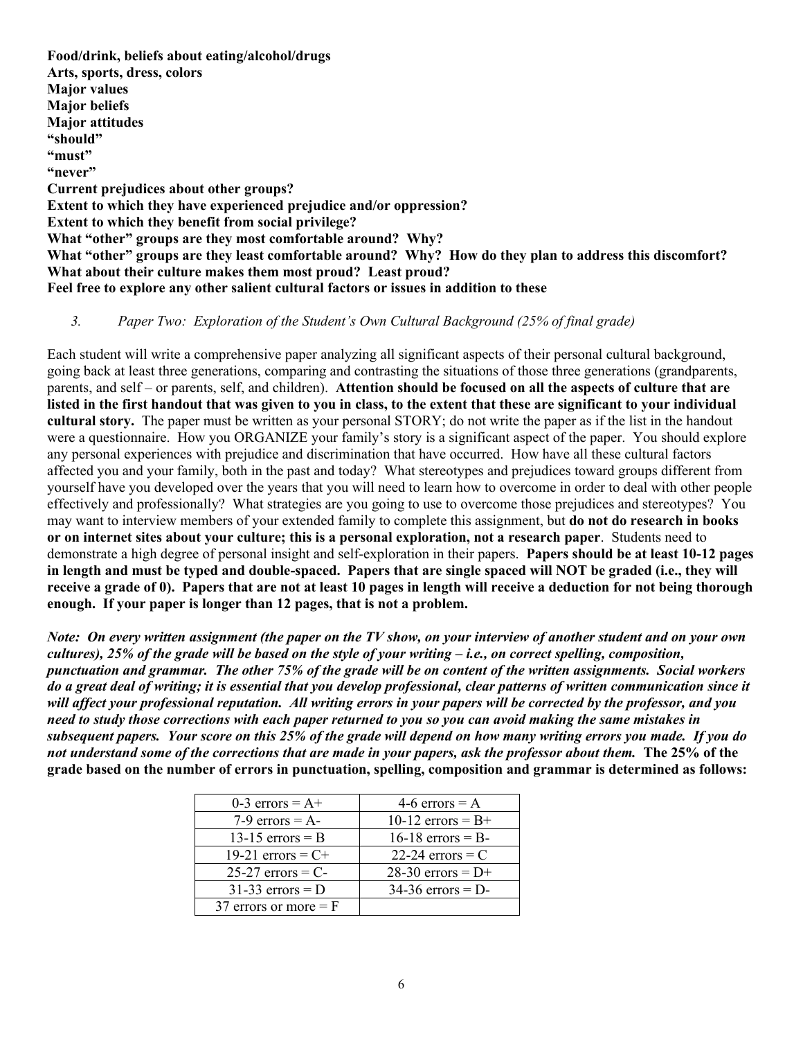**Food/drink, beliefs about eating/alcohol/drugs**
**Arts, sports, dress, colors**
**Major values**
**Major beliefs**
**Major attitudes**
**"should"**
**"must"**
**"never"**
**Current prejudices about other groups?**
**Extent to which they have experienced prejudice and/or oppression?**
**Extent to which they benefit from social privilege?**
**What "other" groups are they most comfortable around? Why?**
**What "other" groups are they least comfortable around? Why? How do they plan to address this discomfort?**
**What about their culture makes them most proud? Least proud?**
**Feel free to explore any other salient cultural factors or issues in addition to these**

3. *Paper Two: Exploration of the Student's Own Cultural Background (25% of final grade)*

Each student will write a comprehensive paper analyzing all significant aspects of their personal cultural background, going back at least three generations, comparing and contrasting the situations of those three generations (grandparents, parents, and self – or parents, self, and children). **Attention should be focused on all the aspects of culture that are listed in the first handout that was given to you in class, to the extent that these are significant to your individual cultural story.** The paper must be written as your personal STORY; do not write the paper as if the list in the handout were a questionnaire. How you ORGANIZE your family's story is a significant aspect of the paper. You should explore any personal experiences with prejudice and discrimination that have occurred. How have all these cultural factors affected you and your family, both in the past and today? What stereotypes and prejudices toward groups different from yourself have you developed over the years that you will need to learn how to overcome in order to deal with other people effectively and professionally? What strategies are you going to use to overcome those prejudices and stereotypes? You may want to interview members of your extended family to complete this assignment, but **do not do research in books or on internet sites about your culture; this is a personal exploration, not a research paper**. Students need to demonstrate a high degree of personal insight and self-exploration in their papers. **Papers should be at least 10-12 pages in length and must be typed and double-spaced. Papers that are single spaced will NOT be graded (i.e., they will receive a grade of 0). Papers that are not at least 10 pages in length will receive a deduction for not being thorough enough. If your paper is longer than 12 pages, that is not a problem.**

***Note: On every written assignment (the paper on the TV show, on your interview of another student and on your own cultures), 25% of the grade will be based on the style of your writing – i.e., on correct spelling, composition, punctuation and grammar. The other 75% of the grade will be on content of the written assignments. Social workers do a great deal of writing; it is essential that you develop professional, clear patterns of written communication since it will affect your professional reputation. All writing errors in your papers will be corrected by the professor, and you need to study those corrections with each paper returned to you so you can avoid making the same mistakes in subsequent papers. Your score on this 25% of the grade will depend on how many writing errors you made. If you do not understand some of the corrections that are made in your papers, ask the professor about them.*** **The 25% of the grade based on the number of errors in punctuation, spelling, composition and grammar is determined as follows:**

| | |
|---|---|
| 0-3 errors = A+ | 4-6 errors = A |
| 7-9 errors = A- | 10-12 errors = B+ |
| 13-15 errors = B | 16-18 errors = B- |
| 19-21 errors = C+ | 22-24 errors = C |
| 25-27 errors = C- | 28-30 errors = D+ |
| 31-33 errors = D | 34-36 errors = D- |
| 37 errors or more = F | |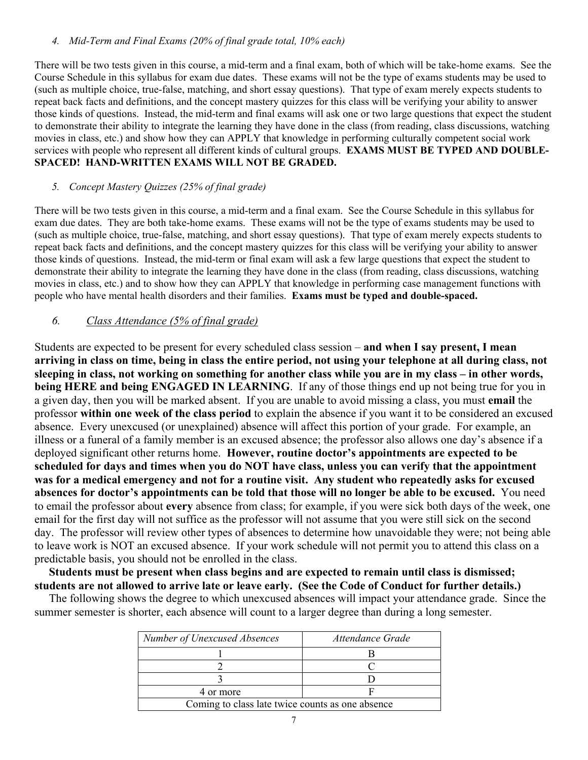*4. Mid-Term and Final Exams (20% of final grade total, 10% each)*

There will be two tests given in this course, a mid-term and a final exam, both of which will be take-home exams. See the Course Schedule in this syllabus for exam due dates. These exams will not be the type of exams students may be used to (such as multiple choice, true-false, matching, and short essay questions). That type of exam merely expects students to repeat back facts and definitions, and the concept mastery quizzes for this class will be verifying your ability to answer those kinds of questions. Instead, the mid-term and final exams will ask one or two large questions that expect the student to demonstrate their ability to integrate the learning they have done in the class (from reading, class discussions, watching movies in class, etc.) and show how they can APPLY that knowledge in performing culturally competent social work services with people who represent all different kinds of cultural groups. **EXAMS MUST BE TYPED AND DOUBLE-SPACED! HAND-WRITTEN EXAMS WILL NOT BE GRADED.**

*5. Concept Mastery Quizzes (25% of final grade)*

There will be two tests given in this course, a mid-term and a final exam. See the Course Schedule in this syllabus for exam due dates. They are both take-home exams. These exams will not be the type of exams students may be used to (such as multiple choice, true-false, matching, and short essay questions). That type of exam merely expects students to repeat back facts and definitions, and the concept mastery quizzes for this class will be verifying your ability to answer those kinds of questions. Instead, the mid-term or final exam will ask a few large questions that expect the student to demonstrate their ability to integrate the learning they have done in the class (from reading, class discussions, watching movies in class, etc.) and to show how they can APPLY that knowledge in performing case management functions with people who have mental health disorders and their families. **Exams must be typed and double-spaced.**

*6. Class Attendance (5% of final grade)*

Students are expected to be present for every scheduled class session – **and when I say present, I mean arriving in class on time, being in class the entire period, not using your telephone at all during class, not sleeping in class, not working on something for another class while you are in my class – in other words, being HERE and being ENGAGED IN LEARNING**. If any of those things end up not being true for you in a given day, then you will be marked absent. If you are unable to avoid missing a class, you must **email** the professor **within one week of the class period** to explain the absence if you want it to be considered an excused absence. Every unexcused (or unexplained) absence will affect this portion of your grade. For example, an illness or a funeral of a family member is an excused absence; the professor also allows one day's absence if a deployed significant other returns home. **However, routine doctor's appointments are expected to be scheduled for days and times when you do NOT have class, unless you can verify that the appointment was for a medical emergency and not for a routine visit. Any student who repeatedly asks for excused absences for doctor's appointments can be told that those will no longer be able to be excused.** You need to email the professor about **every** absence from class; for example, if you were sick both days of the week, one email for the first day will not suffice as the professor will not assume that you were still sick on the second day. The professor will review other types of absences to determine how unavoidable they were; not being able to leave work is NOT an excused absence. If your work schedule will not permit you to attend this class on a predictable basis, you should not be enrolled in the class.

**Students must be present when class begins and are expected to remain until class is dismissed; students are not allowed to arrive late or leave early. (See the Code of Conduct for further details.)**

The following shows the degree to which unexcused absences will impact your attendance grade. Since the summer semester is shorter, each absence will count to a larger degree than during a long semester.

| *Number of Unexcused Absences* | *Attendance Grade* |
|---|---|
| 1 | B |
| 2 | C |
| 3 | D |
| 4 or more | F |
| Coming to class late twice counts as one absence | |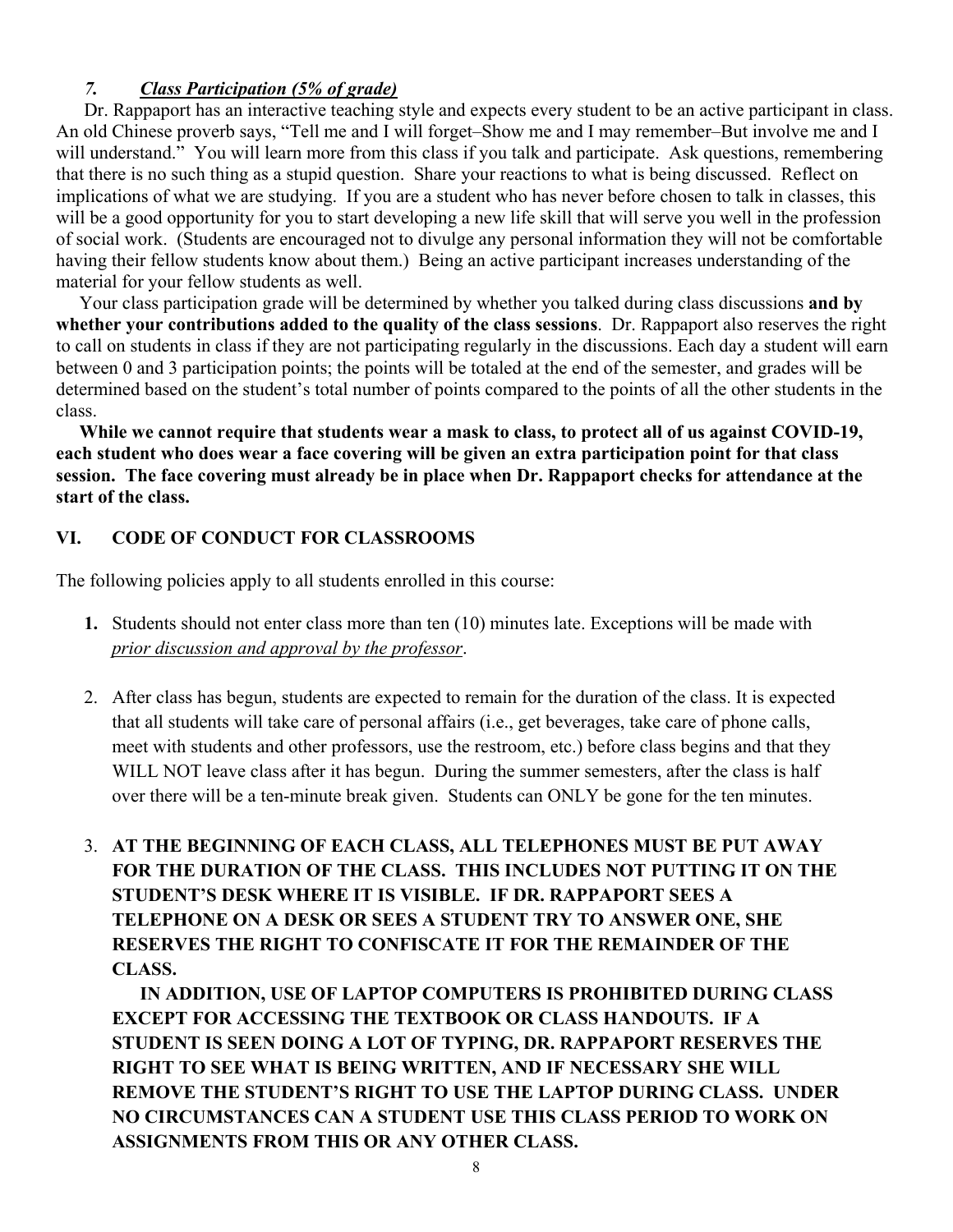### *7. Class Participation (5% of grade)*

Dr. Rappaport has an interactive teaching style and expects every student to be an active participant in class. An old Chinese proverb says, "Tell me and I will forget–Show me and I may remember–But involve me and I will understand." You will learn more from this class if you talk and participate. Ask questions, remembering that there is no such thing as a stupid question. Share your reactions to what is being discussed. Reflect on implications of what we are studying. If you are a student who has never before chosen to talk in classes, this will be a good opportunity for you to start developing a new life skill that will serve you well in the profession of social work. (Students are encouraged not to divulge any personal information they will not be comfortable having their fellow students know about them.) Being an active participant increases understanding of the material for your fellow students as well.

Your class participation grade will be determined by whether you talked during class discussions **and by whether your contributions added to the quality of the class sessions**. Dr. Rappaport also reserves the right to call on students in class if they are not participating regularly in the discussions. Each day a student will earn between 0 and 3 participation points; the points will be totaled at the end of the semester, and grades will be determined based on the student's total number of points compared to the points of all the other students in the class.

**While we cannot require that students wear a mask to class, to protect all of us against COVID-19, each student who does wear a face covering will be given an extra participation point for that class session. The face covering must already be in place when Dr. Rappaport checks for attendance at the start of the class.**

## VI. CODE OF CONDUCT FOR CLASSROOMS

The following policies apply to all students enrolled in this course:

1. Students should not enter class more than ten (10) minutes late. Exceptions will be made with *prior discussion and approval by the professor*.

2. After class has begun, students are expected to remain for the duration of the class. It is expected that all students will take care of personal affairs (i.e., get beverages, take care of phone calls, meet with students and other professors, use the restroom, etc.) before class begins and that they WILL NOT leave class after it has begun. During the summer semesters, after the class is half over there will be a ten-minute break given. Students can ONLY be gone for the ten minutes.

3. **AT THE BEGINNING OF EACH CLASS, ALL TELEPHONES MUST BE PUT AWAY FOR THE DURATION OF THE CLASS. THIS INCLUDES NOT PUTTING IT ON THE STUDENT'S DESK WHERE IT IS VISIBLE. IF DR. RAPPAPORT SEES A TELEPHONE ON A DESK OR SEES A STUDENT TRY TO ANSWER ONE, SHE RESERVES THE RIGHT TO CONFISCATE IT FOR THE REMAINDER OF THE CLASS.**

   **IN ADDITION, USE OF LAPTOP COMPUTERS IS PROHIBITED DURING CLASS EXCEPT FOR ACCESSING THE TEXTBOOK OR CLASS HANDOUTS. IF A STUDENT IS SEEN DOING A LOT OF TYPING, DR. RAPPAPORT RESERVES THE RIGHT TO SEE WHAT IS BEING WRITTEN, AND IF NECESSARY SHE WILL REMOVE THE STUDENT'S RIGHT TO USE THE LAPTOP DURING CLASS. UNDER NO CIRCUMSTANCES CAN A STUDENT USE THIS CLASS PERIOD TO WORK ON ASSIGNMENTS FROM THIS OR ANY OTHER CLASS.**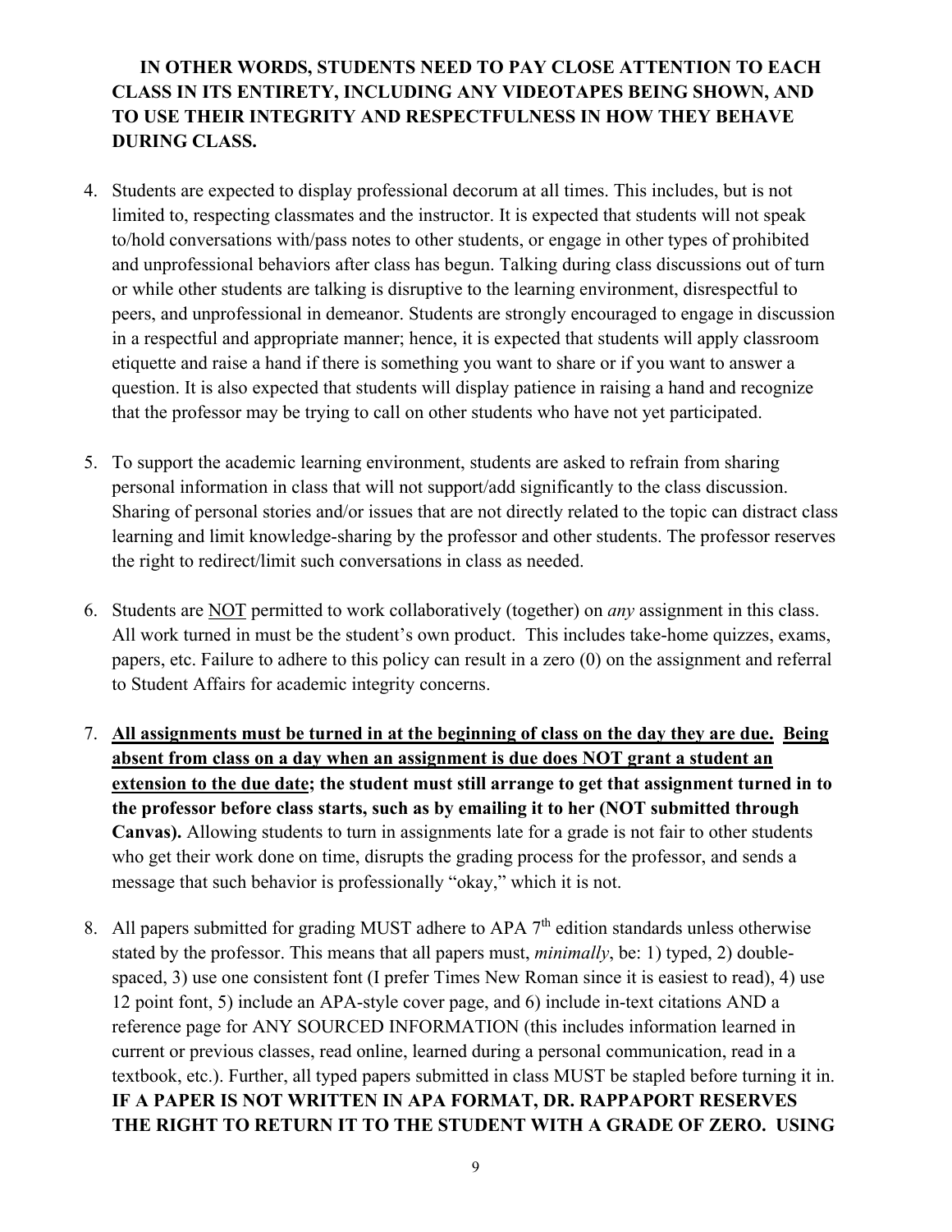**IN OTHER WORDS, STUDENTS NEED TO PAY CLOSE ATTENTION TO EACH CLASS IN ITS ENTIRETY, INCLUDING ANY VIDEOTAPES BEING SHOWN, AND TO USE THEIR INTEGRITY AND RESPECTFULNESS IN HOW THEY BEHAVE DURING CLASS.**

4. Students are expected to display professional decorum at all times. This includes, but is not limited to, respecting classmates and the instructor. It is expected that students will not speak to/hold conversations with/pass notes to other students, or engage in other types of prohibited and unprofessional behaviors after class has begun. Talking during class discussions out of turn or while other students are talking is disruptive to the learning environment, disrespectful to peers, and unprofessional in demeanor. Students are strongly encouraged to engage in discussion in a respectful and appropriate manner; hence, it is expected that students will apply classroom etiquette and raise a hand if there is something you want to share or if you want to answer a question. It is also expected that students will display patience in raising a hand and recognize that the professor may be trying to call on other students who have not yet participated.

5. To support the academic learning environment, students are asked to refrain from sharing personal information in class that will not support/add significantly to the class discussion. Sharing of personal stories and/or issues that are not directly related to the topic can distract class learning and limit knowledge-sharing by the professor and other students. The professor reserves the right to redirect/limit such conversations in class as needed.

6. Students are NOT permitted to work collaboratively (together) on *any* assignment in this class. All work turned in must be the student's own product. This includes take-home quizzes, exams, papers, etc. Failure to adhere to this policy can result in a zero (0) on the assignment and referral to Student Affairs for academic integrity concerns.

7. **All assignments must be turned in at the beginning of class on the day they are due. Being absent from class on a day when an assignment is due does NOT grant a student an extension to the due date; the student must still arrange to get that assignment turned in to the professor before class starts, such as by emailing it to her (NOT submitted through Canvas).** Allowing students to turn in assignments late for a grade is not fair to other students who get their work done on time, disrupts the grading process for the professor, and sends a message that such behavior is professionally "okay," which it is not.

8. All papers submitted for grading MUST adhere to APA 7th edition standards unless otherwise stated by the professor. This means that all papers must, *minimally*, be: 1) typed, 2) double-spaced, 3) use one consistent font (I prefer Times New Roman since it is easiest to read), 4) use 12 point font, 5) include an APA-style cover page, and 6) include in-text citations AND a reference page for ANY SOURCED INFORMATION (this includes information learned in current or previous classes, read online, learned during a personal communication, read in a textbook, etc.). Further, all typed papers submitted in class MUST be stapled before turning it in. **IF A PAPER IS NOT WRITTEN IN APA FORMAT, DR. RAPPAPORT RESERVES THE RIGHT TO RETURN IT TO THE STUDENT WITH A GRADE OF ZERO. USING**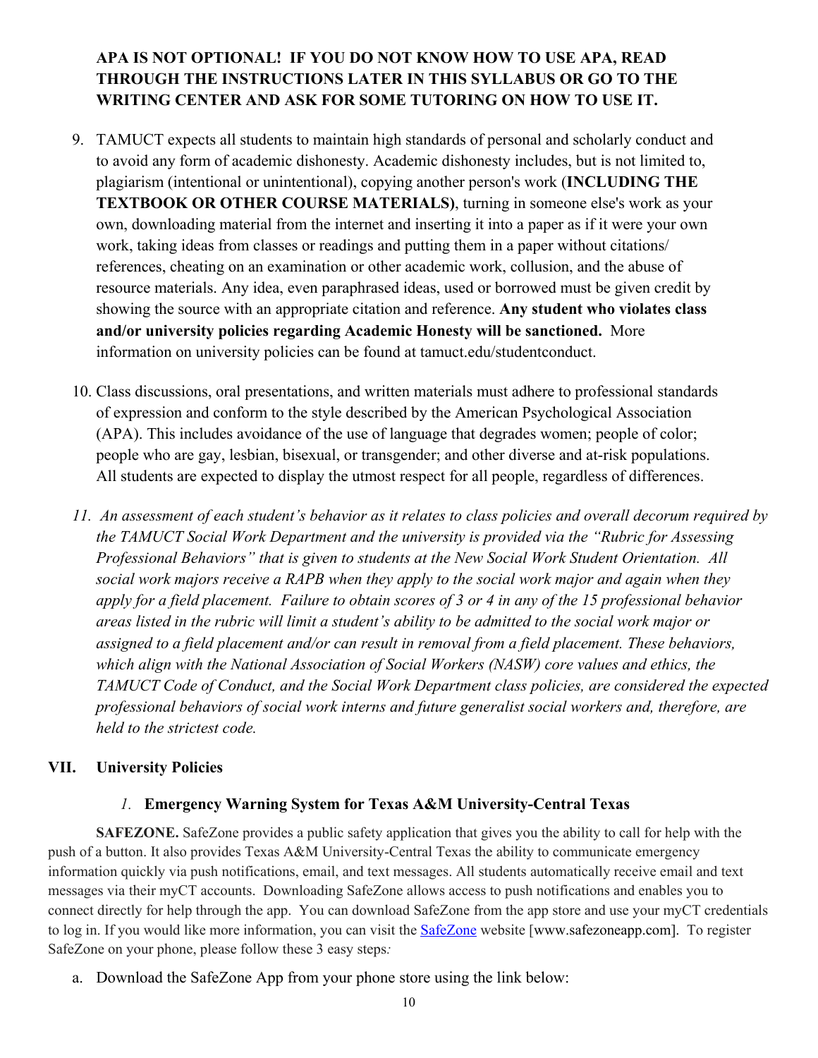**APA IS NOT OPTIONAL! IF YOU DO NOT KNOW HOW TO USE APA, READ THROUGH THE INSTRUCTIONS LATER IN THIS SYLLABUS OR GO TO THE WRITING CENTER AND ASK FOR SOME TUTORING ON HOW TO USE IT.**

9. TAMUCT expects all students to maintain high standards of personal and scholarly conduct and to avoid any form of academic dishonesty. Academic dishonesty includes, but is not limited to, plagiarism (intentional or unintentional), copying another person's work (**INCLUDING THE TEXTBOOK OR OTHER COURSE MATERIALS)**, turning in someone else's work as your own, downloading material from the internet and inserting it into a paper as if it were your own work, taking ideas from classes or readings and putting them in a paper without citations/ references, cheating on an examination or other academic work, collusion, and the abuse of resource materials. Any idea, even paraphrased ideas, used or borrowed must be given credit by showing the source with an appropriate citation and reference. **Any student who violates class and/or university policies regarding Academic Honesty will be sanctioned.** More information on university policies can be found at tamuct.edu/studentconduct.

10. Class discussions, oral presentations, and written materials must adhere to professional standards of expression and conform to the style described by the American Psychological Association (APA). This includes avoidance of the use of language that degrades women; people of color; people who are gay, lesbian, bisexual, or transgender; and other diverse and at-risk populations. All students are expected to display the utmost respect for all people, regardless of differences.

11. *An assessment of each student's behavior as it relates to class policies and overall decorum required by the TAMUCT Social Work Department and the university is provided via the "Rubric for Assessing Professional Behaviors" that is given to students at the New Social Work Student Orientation. All social work majors receive a RAPB when they apply to the social work major and again when they apply for a field placement. Failure to obtain scores of 3 or 4 in any of the 15 professional behavior areas listed in the rubric will limit a student's ability to be admitted to the social work major or assigned to a field placement and/or can result in removal from a field placement. These behaviors, which align with the National Association of Social Workers (NASW) core values and ethics, the TAMUCT Code of Conduct, and the Social Work Department class policies, are considered the expected professional behaviors of social work interns and future generalist social workers and, therefore, are held to the strictest code.*

## VII. University Policies

### *1.* Emergency Warning System for Texas A&M University-Central Texas

**SAFEZONE.** SafeZone provides a public safety application that gives you the ability to call for help with the push of a button. It also provides Texas A&M University-Central Texas the ability to communicate emergency information quickly via push notifications, email, and text messages. All students automatically receive email and text messages via their myCT accounts. Downloading SafeZone allows access to push notifications and enables you to connect directly for help through the app. You can download SafeZone from the app store and use your myCT credentials to log in. If you would like more information, you can visit the SafeZone website [www.safezoneapp.com]. To register SafeZone on your phone, please follow these 3 easy steps*:*

a. Download the SafeZone App from your phone store using the link below: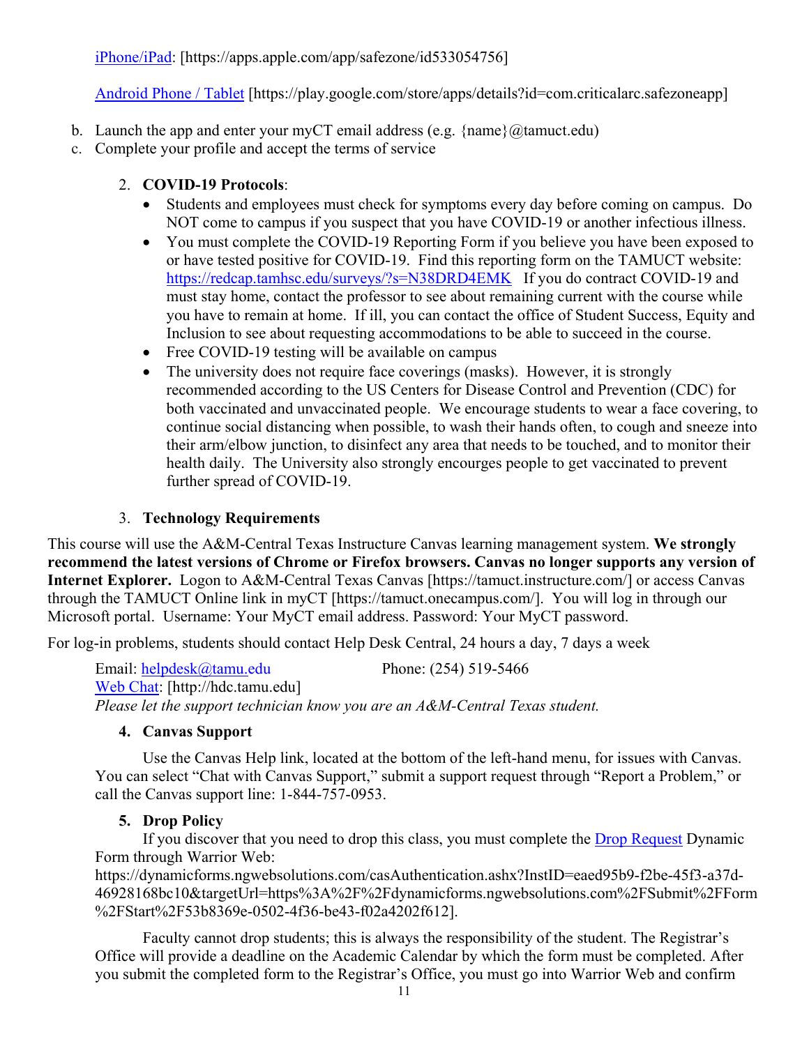[iPhone/iPad](https://apps.apple.com/app/safezone/id533054756): [https://apps.apple.com/app/safezone/id533054756]

[Android Phone / Tablet](https://play.google.com/store/apps/details?id=com.criticalarc.safezoneapp) [https://play.google.com/store/apps/details?id=com.criticalarc.safezoneapp]

b. Launch the app and enter your myCT email address (e.g. {name}@tamuct.edu)
c. Complete your profile and accept the terms of service

2. **COVID-19 Protocols**:
   - Students and employees must check for symptoms every day before coming on campus. Do NOT come to campus if you suspect that you have COVID-19 or another infectious illness.
   - You must complete the COVID-19 Reporting Form if you believe you have been exposed to or have tested positive for COVID-19. Find this reporting form on the TAMUCT website: https://redcap.tamhsc.edu/surveys/?s=N38DRD4EMK If you do contract COVID-19 and must stay home, contact the professor to see about remaining current with the course while you have to remain at home. If ill, you can contact the office of Student Success, Equity and Inclusion to see about requesting accommodations to be able to succeed in the course.
   - Free COVID-19 testing will be available on campus
   - The university does not require face coverings (masks). However, it is strongly recommended according to the US Centers for Disease Control and Prevention (CDC) for both vaccinated and unvaccinated people. We encourage students to wear a face covering, to continue social distancing when possible, to wash their hands often, to cough and sneeze into their arm/elbow junction, to disinfect any area that needs to be touched, and to monitor their health daily. The University also strongly encourges people to get vaccinated to prevent further spread of COVID-19.

3. **Technology Requirements**

This course will use the A&M-Central Texas Instructure Canvas learning management system. **We strongly recommend the latest versions of Chrome or Firefox browsers. Canvas no longer supports any version of Internet Explorer.** Logon to A&M-Central Texas Canvas [https://tamuct.instructure.com/] or access Canvas through the TAMUCT Online link in myCT [https://tamuct.onecampus.com/]. You will log in through our Microsoft portal. Username: Your MyCT email address. Password: Your MyCT password.

For log-in problems, students should contact Help Desk Central, 24 hours a day, 7 days a week

Email: helpdesk@tamu.edu Phone: (254) 519-5466
[Web Chat](http://hdc.tamu.edu): [http://hdc.tamu.edu]
*Please let the support technician know you are an A&M-Central Texas student.*

4. **Canvas Support**

Use the Canvas Help link, located at the bottom of the left-hand menu, for issues with Canvas. You can select "Chat with Canvas Support," submit a support request through "Report a Problem," or call the Canvas support line: 1-844-757-0953.

5. **Drop Policy**

If you discover that you need to drop this class, you must complete the Drop Request Dynamic Form through Warrior Web: https://dynamicforms.ngwebsolutions.com/casAuthentication.ashx?InstID=eaed95b9-f2be-45f3-a37d-46928168bc10&targetUrl=https%3A%2F%2Fdynamicforms.ngwebsolutions.com%2FSubmit%2FForm%2FStart%2F53b8369e-0502-4f36-be43-f02a4202f612].

Faculty cannot drop students; this is always the responsibility of the student. The Registrar's Office will provide a deadline on the Academic Calendar by which the form must be completed. After you submit the completed form to the Registrar's Office, you must go into Warrior Web and confirm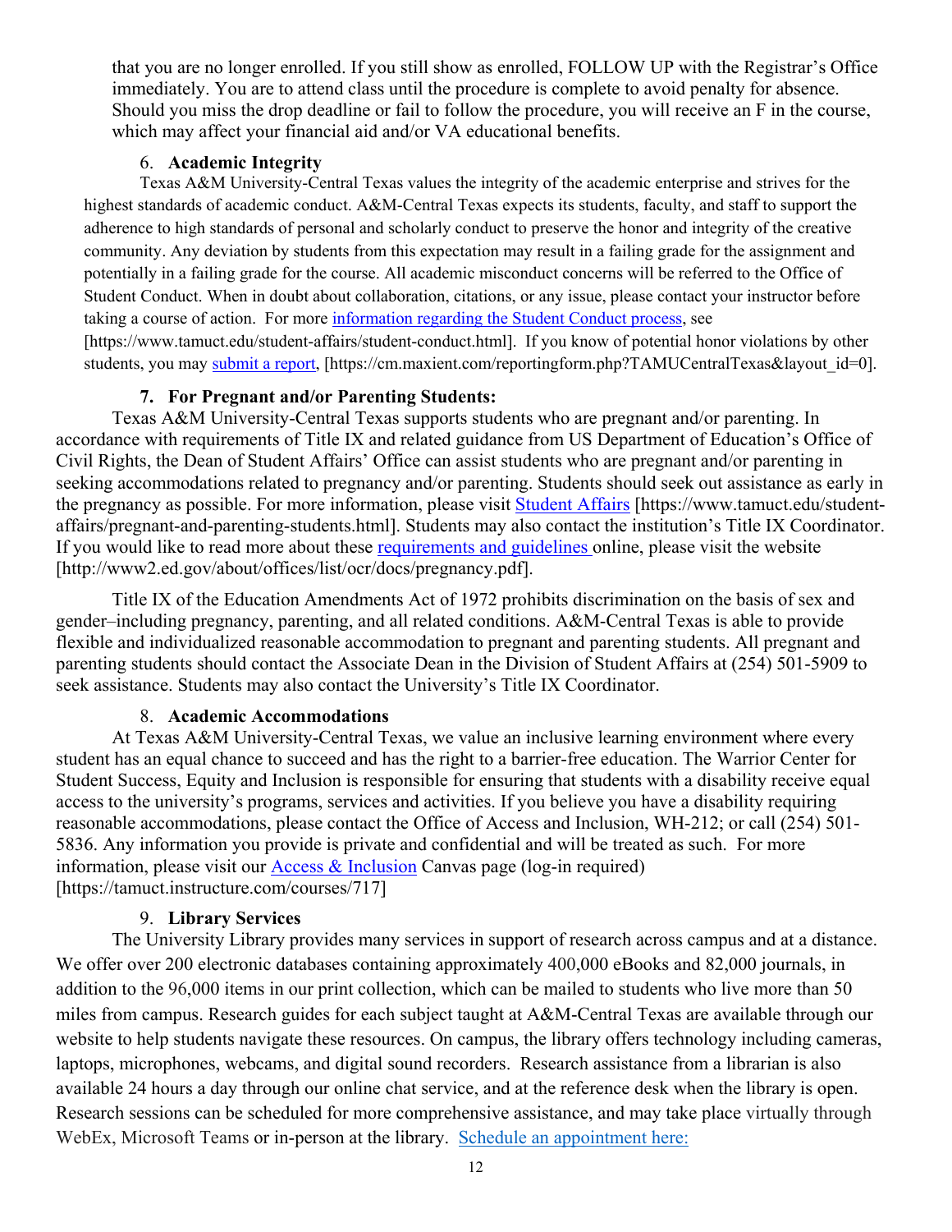that you are no longer enrolled. If you still show as enrolled, FOLLOW UP with the Registrar's Office immediately. You are to attend class until the procedure is complete to avoid penalty for absence. Should you miss the drop deadline or fail to follow the procedure, you will receive an F in the course, which may affect your financial aid and/or VA educational benefits.

6. **Academic Integrity**

Texas A&M University-Central Texas values the integrity of the academic enterprise and strives for the highest standards of academic conduct. A&M-Central Texas expects its students, faculty, and staff to support the adherence to high standards of personal and scholarly conduct to preserve the honor and integrity of the creative community. Any deviation by students from this expectation may result in a failing grade for the assignment and potentially in a failing grade for the course. All academic misconduct concerns will be referred to the Office of Student Conduct. When in doubt about collaboration, citations, or any issue, please contact your instructor before taking a course of action. For more information regarding the Student Conduct process, see [https://www.tamuct.edu/student-affairs/student-conduct.html]. If you know of potential honor violations by other students, you may submit a report, [https://cm.maxient.com/reportingform.php?TAMUCentralTexas&layout_id=0].

7. **For Pregnant and/or Parenting Students:**

Texas A&M University-Central Texas supports students who are pregnant and/or parenting. In accordance with requirements of Title IX and related guidance from US Department of Education's Office of Civil Rights, the Dean of Student Affairs' Office can assist students who are pregnant and/or parenting in seeking accommodations related to pregnancy and/or parenting. Students should seek out assistance as early in the pregnancy as possible. For more information, please visit Student Affairs [https://www.tamuct.edu/student-affairs/pregnant-and-parenting-students.html]. Students may also contact the institution's Title IX Coordinator. If you would like to read more about these requirements and guidelines online, please visit the website [http://www2.ed.gov/about/offices/list/ocr/docs/pregnancy.pdf].

Title IX of the Education Amendments Act of 1972 prohibits discrimination on the basis of sex and gender–including pregnancy, parenting, and all related conditions. A&M-Central Texas is able to provide flexible and individualized reasonable accommodation to pregnant and parenting students. All pregnant and parenting students should contact the Associate Dean in the Division of Student Affairs at (254) 501-5909 to seek assistance. Students may also contact the University's Title IX Coordinator.

8. **Academic Accommodations**

At Texas A&M University-Central Texas, we value an inclusive learning environment where every student has an equal chance to succeed and has the right to a barrier-free education. The Warrior Center for Student Success, Equity and Inclusion is responsible for ensuring that students with a disability receive equal access to the university's programs, services and activities. If you believe you have a disability requiring reasonable accommodations, please contact the Office of Access and Inclusion, WH-212; or call (254) 501-5836. Any information you provide is private and confidential and will be treated as such. For more information, please visit our Access & Inclusion Canvas page (log-in required) [https://tamuct.instructure.com/courses/717]

9. **Library Services**

The University Library provides many services in support of research across campus and at a distance. We offer over 200 electronic databases containing approximately 400,000 eBooks and 82,000 journals, in addition to the 96,000 items in our print collection, which can be mailed to students who live more than 50 miles from campus. Research guides for each subject taught at A&M-Central Texas are available through our website to help students navigate these resources. On campus, the library offers technology including cameras, laptops, microphones, webcams, and digital sound recorders. Research assistance from a librarian is also available 24 hours a day through our online chat service, and at the reference desk when the library is open. Research sessions can be scheduled for more comprehensive assistance, and may take place virtually through WebEx, Microsoft Teams or in-person at the library. Schedule an appointment here: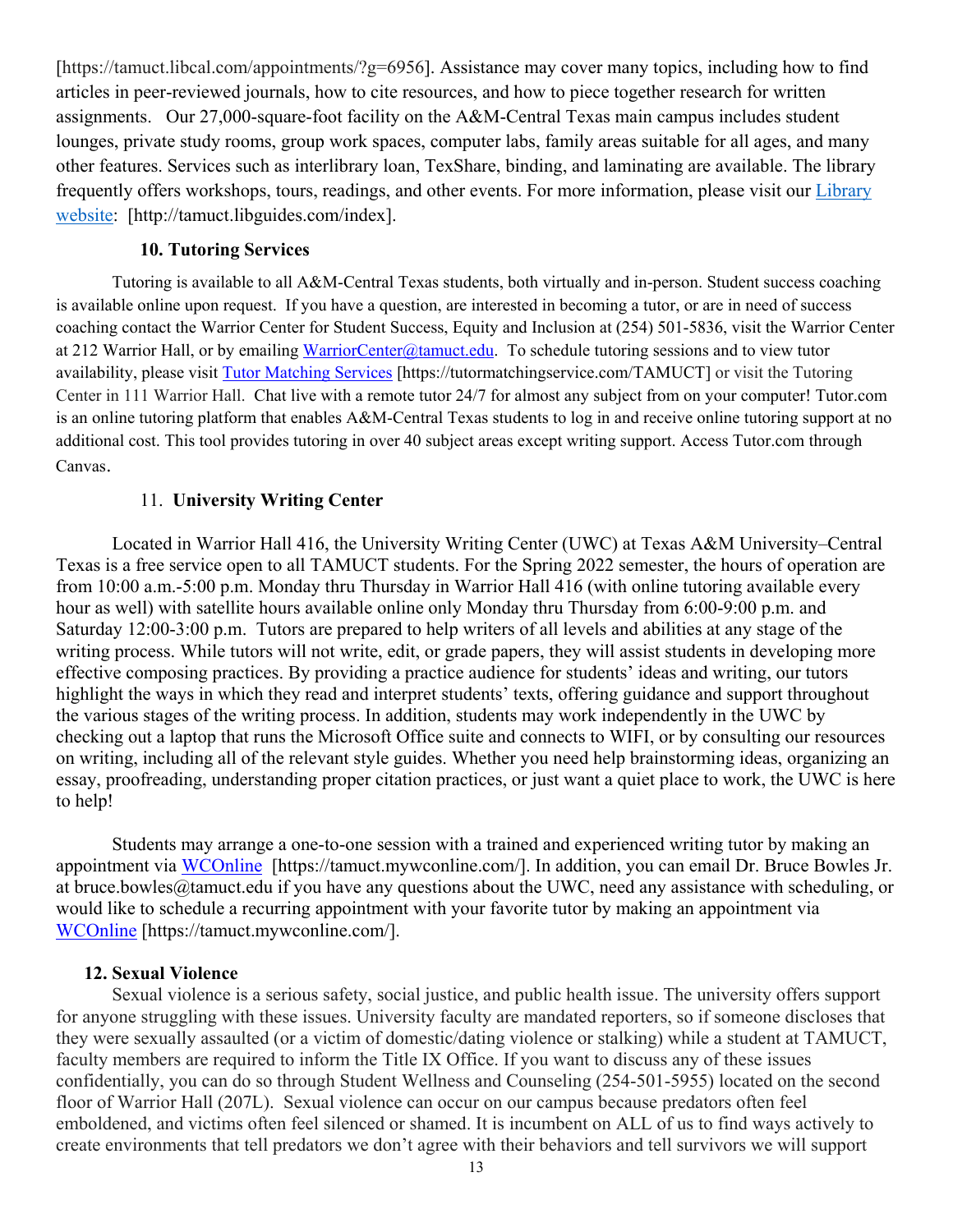[https://tamuct.libcal.com/appointments/?g=6956]. Assistance may cover many topics, including how to find articles in peer-reviewed journals, how to cite resources, and how to piece together research for written assignments. Our 27,000-square-foot facility on the A&M-Central Texas main campus includes student lounges, private study rooms, group work spaces, computer labs, family areas suitable for all ages, and many other features. Services such as interlibrary loan, TexShare, binding, and laminating are available. The library frequently offers workshops, tours, readings, and other events. For more information, please visit our [Library website](http://tamuct.libguides.com/index): [http://tamuct.libguides.com/index].

**10. Tutoring Services**

Tutoring is available to all A&M-Central Texas students, both virtually and in-person. Student success coaching is available online upon request. If you have a question, are interested in becoming a tutor, or are in need of success coaching contact the Warrior Center for Student Success, Equity and Inclusion at (254) 501-5836, visit the Warrior Center at 212 Warrior Hall, or by emailing WarriorCenter@tamuct.edu. To schedule tutoring sessions and to view tutor availability, please visit [Tutor Matching Services](https://tutormatchingservice.com/TAMUCT) [https://tutormatchingservice.com/TAMUCT] or visit the Tutoring Center in 111 Warrior Hall. Chat live with a remote tutor 24/7 for almost any subject from on your computer! Tutor.com is an online tutoring platform that enables A&M-Central Texas students to log in and receive online tutoring support at no additional cost. This tool provides tutoring in over 40 subject areas except writing support. Access Tutor.com through Canvas.

11. **University Writing Center**

Located in Warrior Hall 416, the University Writing Center (UWC) at Texas A&M University–Central Texas is a free service open to all TAMUCT students. For the Spring 2022 semester, the hours of operation are from 10:00 a.m.-5:00 p.m. Monday thru Thursday in Warrior Hall 416 (with online tutoring available every hour as well) with satellite hours available online only Monday thru Thursday from 6:00-9:00 p.m. and Saturday 12:00-3:00 p.m. Tutors are prepared to help writers of all levels and abilities at any stage of the writing process. While tutors will not write, edit, or grade papers, they will assist students in developing more effective composing practices. By providing a practice audience for students' ideas and writing, our tutors highlight the ways in which they read and interpret students' texts, offering guidance and support throughout the various stages of the writing process. In addition, students may work independently in the UWC by checking out a laptop that runs the Microsoft Office suite and connects to WIFI, or by consulting our resources on writing, including all of the relevant style guides. Whether you need help brainstorming ideas, organizing an essay, proofreading, understanding proper citation practices, or just want a quiet place to work, the UWC is here to help!

Students may arrange a one-to-one session with a trained and experienced writing tutor by making an appointment via [WCOnline](https://tamuct.mywconline.com/) [https://tamuct.mywconline.com/]. In addition, you can email Dr. Bruce Bowles Jr. at bruce.bowles@tamuct.edu if you have any questions about the UWC, need any assistance with scheduling, or would like to schedule a recurring appointment with your favorite tutor by making an appointment via [WCOnline](https://tamuct.mywconline.com/) [https://tamuct.mywconline.com/].

**12. Sexual Violence**

Sexual violence is a serious safety, social justice, and public health issue. The university offers support for anyone struggling with these issues. University faculty are mandated reporters, so if someone discloses that they were sexually assaulted (or a victim of domestic/dating violence or stalking) while a student at TAMUCT, faculty members are required to inform the Title IX Office. If you want to discuss any of these issues confidentially, you can do so through Student Wellness and Counseling (254-501-5955) located on the second floor of Warrior Hall (207L). Sexual violence can occur on our campus because predators often feel emboldened, and victims often feel silenced or shamed. It is incumbent on ALL of us to find ways actively to create environments that tell predators we don't agree with their behaviors and tell survivors we will support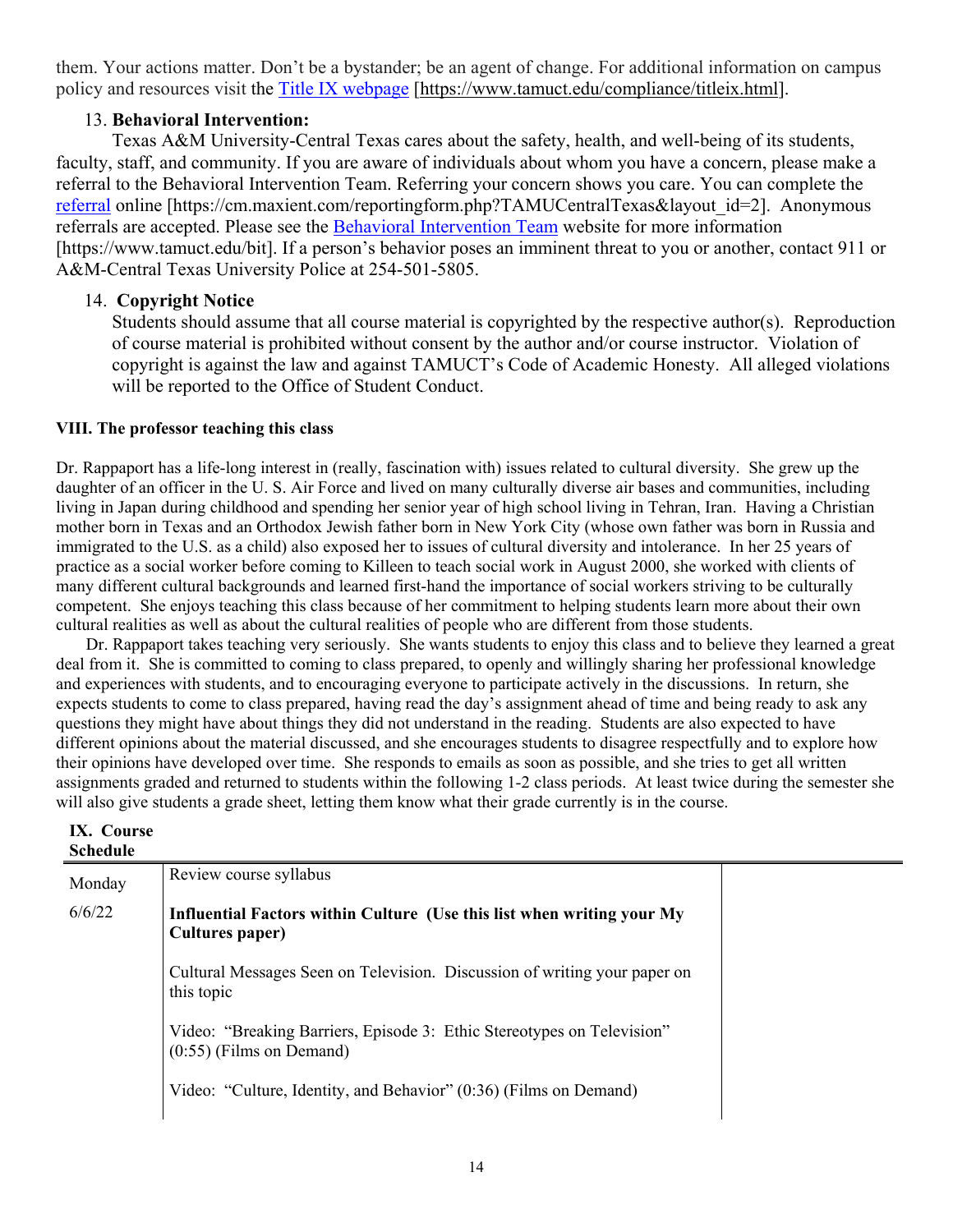them. Your actions matter. Don't be a bystander; be an agent of change. For additional information on campus policy and resources visit the [Title IX webpage](https://www.tamuct.edu/compliance/titleix.html) [https://www.tamuct.edu/compliance/titleix.html].

13. **Behavioral Intervention:**

Texas A&M University-Central Texas cares about the safety, health, and well-being of its students, faculty, staff, and community. If you are aware of individuals about whom you have a concern, please make a referral to the Behavioral Intervention Team. Referring your concern shows you care. You can complete the [referral](https://cm.maxient.com/reportingform.php?TAMUCentralTexas&layout_id=2) online [https://cm.maxient.com/reportingform.php?TAMUCentralTexas&layout_id=2]. Anonymous referrals are accepted. Please see the [Behavioral Intervention Team](https://www.tamuct.edu/bit) website for more information [https://www.tamuct.edu/bit]. If a person's behavior poses an imminent threat to you or another, contact 911 or A&M-Central Texas University Police at 254-501-5805.

14. **Copyright Notice**

Students should assume that all course material is copyrighted by the respective author(s). Reproduction of course material is prohibited without consent by the author and/or course instructor. Violation of copyright is against the law and against TAMUCT's Code of Academic Honesty. All alleged violations will be reported to the Office of Student Conduct.

**VIII. The professor teaching this class**

Dr. Rappaport has a life-long interest in (really, fascination with) issues related to cultural diversity. She grew up the daughter of an officer in the U. S. Air Force and lived on many culturally diverse air bases and communities, including living in Japan during childhood and spending her senior year of high school living in Tehran, Iran. Having a Christian mother born in Texas and an Orthodox Jewish father born in New York City (whose own father was born in Russia and immigrated to the U.S. as a child) also exposed her to issues of cultural diversity and intolerance. In her 25 years of practice as a social worker before coming to Killeen to teach social work in August 2000, she worked with clients of many different cultural backgrounds and learned first-hand the importance of social workers striving to be culturally competent. She enjoys teaching this class because of her commitment to helping students learn more about their own cultural realities as well as about the cultural realities of people who are different from those students.

Dr. Rappaport takes teaching very seriously. She wants students to enjoy this class and to believe they learned a great deal from it. She is committed to coming to class prepared, to openly and willingly sharing her professional knowledge and experiences with students, and to encouraging everyone to participate actively in the discussions. In return, she expects students to come to class prepared, having read the day's assignment ahead of time and being ready to ask any questions they might have about things they did not understand in the reading. Students are also expected to have different opinions about the material discussed, and she encourages students to disagree respectfully and to explore how their opinions have developed over time. She responds to emails as soon as possible, and she tries to get all written assignments graded and returned to students within the following 1-2 class periods. At least twice during the semester she will also give students a grade sheet, letting them know what their grade currently is in the course.

**IX. Course Schedule**

| | | |
|---|---|---|
| Monday<br><br>6/6/22 | Review course syllabus<br><br>**Influential Factors within Culture (Use this list when writing your My Cultures paper)**<br><br>Cultural Messages Seen on Television. Discussion of writing your paper on this topic<br><br>Video: "Breaking Barriers, Episode 3: Ethic Stereotypes on Television" (0:55) (Films on Demand)<br><br>Video: "Culture, Identity, and Behavior" (0:36) (Films on Demand) | |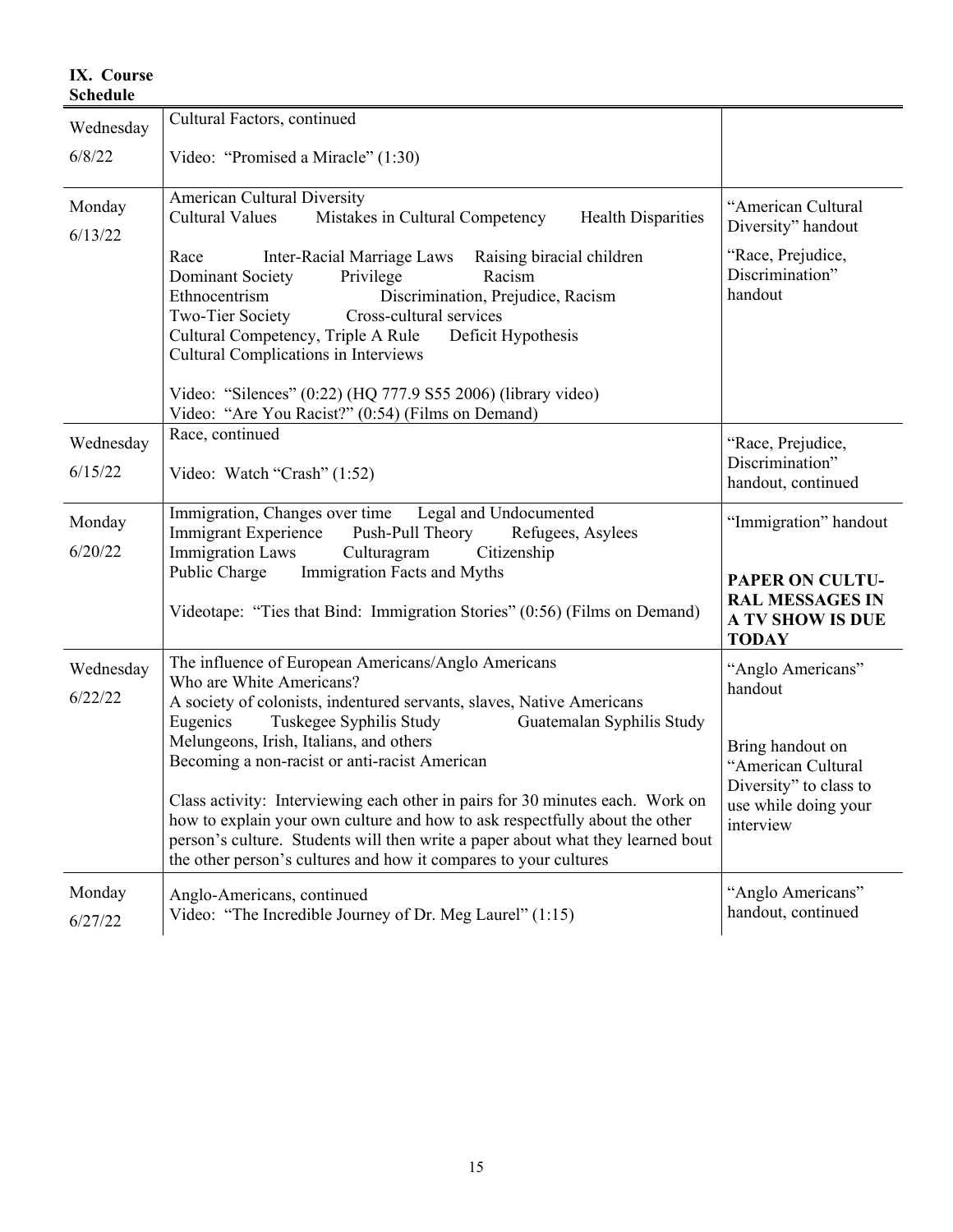## IX. Course Schedule

| | | |
|---|---|---|
| Wednesday 6/8/22 | Cultural Factors, continued<br><br>Video: "Promised a Miracle" (1:30) | |
| Monday 6/13/22 | American Cultural Diversity<br>Cultural Values Mistakes in Cultural Competency Health Disparities<br><br>Race Inter-Racial Marriage Laws Raising biracial children<br>Dominant Society Privilege Racism<br>Ethnocentrism Discrimination, Prejudice, Racism<br>Two-Tier Society Cross-cultural services<br>Cultural Competency, Triple A Rule Deficit Hypothesis<br>Cultural Complications in Interviews<br><br>Video: "Silences" (0:22) (HQ 777.9 S55 2006) (library video)<br>Video: "Are You Racist?" (0:54) (Films on Demand) | "American Cultural Diversity" handout<br><br>"Race, Prejudice, Discrimination" handout |
| Wednesday 6/15/22 | Race, continued<br><br>Video: Watch "Crash" (1:52) | "Race, Prejudice, Discrimination" handout, continued |
| Monday 6/20/22 | Immigration, Changes over time Legal and Undocumented<br>Immigrant Experience Push-Pull Theory Refugees, Asylees<br>Immigration Laws Culturagram Citizenship<br>Public Charge Immigration Facts and Myths<br><br>Videotape: "Ties that Bind: Immigration Stories" (0:56) (Films on Demand) | "Immigration" handout<br><br>**PAPER ON CULTURAL MESSAGES IN A TV SHOW IS DUE TODAY** |
| Wednesday 6/22/22 | The influence of European Americans/Anglo Americans<br>Who are White Americans?<br>A society of colonists, indentured servants, slaves, Native Americans<br>Eugenics Tuskegee Syphilis Study Guatemalan Syphilis Study<br>Melungeons, Irish, Italians, and others<br>Becoming a non-racist or anti-racist American<br><br>Class activity: Interviewing each other in pairs for 30 minutes each. Work on how to explain your own culture and how to ask respectfully about the other person's culture. Students will then write a paper about what they learned bout the other person's cultures and how it compares to your cultures | "Anglo Americans" handout<br><br>Bring handout on "American Cultural Diversity" to class to use while doing your interview |
| Monday 6/27/22 | Anglo-Americans, continued<br>Video: "The Incredible Journey of Dr. Meg Laurel" (1:15) | "Anglo Americans" handout, continued |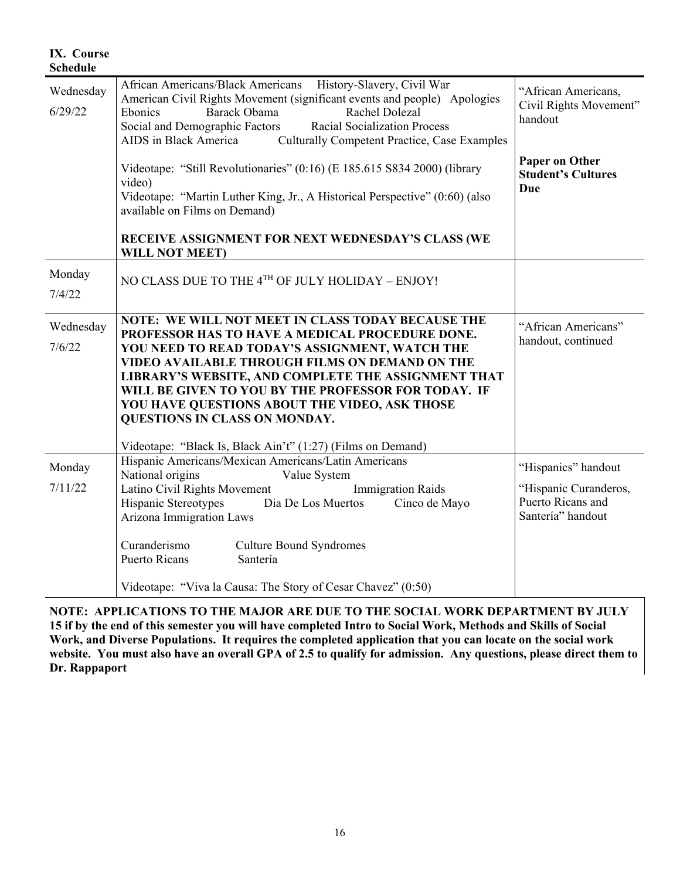## IX. Course Schedule

| | | |
|---|---|---|
| Wednesday<br>6/29/22 | African Americans/Black Americans History-Slavery, Civil War<br>American Civil Rights Movement (significant events and people) Apologies<br>Ebonics Barack Obama Rachel Dolezal<br>Social and Demographic Factors Racial Socialization Process<br>AIDS in Black America Culturally Competent Practice, Case Examples<br><br>Videotape: "Still Revolutionaries" (0:16) (E 185.615 S834 2000) (library video)<br>Videotape: "Martin Luther King, Jr., A Historical Perspective" (0:60) (also available on Films on Demand)<br><br>**RECEIVE ASSIGNMENT FOR NEXT WEDNESDAY'S CLASS (WE WILL NOT MEET)** | "African Americans, Civil Rights Movement" handout<br><br>**Paper on Other Student's Cultures Due** |
| Monday<br>7/4/22 | NO CLASS DUE TO THE 4TH OF JULY HOLIDAY – ENJOY! | |
| Wednesday<br>7/6/22 | **NOTE: WE WILL NOT MEET IN CLASS TODAY BECAUSE THE PROFESSOR HAS TO HAVE A MEDICAL PROCEDURE DONE. YOU NEED TO READ TODAY'S ASSIGNMENT, WATCH THE VIDEO AVAILABLE THROUGH FILMS ON DEMAND ON THE LIBRARY'S WEBSITE, AND COMPLETE THE ASSIGNMENT THAT WILL BE GIVEN TO YOU BY THE PROFESSOR FOR TODAY. IF YOU HAVE QUESTIONS ABOUT THE VIDEO, ASK THOSE QUESTIONS IN CLASS ON MONDAY.**<br><br>Videotape: "Black Is, Black Ain't" (1:27) (Films on Demand) | "African Americans" handout, continued |
| Monday<br>7/11/22 | Hispanic Americans/Mexican Americans/Latin Americans<br>National origins Value System<br>Latino Civil Rights Movement Immigration Raids<br>Hispanic Stereotypes Dia De Los Muertos Cinco de Mayo<br>Arizona Immigration Laws<br><br>Curanderismo Culture Bound Syndromes<br>Puerto Ricans Santería<br><br>Videotape: "Viva la Causa: The Story of Cesar Chavez" (0:50) | "Hispanics" handout<br><br>"Hispanic Curanderos, Puerto Ricans and Santería" handout |

**NOTE: APPLICATIONS TO THE MAJOR ARE DUE TO THE SOCIAL WORK DEPARTMENT BY JULY 15 if by the end of this semester you will have completed Intro to Social Work, Methods and Skills of Social Work, and Diverse Populations. It requires the completed application that you can locate on the social work website. You must also have an overall GPA of 2.5 to qualify for admission. Any questions, please direct them to Dr. Rappaport**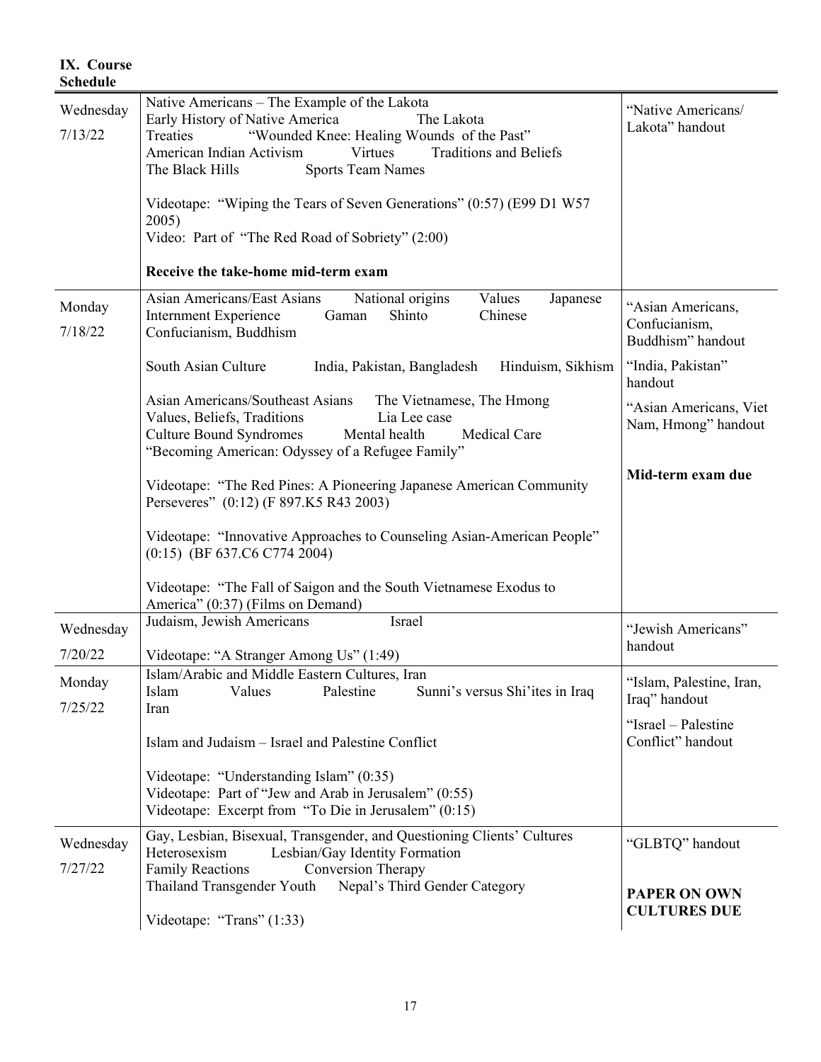**IX. Course Schedule**

| | | |
|---|---|---|
| Wednesday 7/13/22 | Native Americans – The Example of the Lakota<br>Early History of Native America The Lakota<br>Treaties "Wounded Knee: Healing Wounds of the Past"<br>American Indian Activism Virtues Traditions and Beliefs<br>The Black Hills Sports Team Names<br><br>Videotape: "Wiping the Tears of Seven Generations" (0:57) (E99 D1 W57 2005)<br>Video: Part of "The Red Road of Sobriety" (2:00)<br><br>**Receive the take-home mid-term exam** | "Native Americans/ Lakota" handout |
| Monday 7/18/22 | Asian Americans/East Asians National origins Values Japanese Internment Experience Gaman Shinto Chinese Confucianism, Buddhism<br><br>South Asian Culture India, Pakistan, Bangladesh Hinduism, Sikhism<br><br>Asian Americans/Southeast Asians The Vietnamese, The Hmong<br>Values, Beliefs, Traditions Lia Lee case<br>Culture Bound Syndromes Mental health Medical Care<br>"Becoming American: Odyssey of a Refugee Family"<br><br>Videotape: "The Red Pines: A Pioneering Japanese American Community Perseveres" (0:12) (F 897.K5 R43 2003)<br><br>Videotape: "Innovative Approaches to Counseling Asian-American People" (0:15) (BF 637.C6 C774 2004)<br><br>Videotape: "The Fall of Saigon and the South Vietnamese Exodus to America" (0:37) (Films on Demand) | "Asian Americans, Confucianism, Buddhism" handout<br><br>"India, Pakistan" handout<br><br>"Asian Americans, Viet Nam, Hmong" handout<br><br>**Mid-term exam due** |
| Wednesday 7/20/22 | Judaism, Jewish Americans Israel<br><br>Videotape: "A Stranger Among Us" (1:49) | "Jewish Americans" handout |
| Monday 7/25/22 | Islam/Arabic and Middle Eastern Cultures, Iran<br>Islam Values Palestine Sunni's versus Shi'ites in Iraq<br>Iran<br><br>Islam and Judaism – Israel and Palestine Conflict<br><br>Videotape: "Understanding Islam" (0:35)<br>Videotape: Part of "Jew and Arab in Jerusalem" (0:55)<br>Videotape: Excerpt from "To Die in Jerusalem" (0:15) | "Islam, Palestine, Iran, Iraq" handout<br><br>"Israel – Palestine Conflict" handout |
| Wednesday 7/27/22 | Gay, Lesbian, Bisexual, Transgender, and Questioning Clients' Cultures<br>Heterosexism Lesbian/Gay Identity Formation<br>Family Reactions Conversion Therapy<br>Thailand Transgender Youth Nepal's Third Gender Category<br><br>Videotape: "Trans" (1:33) | "GLBTQ" handout<br><br>**PAPER ON OWN CULTURES DUE** |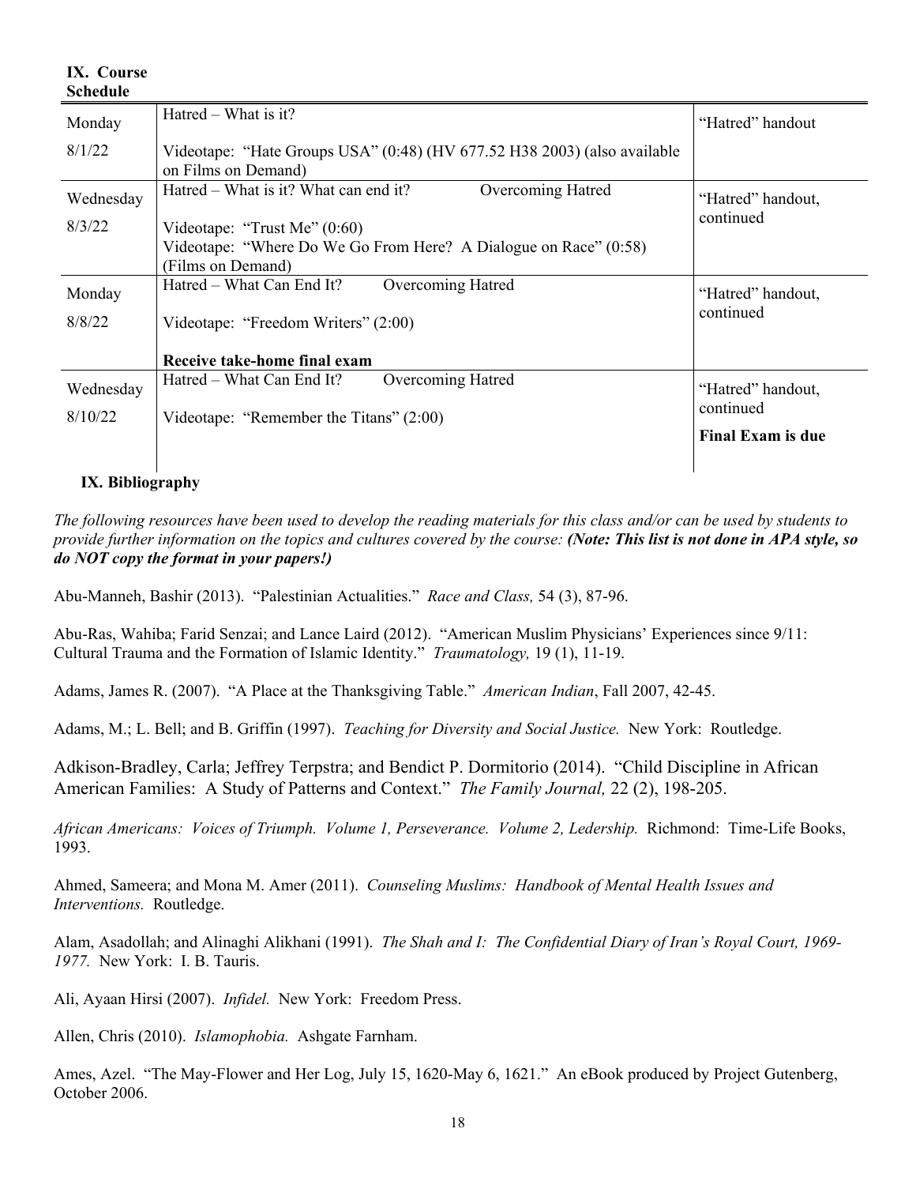**IX. Course Schedule**

| | | |
|---|---|---|
| Monday<br>8/1/22 | Hatred – What is it?<br>Videotape: "Hate Groups USA" (0:48) (HV 677.52 H38 2003) (also available on Films on Demand) | "Hatred" handout |
| Wednesday<br>8/3/22 | Hatred – What is it? What can end it? Overcoming Hatred<br>Videotape: "Trust Me" (0:60)<br>Videotape: "Where Do We Go From Here? A Dialogue on Race" (0:58) (Films on Demand) | "Hatred" handout, continued |
| Monday<br>8/8/22 | Hatred – What Can End It? Overcoming Hatred<br>Videotape: "Freedom Writers" (2:00)<br>**Receive take-home final exam** | "Hatred" handout, continued |
| Wednesday<br>8/10/22 | Hatred – What Can End It? Overcoming Hatred<br>Videotape: "Remember the Titans" (2:00) | "Hatred" handout, continued<br>**Final Exam is due** |

**IX. Bibliography**

*The following resources have been used to develop the reading materials for this class and/or can be used by students to provide further information on the topics and cultures covered by the course:* ***(Note: This list is not done in APA style, so do NOT copy the format in your papers!)***

Abu-Manneh, Bashir (2013). "Palestinian Actualities." *Race and Class,* 54 (3), 87-96.

Abu-Ras, Wahiba; Farid Senzai; and Lance Laird (2012). "American Muslim Physicians' Experiences since 9/11: Cultural Trauma and the Formation of Islamic Identity." *Traumatology,* 19 (1), 11-19.

Adams, James R. (2007). "A Place at the Thanksgiving Table." *American Indian*, Fall 2007, 42-45.

Adams, M.; L. Bell; and B. Griffin (1997). *Teaching for Diversity and Social Justice.* New York: Routledge.

Adkison-Bradley, Carla; Jeffrey Terpstra; and Bendict P. Dormitorio (2014). "Child Discipline in African American Families: A Study of Patterns and Context." *The Family Journal,* 22 (2), 198-205.

*African Americans: Voices of Triumph. Volume 1, Perseverance. Volume 2, Ledership.* Richmond: Time-Life Books, 1993.

Ahmed, Sameera; and Mona M. Amer (2011). *Counseling Muslims: Handbook of Mental Health Issues and Interventions.* Routledge.

Alam, Asadollah; and Alinaghi Alikhani (1991). *The Shah and I: The Confidential Diary of Iran's Royal Court, 1969-1977.* New York: I. B. Tauris.

Ali, Ayaan Hirsi (2007). *Infidel.* New York: Freedom Press.

Allen, Chris (2010). *Islamophobia.* Ashgate Farnham.

Ames, Azel. "The May-Flower and Her Log, July 15, 1620-May 6, 1621." An eBook produced by Project Gutenberg, October 2006.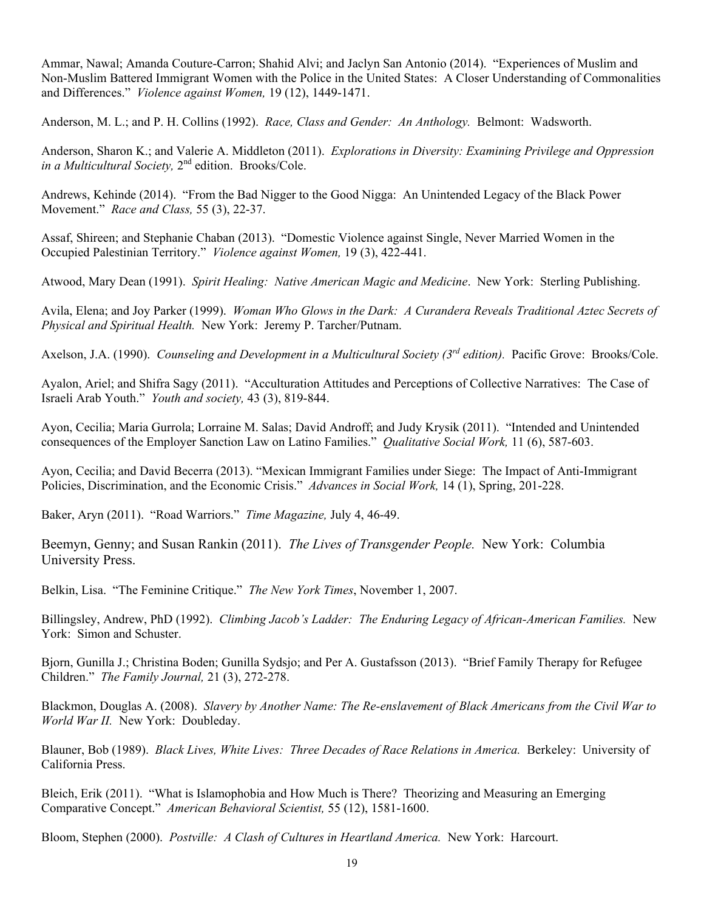Ammar, Nawal; Amanda Couture-Carron; Shahid Alvi; and Jaclyn San Antonio (2014). "Experiences of Muslim and Non-Muslim Battered Immigrant Women with the Police in the United States: A Closer Understanding of Commonalities and Differences." *Violence against Women,* 19 (12), 1449-1471.

Anderson, M. L.; and P. H. Collins (1992). *Race, Class and Gender: An Anthology.* Belmont: Wadsworth.

Anderson, Sharon K.; and Valerie A. Middleton (2011). *Explorations in Diversity: Examining Privilege and Oppression in a Multicultural Society,* 2nd edition. Brooks/Cole.

Andrews, Kehinde (2014). "From the Bad Nigger to the Good Nigga: An Unintended Legacy of the Black Power Movement." *Race and Class,* 55 (3), 22-37.

Assaf, Shireen; and Stephanie Chaban (2013). "Domestic Violence against Single, Never Married Women in the Occupied Palestinian Territory." *Violence against Women,* 19 (3), 422-441.

Atwood, Mary Dean (1991). *Spirit Healing: Native American Magic and Medicine*. New York: Sterling Publishing.

Avila, Elena; and Joy Parker (1999). *Woman Who Glows in the Dark: A Curandera Reveals Traditional Aztec Secrets of Physical and Spiritual Health.* New York: Jeremy P. Tarcher/Putnam.

Axelson, J.A. (1990). *Counseling and Development in a Multicultural Society (3rd edition).* Pacific Grove: Brooks/Cole.

Ayalon, Ariel; and Shifra Sagy (2011). "Acculturation Attitudes and Perceptions of Collective Narratives: The Case of Israeli Arab Youth." *Youth and society,* 43 (3), 819-844.

Ayon, Cecilia; Maria Gurrola; Lorraine M. Salas; David Androff; and Judy Krysik (2011). "Intended and Unintended consequences of the Employer Sanction Law on Latino Families." *Qualitative Social Work,* 11 (6), 587-603.

Ayon, Cecilia; and David Becerra (2013). "Mexican Immigrant Families under Siege: The Impact of Anti-Immigrant Policies, Discrimination, and the Economic Crisis." *Advances in Social Work,* 14 (1), Spring, 201-228.

Baker, Aryn (2011). "Road Warriors." *Time Magazine,* July 4, 46-49.

Beemyn, Genny; and Susan Rankin (2011). *The Lives of Transgender People.* New York: Columbia University Press.

Belkin, Lisa. "The Feminine Critique." *The New York Times*, November 1, 2007.

Billingsley, Andrew, PhD (1992). *Climbing Jacob's Ladder: The Enduring Legacy of African-American Families.* New York: Simon and Schuster.

Bjorn, Gunilla J.; Christina Boden; Gunilla Sydsjo; and Per A. Gustafsson (2013). "Brief Family Therapy for Refugee Children." *The Family Journal,* 21 (3), 272-278.

Blackmon, Douglas A. (2008). *Slavery by Another Name: The Re-enslavement of Black Americans from the Civil War to World War II.* New York: Doubleday.

Blauner, Bob (1989). *Black Lives, White Lives: Three Decades of Race Relations in America.* Berkeley: University of California Press.

Bleich, Erik (2011). "What is Islamophobia and How Much is There? Theorizing and Measuring an Emerging Comparative Concept." *American Behavioral Scientist,* 55 (12), 1581-1600.

Bloom, Stephen (2000). *Postville: A Clash of Cultures in Heartland America.* New York: Harcourt.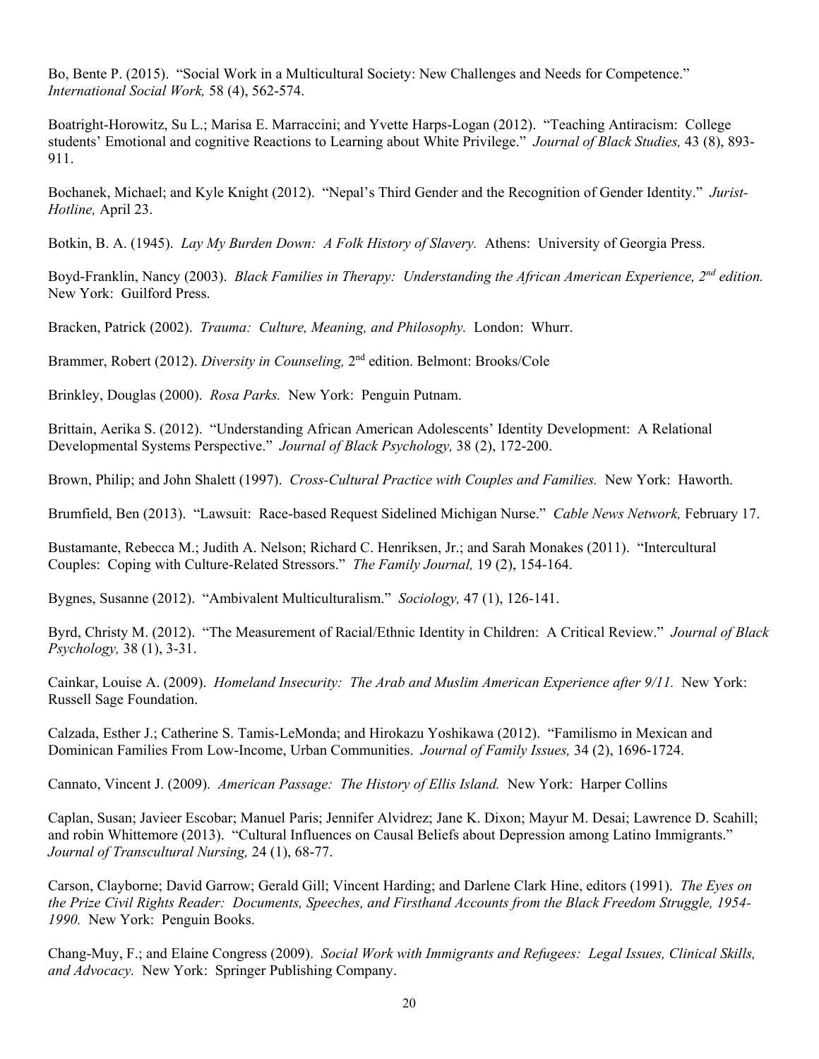Bo, Bente P. (2015). "Social Work in a Multicultural Society: New Challenges and Needs for Competence." *International Social Work,* 58 (4), 562-574.

Boatright-Horowitz, Su L.; Marisa E. Marraccini; and Yvette Harps-Logan (2012). "Teaching Antiracism: College students' Emotional and cognitive Reactions to Learning about White Privilege." *Journal of Black Studies,* 43 (8), 893-911.

Bochanek, Michael; and Kyle Knight (2012). "Nepal's Third Gender and the Recognition of Gender Identity." *Jurist-Hotline,* April 23.

Botkin, B. A. (1945). *Lay My Burden Down: A Folk History of Slavery.* Athens: University of Georgia Press.

Boyd-Franklin, Nancy (2003). *Black Families in Therapy: Understanding the African American Experience, 2nd edition.* New York: Guilford Press.

Bracken, Patrick (2002). *Trauma: Culture, Meaning, and Philosophy.* London: Whurr.

Brammer, Robert (2012). *Diversity in Counseling,* 2nd edition. Belmont: Brooks/Cole

Brinkley, Douglas (2000). *Rosa Parks.* New York: Penguin Putnam.

Brittain, Aerika S. (2012). "Understanding African American Adolescents' Identity Development: A Relational Developmental Systems Perspective." *Journal of Black Psychology,* 38 (2), 172-200.

Brown, Philip; and John Shalett (1997). *Cross-Cultural Practice with Couples and Families.* New York: Haworth.

Brumfield, Ben (2013). "Lawsuit: Race-based Request Sidelined Michigan Nurse." *Cable News Network,* February 17.

Bustamante, Rebecca M.; Judith A. Nelson; Richard C. Henriksen, Jr.; and Sarah Monakes (2011). "Intercultural Couples: Coping with Culture-Related Stressors." *The Family Journal,* 19 (2), 154-164.

Bygnes, Susanne (2012). "Ambivalent Multiculturalism." *Sociology,* 47 (1), 126-141.

Byrd, Christy M. (2012). "The Measurement of Racial/Ethnic Identity in Children: A Critical Review." *Journal of Black Psychology,* 38 (1), 3-31.

Cainkar, Louise A. (2009). *Homeland Insecurity: The Arab and Muslim American Experience after 9/11.* New York: Russell Sage Foundation.

Calzada, Esther J.; Catherine S. Tamis-LeMonda; and Hirokazu Yoshikawa (2012). "Familismo in Mexican and Dominican Families From Low-Income, Urban Communities. *Journal of Family Issues,* 34 (2), 1696-1724.

Cannato, Vincent J. (2009). *American Passage: The History of Ellis Island.* New York: Harper Collins

Caplan, Susan; Javieer Escobar; Manuel Paris; Jennifer Alvidrez; Jane K. Dixon; Mayur M. Desai; Lawrence D. Scahill; and robin Whittemore (2013). "Cultural Influences on Causal Beliefs about Depression among Latino Immigrants." *Journal of Transcultural Nursing,* 24 (1), 68-77.

Carson, Clayborne; David Garrow; Gerald Gill; Vincent Harding; and Darlene Clark Hine, editors (1991). *The Eyes on the Prize Civil Rights Reader: Documents, Speeches, and Firsthand Accounts from the Black Freedom Struggle, 1954-1990.* New York: Penguin Books.

Chang-Muy, F.; and Elaine Congress (2009). *Social Work with Immigrants and Refugees: Legal Issues, Clinical Skills, and Advocacy.* New York: Springer Publishing Company.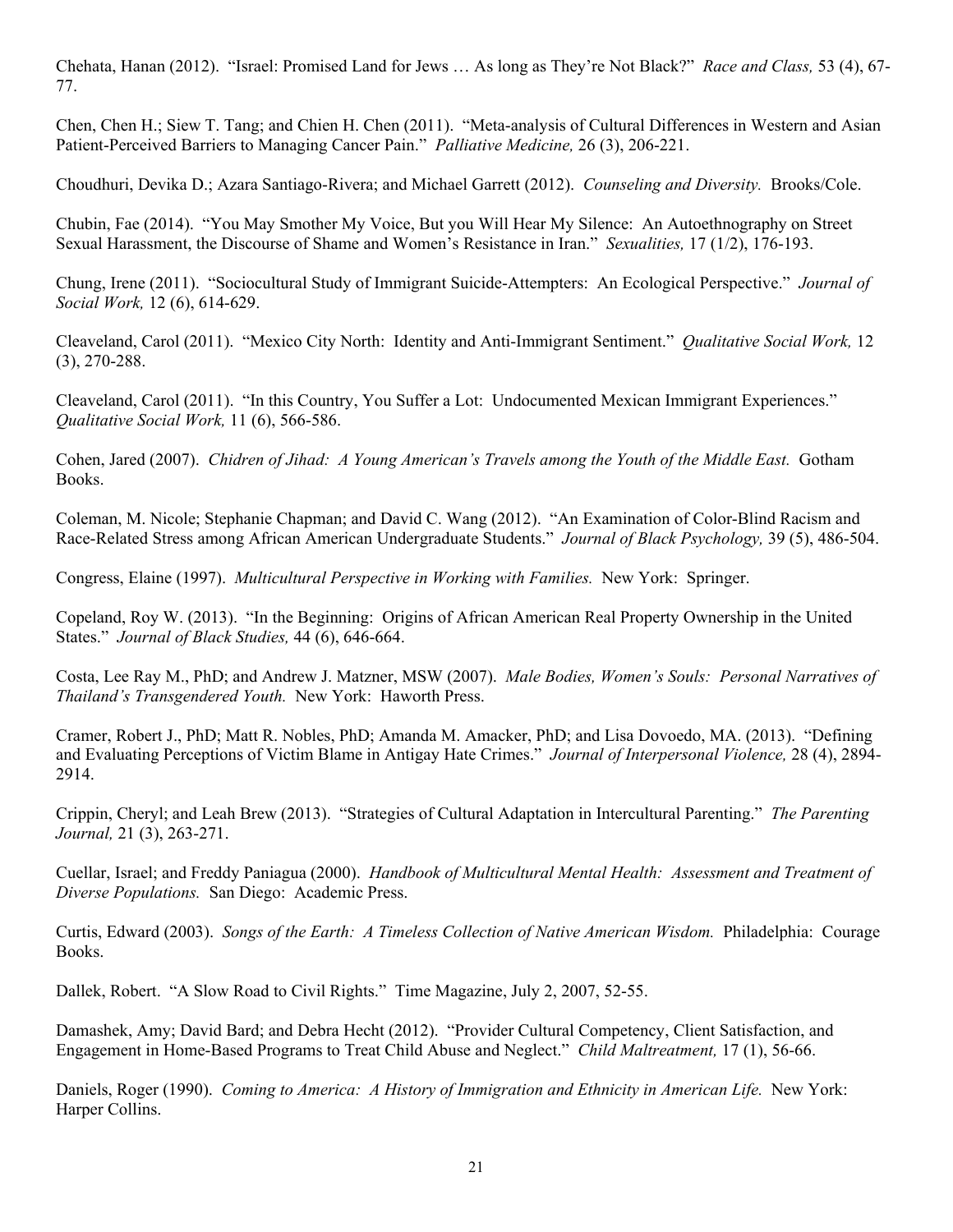Chehata, Hanan (2012). "Israel: Promised Land for Jews … As long as They're Not Black?" *Race and Class,* 53 (4), 67-77.

Chen, Chen H.; Siew T. Tang; and Chien H. Chen (2011). "Meta-analysis of Cultural Differences in Western and Asian Patient-Perceived Barriers to Managing Cancer Pain." *Palliative Medicine,* 26 (3), 206-221.

Choudhuri, Devika D.; Azara Santiago-Rivera; and Michael Garrett (2012). *Counseling and Diversity.* Brooks/Cole.

Chubin, Fae (2014). "You May Smother My Voice, But you Will Hear My Silence: An Autoethnography on Street Sexual Harassment, the Discourse of Shame and Women's Resistance in Iran." *Sexualities,* 17 (1/2), 176-193.

Chung, Irene (2011). "Sociocultural Study of Immigrant Suicide-Attempters: An Ecological Perspective." *Journal of Social Work,* 12 (6), 614-629.

Cleaveland, Carol (2011). "Mexico City North: Identity and Anti-Immigrant Sentiment." *Qualitative Social Work,* 12 (3), 270-288.

Cleaveland, Carol (2011). "In this Country, You Suffer a Lot: Undocumented Mexican Immigrant Experiences." *Qualitative Social Work,* 11 (6), 566-586.

Cohen, Jared (2007). *Chidren of Jihad: A Young American's Travels among the Youth of the Middle East.* Gotham Books.

Coleman, M. Nicole; Stephanie Chapman; and David C. Wang (2012). "An Examination of Color-Blind Racism and Race-Related Stress among African American Undergraduate Students." *Journal of Black Psychology,* 39 (5), 486-504.

Congress, Elaine (1997). *Multicultural Perspective in Working with Families.* New York: Springer.

Copeland, Roy W. (2013). "In the Beginning: Origins of African American Real Property Ownership in the United States." *Journal of Black Studies,* 44 (6), 646-664.

Costa, Lee Ray M., PhD; and Andrew J. Matzner, MSW (2007). *Male Bodies, Women's Souls: Personal Narratives of Thailand's Transgendered Youth.* New York: Haworth Press.

Cramer, Robert J., PhD; Matt R. Nobles, PhD; Amanda M. Amacker, PhD; and Lisa Dovoedo, MA. (2013). "Defining and Evaluating Perceptions of Victim Blame in Antigay Hate Crimes." *Journal of Interpersonal Violence,* 28 (4), 2894-2914.

Crippin, Cheryl; and Leah Brew (2013). "Strategies of Cultural Adaptation in Intercultural Parenting." *The Parenting Journal,* 21 (3), 263-271.

Cuellar, Israel; and Freddy Paniagua (2000). *Handbook of Multicultural Mental Health: Assessment and Treatment of Diverse Populations.* San Diego: Academic Press.

Curtis, Edward (2003). *Songs of the Earth: A Timeless Collection of Native American Wisdom.* Philadelphia: Courage Books.

Dallek, Robert. "A Slow Road to Civil Rights." Time Magazine, July 2, 2007, 52-55.

Damashek, Amy; David Bard; and Debra Hecht (2012). "Provider Cultural Competency, Client Satisfaction, and Engagement in Home-Based Programs to Treat Child Abuse and Neglect." *Child Maltreatment,* 17 (1), 56-66.

Daniels, Roger (1990). *Coming to America: A History of Immigration and Ethnicity in American Life.* New York: Harper Collins.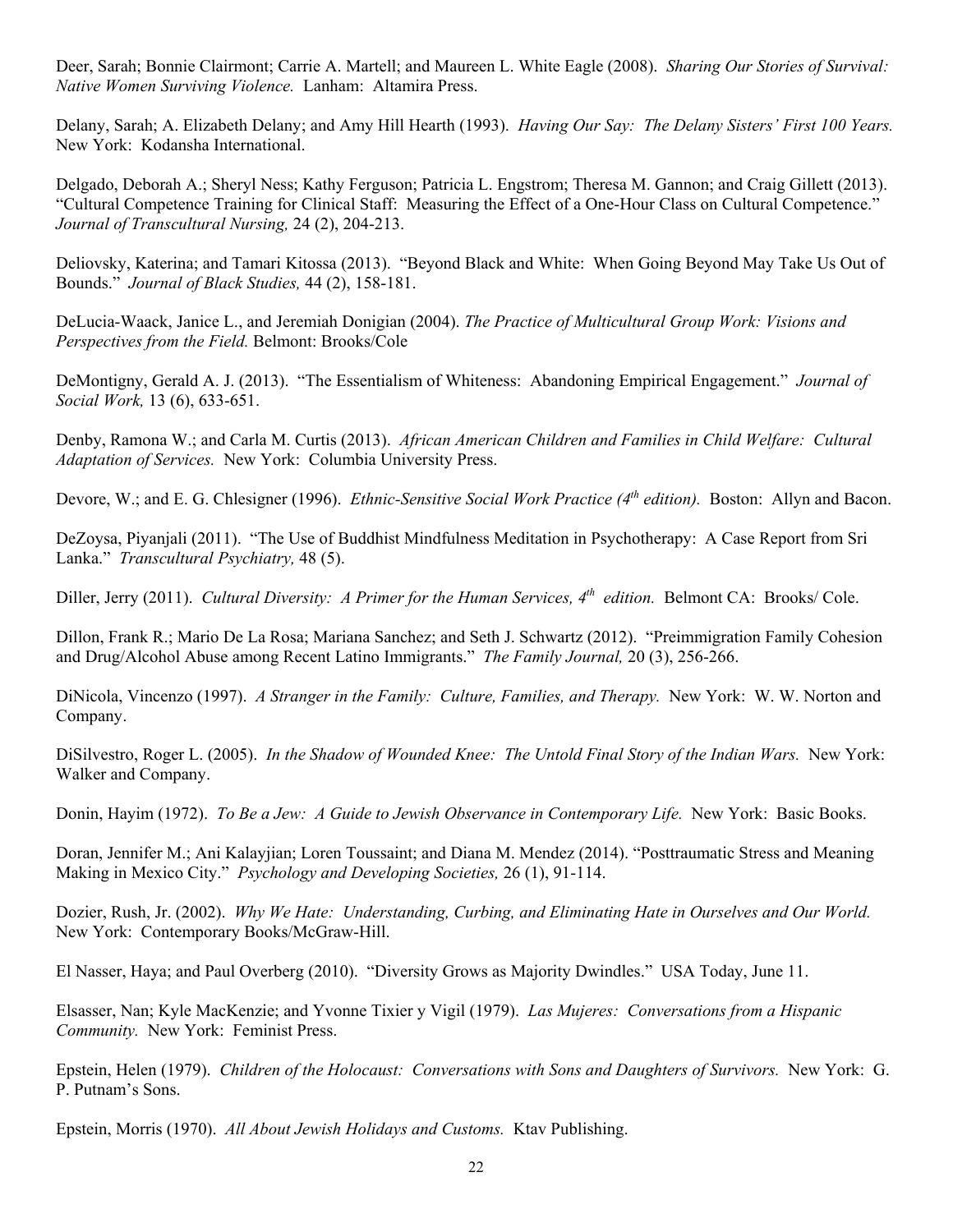Deer, Sarah; Bonnie Clairmont; Carrie A. Martell; and Maureen L. White Eagle (2008). *Sharing Our Stories of Survival: Native Women Surviving Violence.* Lanham: Altamira Press.

Delany, Sarah; A. Elizabeth Delany; and Amy Hill Hearth (1993). *Having Our Say: The Delany Sisters' First 100 Years.* New York: Kodansha International.

Delgado, Deborah A.; Sheryl Ness; Kathy Ferguson; Patricia L. Engstrom; Theresa M. Gannon; and Craig Gillett (2013). "Cultural Competence Training for Clinical Staff: Measuring the Effect of a One-Hour Class on Cultural Competence." *Journal of Transcultural Nursing,* 24 (2), 204-213.

Deliovsky, Katerina; and Tamari Kitossa (2013). "Beyond Black and White: When Going Beyond May Take Us Out of Bounds." *Journal of Black Studies,* 44 (2), 158-181.

DeLucia-Waack, Janice L., and Jeremiah Donigian (2004). *The Practice of Multicultural Group Work: Visions and Perspectives from the Field.* Belmont: Brooks/Cole

DeMontigny, Gerald A. J. (2013). "The Essentialism of Whiteness: Abandoning Empirical Engagement." *Journal of Social Work,* 13 (6), 633-651.

Denby, Ramona W.; and Carla M. Curtis (2013). *African American Children and Families in Child Welfare: Cultural Adaptation of Services.* New York: Columbia University Press.

Devore, W.; and E. G. Chlesigner (1996). *Ethnic-Sensitive Social Work Practice (4th edition).* Boston: Allyn and Bacon.

DeZoysa, Piyanjali (2011). "The Use of Buddhist Mindfulness Meditation in Psychotherapy: A Case Report from Sri Lanka." *Transcultural Psychiatry,* 48 (5).

Diller, Jerry (2011). *Cultural Diversity: A Primer for the Human Services, 4th edition.* Belmont CA: Brooks/ Cole.

Dillon, Frank R.; Mario De La Rosa; Mariana Sanchez; and Seth J. Schwartz (2012). "Preimmigration Family Cohesion and Drug/Alcohol Abuse among Recent Latino Immigrants." *The Family Journal,* 20 (3), 256-266.

DiNicola, Vincenzo (1997). *A Stranger in the Family: Culture, Families, and Therapy.* New York: W. W. Norton and Company.

DiSilvestro, Roger L. (2005). *In the Shadow of Wounded Knee: The Untold Final Story of the Indian Wars.* New York: Walker and Company.

Donin, Hayim (1972). *To Be a Jew: A Guide to Jewish Observance in Contemporary Life.* New York: Basic Books.

Doran, Jennifer M.; Ani Kalayjian; Loren Toussaint; and Diana M. Mendez (2014). "Posttraumatic Stress and Meaning Making in Mexico City." *Psychology and Developing Societies,* 26 (1), 91-114.

Dozier, Rush, Jr. (2002). *Why We Hate: Understanding, Curbing, and Eliminating Hate in Ourselves and Our World.* New York: Contemporary Books/McGraw-Hill.

El Nasser, Haya; and Paul Overberg (2010). "Diversity Grows as Majority Dwindles." USA Today, June 11.

Elsasser, Nan; Kyle MacKenzie; and Yvonne Tixier y Vigil (1979). *Las Mujeres: Conversations from a Hispanic Community.* New York: Feminist Press.

Epstein, Helen (1979). *Children of the Holocaust: Conversations with Sons and Daughters of Survivors.* New York: G. P. Putnam's Sons.

Epstein, Morris (1970). *All About Jewish Holidays and Customs.* Ktav Publishing.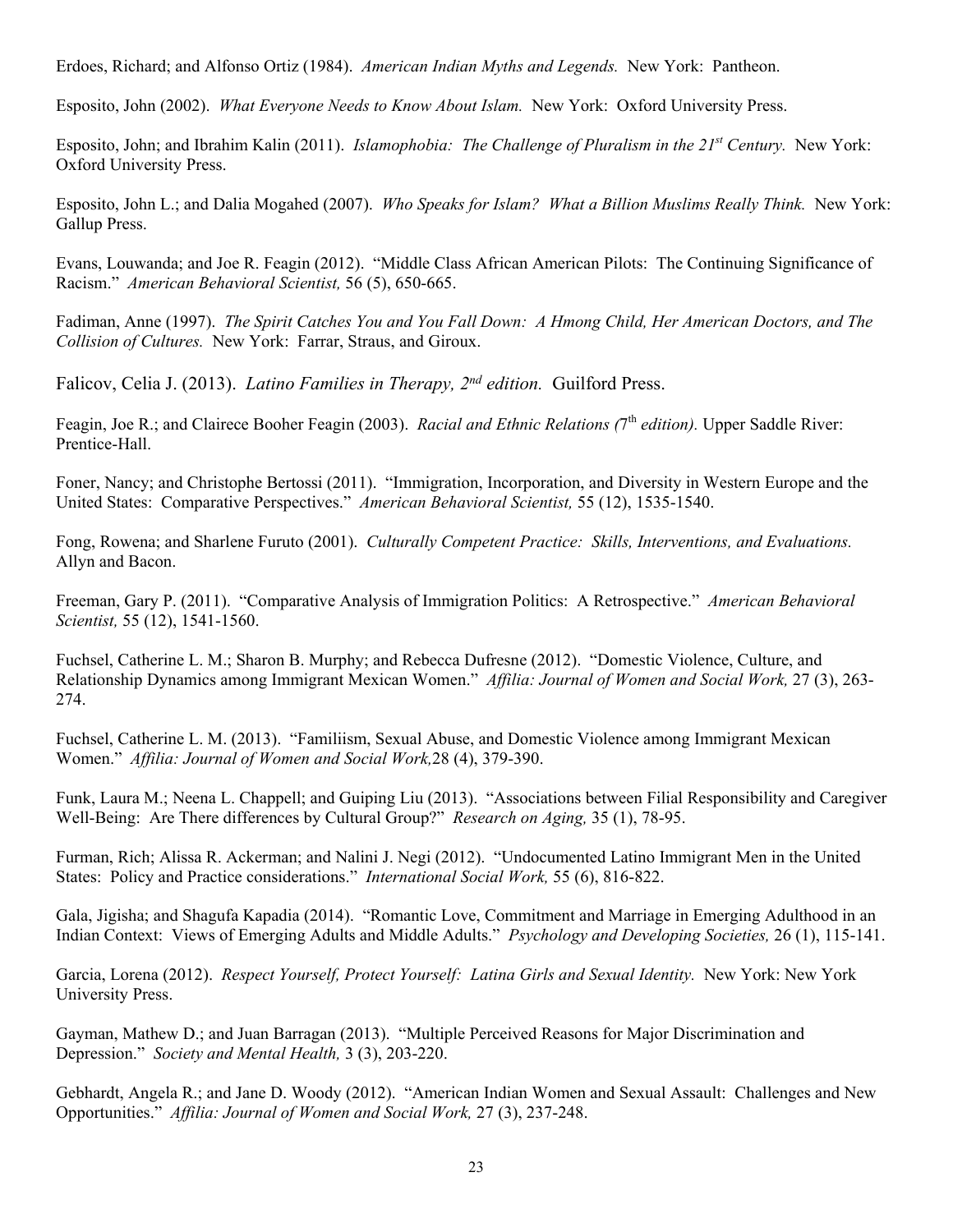Erdoes, Richard; and Alfonso Ortiz (1984). *American Indian Myths and Legends.* New York: Pantheon.

Esposito, John (2002). *What Everyone Needs to Know About Islam.* New York: Oxford University Press.

Esposito, John; and Ibrahim Kalin (2011). *Islamophobia: The Challenge of Pluralism in the 21st Century.* New York: Oxford University Press.

Esposito, John L.; and Dalia Mogahed (2007). *Who Speaks for Islam? What a Billion Muslims Really Think.* New York: Gallup Press.

Evans, Louwanda; and Joe R. Feagin (2012). "Middle Class African American Pilots: The Continuing Significance of Racism." *American Behavioral Scientist,* 56 (5), 650-665.

Fadiman, Anne (1997). *The Spirit Catches You and You Fall Down: A Hmong Child, Her American Doctors, and The Collision of Cultures.* New York: Farrar, Straus, and Giroux.

Falicov, Celia J. (2013). *Latino Families in Therapy, 2nd edition.* Guilford Press.

Feagin, Joe R.; and Clairece Booher Feagin (2003). *Racial and Ethnic Relations (7th edition).* Upper Saddle River: Prentice-Hall.

Foner, Nancy; and Christophe Bertossi (2011). "Immigration, Incorporation, and Diversity in Western Europe and the United States: Comparative Perspectives." *American Behavioral Scientist,* 55 (12), 1535-1540.

Fong, Rowena; and Sharlene Furuto (2001). *Culturally Competent Practice: Skills, Interventions, and Evaluations.* Allyn and Bacon.

Freeman, Gary P. (2011). "Comparative Analysis of Immigration Politics: A Retrospective." *American Behavioral Scientist,* 55 (12), 1541-1560.

Fuchsel, Catherine L. M.; Sharon B. Murphy; and Rebecca Dufresne (2012). "Domestic Violence, Culture, and Relationship Dynamics among Immigrant Mexican Women." *Affilia: Journal of Women and Social Work,* 27 (3), 263-274.

Fuchsel, Catherine L. M. (2013). "Familiism, Sexual Abuse, and Domestic Violence among Immigrant Mexican Women." *Affilia: Journal of Women and Social Work,*28 (4), 379-390.

Funk, Laura M.; Neena L. Chappell; and Guiping Liu (2013). "Associations between Filial Responsibility and Caregiver Well-Being: Are There differences by Cultural Group?" *Research on Aging,* 35 (1), 78-95.

Furman, Rich; Alissa R. Ackerman; and Nalini J. Negi (2012). "Undocumented Latino Immigrant Men in the United States: Policy and Practice considerations." *International Social Work,* 55 (6), 816-822.

Gala, Jigisha; and Shagufa Kapadia (2014). "Romantic Love, Commitment and Marriage in Emerging Adulthood in an Indian Context: Views of Emerging Adults and Middle Adults." *Psychology and Developing Societies,* 26 (1), 115-141.

Garcia, Lorena (2012). *Respect Yourself, Protect Yourself: Latina Girls and Sexual Identity.* New York: New York University Press.

Gayman, Mathew D.; and Juan Barragan (2013). "Multiple Perceived Reasons for Major Discrimination and Depression." *Society and Mental Health,* 3 (3), 203-220.

Gebhardt, Angela R.; and Jane D. Woody (2012). "American Indian Women and Sexual Assault: Challenges and New Opportunities." *Affilia: Journal of Women and Social Work,* 27 (3), 237-248.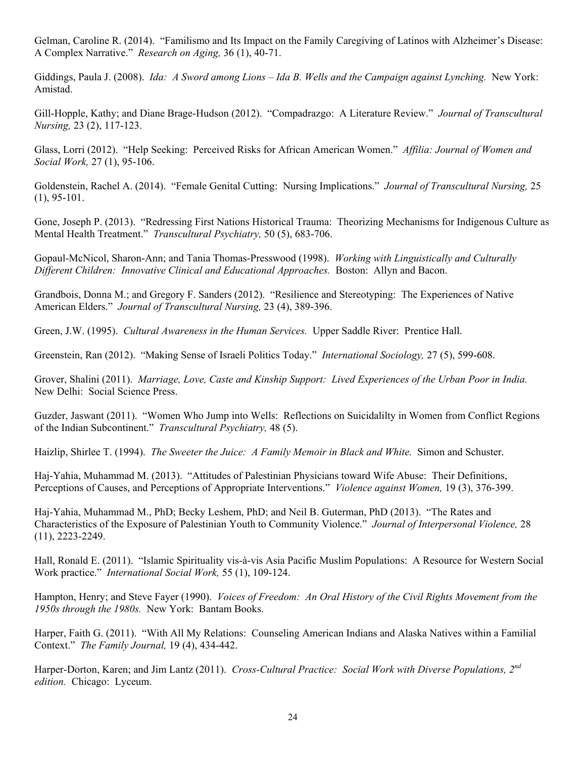Gelman, Caroline R. (2014). "Familismo and Its Impact on the Family Caregiving of Latinos with Alzheimer's Disease: A Complex Narrative." *Research on Aging,* 36 (1), 40-71.

Giddings, Paula J. (2008). *Ida: A Sword among Lions – Ida B. Wells and the Campaign against Lynching.* New York: Amistad.

Gill-Hopple, Kathy; and Diane Brage-Hudson (2012). "Compadrazgo: A Literature Review." *Journal of Transcultural Nursing,* 23 (2), 117-123.

Glass, Lorri (2012). "Help Seeking: Perceived Risks for African American Women." *Affilia: Journal of Women and Social Work,* 27 (1), 95-106.

Goldenstein, Rachel A. (2014). "Female Genital Cutting: Nursing Implications." *Journal of Transcultural Nursing,* 25 (1), 95-101.

Gone, Joseph P. (2013). "Redressing First Nations Historical Trauma: Theorizing Mechanisms for Indigenous Culture as Mental Health Treatment." *Transcultural Psychiatry,* 50 (5), 683-706.

Gopaul-McNicol, Sharon-Ann; and Tania Thomas-Presswood (1998). *Working with Linguistically and Culturally Different Children: Innovative Clinical and Educational Approaches.* Boston: Allyn and Bacon.

Grandbois, Donna M.; and Gregory F. Sanders (2012). "Resilience and Stereotyping: The Experiences of Native American Elders." *Journal of Transcultural Nursing,* 23 (4), 389-396.

Green, J.W. (1995). *Cultural Awareness in the Human Services.* Upper Saddle River: Prentice Hall.

Greenstein, Ran (2012). "Making Sense of Israeli Politics Today." *International Sociology,* 27 (5), 599-608.

Grover, Shalini (2011). *Marriage, Love, Caste and Kinship Support: Lived Experiences of the Urban Poor in India.* New Delhi: Social Science Press.

Guzder, Jaswant (2011). "Women Who Jump into Wells: Reflections on Suicidalilty in Women from Conflict Regions of the Indian Subcontinent." *Transcultural Psychiatry,* 48 (5).

Haizlip, Shirlee T. (1994). *The Sweeter the Juice: A Family Memoir in Black and White.* Simon and Schuster.

Haj-Yahia, Muhammad M. (2013). "Attitudes of Palestinian Physicians toward Wife Abuse: Their Definitions, Perceptions of Causes, and Perceptions of Appropriate Interventions." *Violence against Women,* 19 (3), 376-399.

Haj-Yahia, Muhammad M., PhD; Becky Leshem, PhD; and Neil B. Guterman, PhD (2013). "The Rates and Characteristics of the Exposure of Palestinian Youth to Community Violence." *Journal of Interpersonal Violence,* 28 (11), 2223-2249.

Hall, Ronald E. (2011). "Islamic Spirituality vis-à-vis Asia Pacific Muslim Populations: A Resource for Western Social Work practice." *International Social Work,* 55 (1), 109-124.

Hampton, Henry; and Steve Fayer (1990). *Voices of Freedom: An Oral History of the Civil Rights Movement from the 1950s through the 1980s.* New York: Bantam Books.

Harper, Faith G. (2011). "With All My Relations: Counseling American Indians and Alaska Natives within a Familial Context." *The Family Journal,* 19 (4), 434-442.

Harper-Dorton, Karen; and Jim Lantz (2011). *Cross-Cultural Practice: Social Work with Diverse Populations, 2nd edition.* Chicago: Lyceum.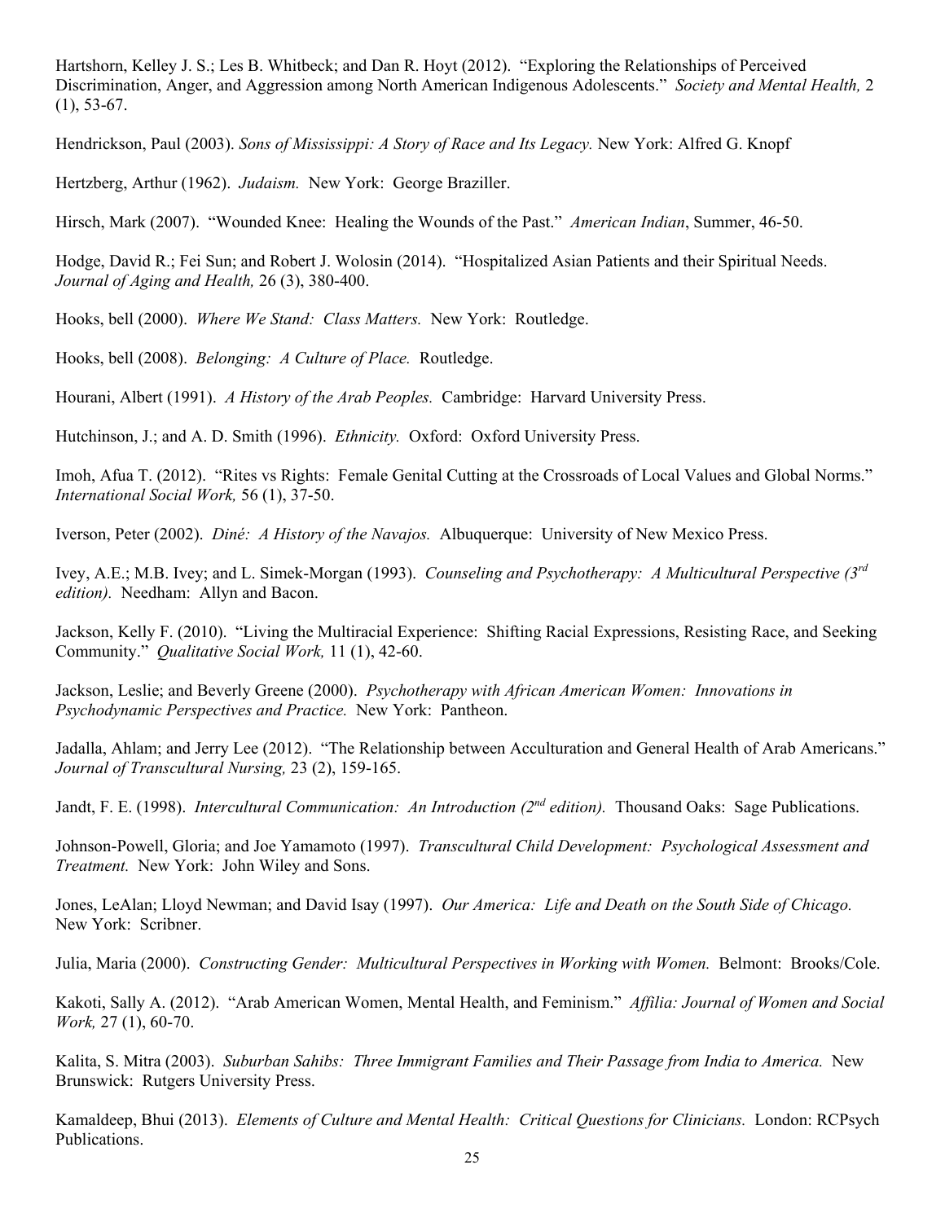Hartshorn, Kelley J. S.; Les B. Whitbeck; and Dan R. Hoyt (2012). "Exploring the Relationships of Perceived Discrimination, Anger, and Aggression among North American Indigenous Adolescents." *Society and Mental Health,* 2 (1), 53-67.

Hendrickson, Paul (2003). *Sons of Mississippi: A Story of Race and Its Legacy.* New York: Alfred G. Knopf

Hertzberg, Arthur (1962). *Judaism.* New York: George Braziller.

Hirsch, Mark (2007). "Wounded Knee: Healing the Wounds of the Past." *American Indian*, Summer, 46-50.

Hodge, David R.; Fei Sun; and Robert J. Wolosin (2014). "Hospitalized Asian Patients and their Spiritual Needs. *Journal of Aging and Health,* 26 (3), 380-400.

Hooks, bell (2000). *Where We Stand: Class Matters.* New York: Routledge.

Hooks, bell (2008). *Belonging: A Culture of Place.* Routledge.

Hourani, Albert (1991). *A History of the Arab Peoples.* Cambridge: Harvard University Press.

Hutchinson, J.; and A. D. Smith (1996). *Ethnicity.* Oxford: Oxford University Press.

Imoh, Afua T. (2012). "Rites vs Rights: Female Genital Cutting at the Crossroads of Local Values and Global Norms." *International Social Work,* 56 (1), 37-50.

Iverson, Peter (2002). *Diné: A History of the Navajos.* Albuquerque: University of New Mexico Press.

Ivey, A.E.; M.B. Ivey; and L. Simek-Morgan (1993). *Counseling and Psychotherapy: A Multicultural Perspective (3rd edition).* Needham: Allyn and Bacon.

Jackson, Kelly F. (2010). "Living the Multiracial Experience: Shifting Racial Expressions, Resisting Race, and Seeking Community." *Qualitative Social Work,* 11 (1), 42-60.

Jackson, Leslie; and Beverly Greene (2000). *Psychotherapy with African American Women: Innovations in Psychodynamic Perspectives and Practice.* New York: Pantheon.

Jadalla, Ahlam; and Jerry Lee (2012). "The Relationship between Acculturation and General Health of Arab Americans." *Journal of Transcultural Nursing,* 23 (2), 159-165.

Jandt, F. E. (1998). *Intercultural Communication: An Introduction (2nd edition).* Thousand Oaks: Sage Publications.

Johnson-Powell, Gloria; and Joe Yamamoto (1997). *Transcultural Child Development: Psychological Assessment and Treatment.* New York: John Wiley and Sons.

Jones, LeAlan; Lloyd Newman; and David Isay (1997). *Our America: Life and Death on the South Side of Chicago.* New York: Scribner.

Julia, Maria (2000). *Constructing Gender: Multicultural Perspectives in Working with Women.* Belmont: Brooks/Cole.

Kakoti, Sally A. (2012). "Arab American Women, Mental Health, and Feminism." *Affilia: Journal of Women and Social Work,* 27 (1), 60-70.

Kalita, S. Mitra (2003). *Suburban Sahibs: Three Immigrant Families and Their Passage from India to America.* New Brunswick: Rutgers University Press.

Kamaldeep, Bhui (2013). *Elements of Culture and Mental Health: Critical Questions for Clinicians.* London: RCPsych Publications.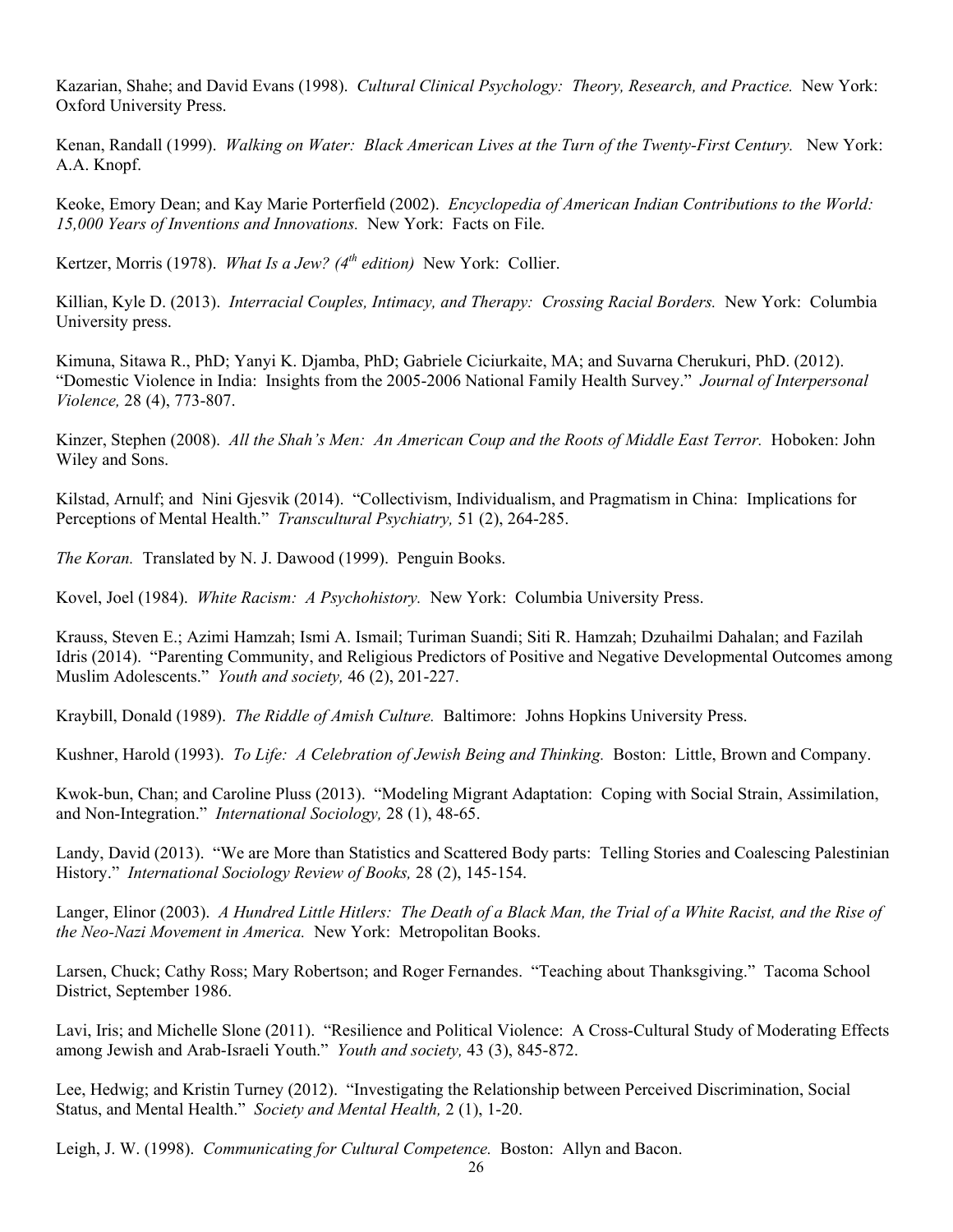Kazarian, Shahe; and David Evans (1998). *Cultural Clinical Psychology: Theory, Research, and Practice.* New York: Oxford University Press.

Kenan, Randall (1999). *Walking on Water: Black American Lives at the Turn of the Twenty-First Century.* New York: A.A. Knopf.

Keoke, Emory Dean; and Kay Marie Porterfield (2002). *Encyclopedia of American Indian Contributions to the World: 15,000 Years of Inventions and Innovations.* New York: Facts on File.

Kertzer, Morris (1978). *What Is a Jew? (4th edition)* New York: Collier.

Killian, Kyle D. (2013). *Interracial Couples, Intimacy, and Therapy: Crossing Racial Borders.* New York: Columbia University press.

Kimuna, Sitawa R., PhD; Yanyi K. Djamba, PhD; Gabriele Ciciurkaite, MA; and Suvarna Cherukuri, PhD. (2012). "Domestic Violence in India: Insights from the 2005-2006 National Family Health Survey." *Journal of Interpersonal Violence,* 28 (4), 773-807.

Kinzer, Stephen (2008). *All the Shah's Men: An American Coup and the Roots of Middle East Terror.* Hoboken: John Wiley and Sons.

Kilstad, Arnulf; and Nini Gjesvik (2014). "Collectivism, Individualism, and Pragmatism in China: Implications for Perceptions of Mental Health." *Transcultural Psychiatry,* 51 (2), 264-285.

*The Koran.* Translated by N. J. Dawood (1999). Penguin Books.

Kovel, Joel (1984). *White Racism: A Psychohistory.* New York: Columbia University Press.

Krauss, Steven E.; Azimi Hamzah; Ismi A. Ismail; Turiman Suandi; Siti R. Hamzah; Dzuhailmi Dahalan; and Fazilah Idris (2014). "Parenting Community, and Religious Predictors of Positive and Negative Developmental Outcomes among Muslim Adolescents." *Youth and society,* 46 (2), 201-227.

Kraybill, Donald (1989). *The Riddle of Amish Culture.* Baltimore: Johns Hopkins University Press.

Kushner, Harold (1993). *To Life: A Celebration of Jewish Being and Thinking.* Boston: Little, Brown and Company.

Kwok-bun, Chan; and Caroline Pluss (2013). "Modeling Migrant Adaptation: Coping with Social Strain, Assimilation, and Non-Integration." *International Sociology,* 28 (1), 48-65.

Landy, David (2013). "We are More than Statistics and Scattered Body parts: Telling Stories and Coalescing Palestinian History." *International Sociology Review of Books,* 28 (2), 145-154.

Langer, Elinor (2003). *A Hundred Little Hitlers: The Death of a Black Man, the Trial of a White Racist, and the Rise of the Neo-Nazi Movement in America.* New York: Metropolitan Books.

Larsen, Chuck; Cathy Ross; Mary Robertson; and Roger Fernandes. "Teaching about Thanksgiving." Tacoma School District, September 1986.

Lavi, Iris; and Michelle Slone (2011). "Resilience and Political Violence: A Cross-Cultural Study of Moderating Effects among Jewish and Arab-Israeli Youth." *Youth and society,* 43 (3), 845-872.

Lee, Hedwig; and Kristin Turney (2012). "Investigating the Relationship between Perceived Discrimination, Social Status, and Mental Health." *Society and Mental Health,* 2 (1), 1-20.

Leigh, J. W. (1998). *Communicating for Cultural Competence.* Boston: Allyn and Bacon.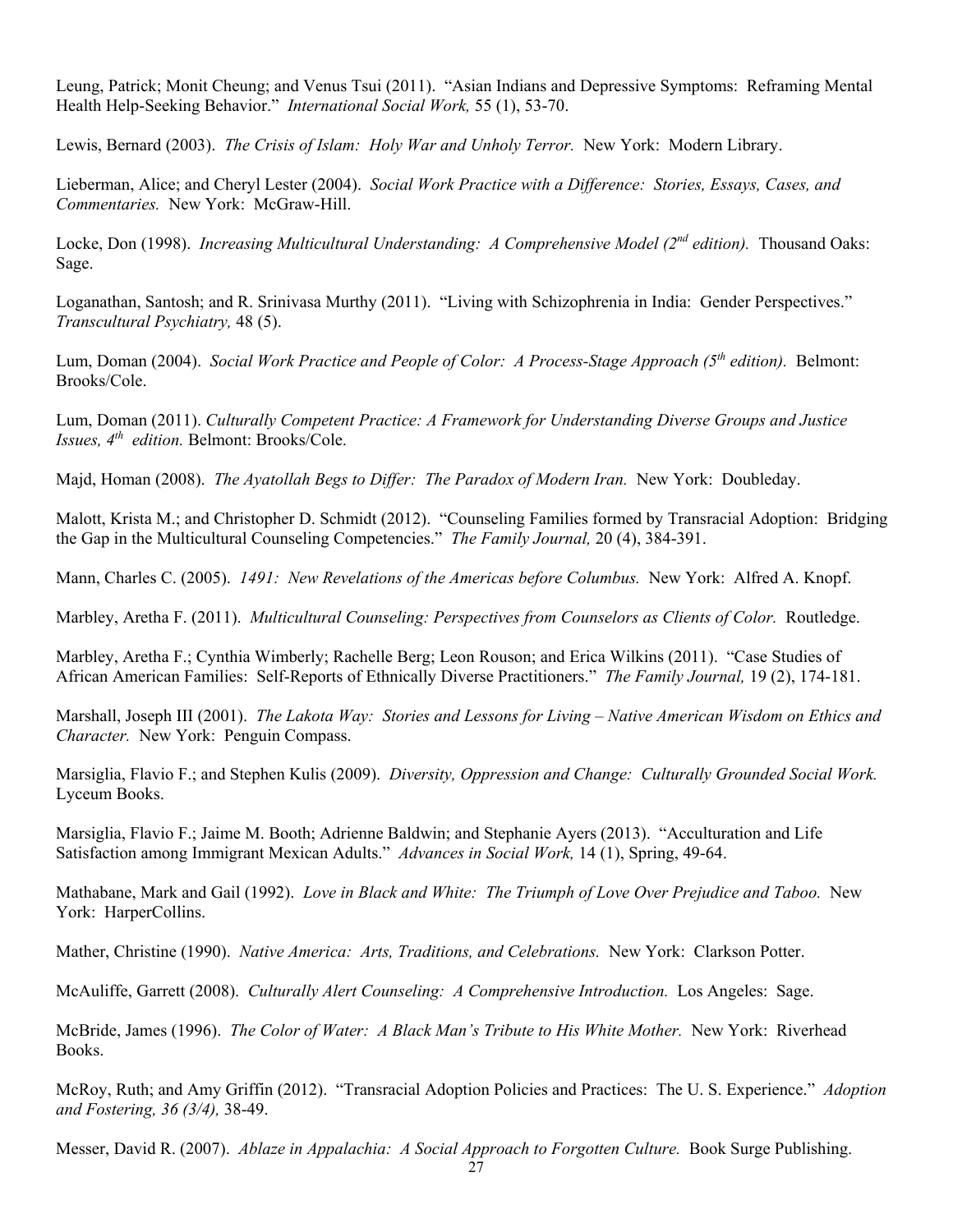Leung, Patrick; Monit Cheung; and Venus Tsui (2011). "Asian Indians and Depressive Symptoms: Reframing Mental Health Help-Seeking Behavior." *International Social Work,* 55 (1), 53-70.

Lewis, Bernard (2003). *The Crisis of Islam: Holy War and Unholy Terror.* New York: Modern Library.

Lieberman, Alice; and Cheryl Lester (2004). *Social Work Practice with a Difference: Stories, Essays, Cases, and Commentaries.* New York: McGraw-Hill.

Locke, Don (1998). *Increasing Multicultural Understanding: A Comprehensive Model (2nd edition).* Thousand Oaks: Sage.

Loganathan, Santosh; and R. Srinivasa Murthy (2011). "Living with Schizophrenia in India: Gender Perspectives." *Transcultural Psychiatry,* 48 (5).

Lum, Doman (2004). *Social Work Practice and People of Color: A Process-Stage Approach (5th edition).* Belmont: Brooks/Cole.

Lum, Doman (2011). *Culturally Competent Practice: A Framework for Understanding Diverse Groups and Justice Issues, 4th edition.* Belmont: Brooks/Cole.

Majd, Homan (2008). *The Ayatollah Begs to Differ: The Paradox of Modern Iran.* New York: Doubleday.

Malott, Krista M.; and Christopher D. Schmidt (2012). "Counseling Families formed by Transracial Adoption: Bridging the Gap in the Multicultural Counseling Competencies." *The Family Journal,* 20 (4), 384-391.

Mann, Charles C. (2005). *1491: New Revelations of the Americas before Columbus.* New York: Alfred A. Knopf.

Marbley, Aretha F. (2011). *Multicultural Counseling: Perspectives from Counselors as Clients of Color.* Routledge.

Marbley, Aretha F.; Cynthia Wimberly; Rachelle Berg; Leon Rouson; and Erica Wilkins (2011). "Case Studies of African American Families: Self-Reports of Ethnically Diverse Practitioners." *The Family Journal,* 19 (2), 174-181.

Marshall, Joseph III (2001). *The Lakota Way: Stories and Lessons for Living – Native American Wisdom on Ethics and Character.* New York: Penguin Compass.

Marsiglia, Flavio F.; and Stephen Kulis (2009). *Diversity, Oppression and Change: Culturally Grounded Social Work.* Lyceum Books.

Marsiglia, Flavio F.; Jaime M. Booth; Adrienne Baldwin; and Stephanie Ayers (2013). "Acculturation and Life Satisfaction among Immigrant Mexican Adults." *Advances in Social Work,* 14 (1), Spring, 49-64.

Mathabane, Mark and Gail (1992). *Love in Black and White: The Triumph of Love Over Prejudice and Taboo.* New York: HarperCollins.

Mather, Christine (1990). *Native America: Arts, Traditions, and Celebrations.* New York: Clarkson Potter.

McAuliffe, Garrett (2008). *Culturally Alert Counseling: A Comprehensive Introduction.* Los Angeles: Sage.

McBride, James (1996). *The Color of Water: A Black Man's Tribute to His White Mother.* New York: Riverhead Books.

McRoy, Ruth; and Amy Griffin (2012). "Transracial Adoption Policies and Practices: The U. S. Experience." *Adoption and Fostering, 36 (3/4),* 38-49.

Messer, David R. (2007). *Ablaze in Appalachia: A Social Approach to Forgotten Culture.* Book Surge Publishing.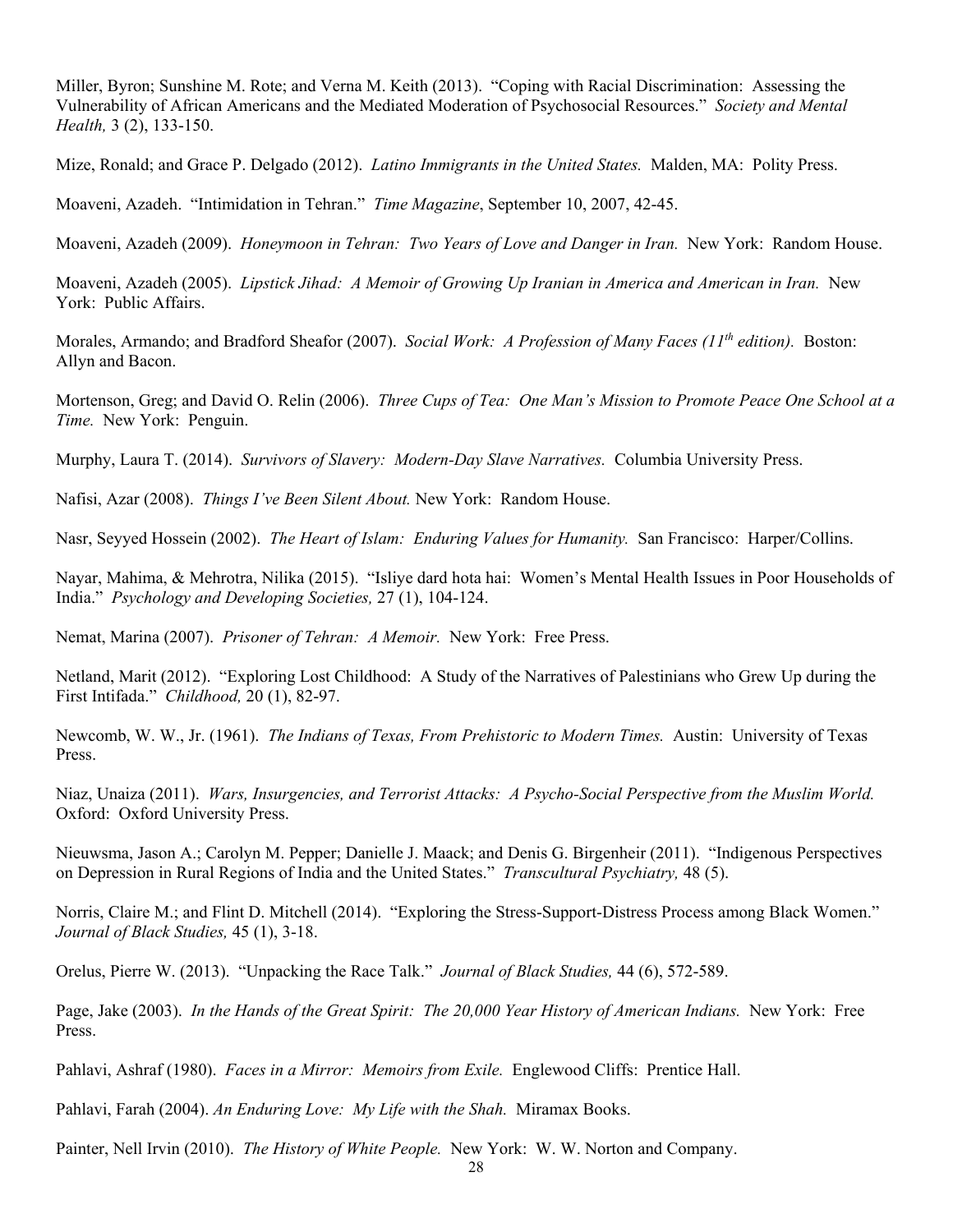Miller, Byron; Sunshine M. Rote; and Verna M. Keith (2013). "Coping with Racial Discrimination: Assessing the Vulnerability of African Americans and the Mediated Moderation of Psychosocial Resources." *Society and Mental Health,* 3 (2), 133-150.

Mize, Ronald; and Grace P. Delgado (2012). *Latino Immigrants in the United States.* Malden, MA: Polity Press.

Moaveni, Azadeh. "Intimidation in Tehran." *Time Magazine*, September 10, 2007, 42-45.

Moaveni, Azadeh (2009). *Honeymoon in Tehran: Two Years of Love and Danger in Iran.* New York: Random House.

Moaveni, Azadeh (2005). *Lipstick Jihad: A Memoir of Growing Up Iranian in America and American in Iran.* New York: Public Affairs.

Morales, Armando; and Bradford Sheafor (2007). *Social Work: A Profession of Many Faces (11th edition).* Boston: Allyn and Bacon.

Mortenson, Greg; and David O. Relin (2006). *Three Cups of Tea: One Man's Mission to Promote Peace One School at a Time.* New York: Penguin.

Murphy, Laura T. (2014). *Survivors of Slavery: Modern-Day Slave Narratives.* Columbia University Press.

Nafisi, Azar (2008). *Things I've Been Silent About.* New York: Random House.

Nasr, Seyyed Hossein (2002). *The Heart of Islam: Enduring Values for Humanity.* San Francisco: Harper/Collins.

Nayar, Mahima, & Mehrotra, Nilika (2015). "Isliye dard hota hai: Women's Mental Health Issues in Poor Households of India." *Psychology and Developing Societies,* 27 (1), 104-124.

Nemat, Marina (2007). *Prisoner of Tehran: A Memoir.* New York: Free Press.

Netland, Marit (2012). "Exploring Lost Childhood: A Study of the Narratives of Palestinians who Grew Up during the First Intifada." *Childhood,* 20 (1), 82-97.

Newcomb, W. W., Jr. (1961). *The Indians of Texas, From Prehistoric to Modern Times.* Austin: University of Texas Press.

Niaz, Unaiza (2011). *Wars, Insurgencies, and Terrorist Attacks: A Psycho-Social Perspective from the Muslim World.* Oxford: Oxford University Press.

Nieuwsma, Jason A.; Carolyn M. Pepper; Danielle J. Maack; and Denis G. Birgenheir (2011). "Indigenous Perspectives on Depression in Rural Regions of India and the United States." *Transcultural Psychiatry,* 48 (5).

Norris, Claire M.; and Flint D. Mitchell (2014). "Exploring the Stress-Support-Distress Process among Black Women." *Journal of Black Studies,* 45 (1), 3-18.

Orelus, Pierre W. (2013). "Unpacking the Race Talk." *Journal of Black Studies,* 44 (6), 572-589.

Page, Jake (2003). *In the Hands of the Great Spirit: The 20,000 Year History of American Indians.* New York: Free Press.

Pahlavi, Ashraf (1980). *Faces in a Mirror: Memoirs from Exile.* Englewood Cliffs: Prentice Hall.

Pahlavi, Farah (2004). *An Enduring Love: My Life with the Shah.* Miramax Books.

Painter, Nell Irvin (2010). *The History of White People.* New York: W. W. Norton and Company.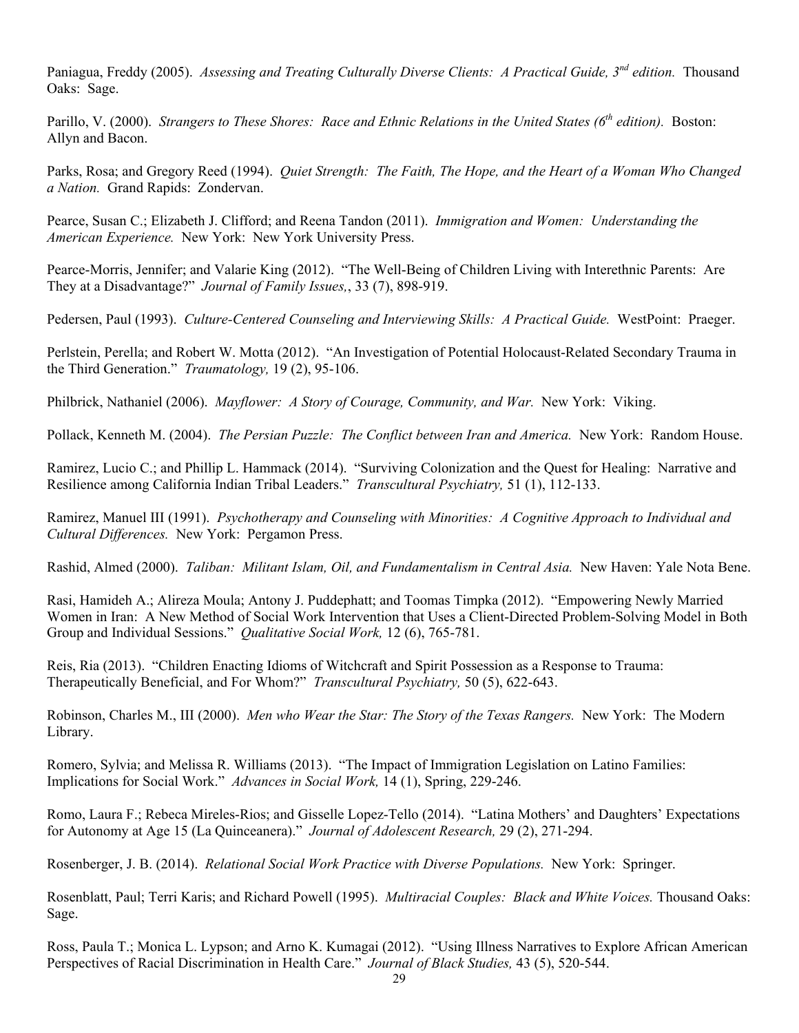Paniagua, Freddy (2005). *Assessing and Treating Culturally Diverse Clients: A Practical Guide, 3rd edition.* Thousand Oaks: Sage.

Parillo, V. (2000). *Strangers to These Shores: Race and Ethnic Relations in the United States (6th edition).* Boston: Allyn and Bacon.

Parks, Rosa; and Gregory Reed (1994). *Quiet Strength: The Faith, The Hope, and the Heart of a Woman Who Changed a Nation.* Grand Rapids: Zondervan.

Pearce, Susan C.; Elizabeth J. Clifford; and Reena Tandon (2011). *Immigration and Women: Understanding the American Experience.* New York: New York University Press.

Pearce-Morris, Jennifer; and Valarie King (2012). "The Well-Being of Children Living with Interethnic Parents: Are They at a Disadvantage?" *Journal of Family Issues,*, 33 (7), 898-919.

Pedersen, Paul (1993). *Culture-Centered Counseling and Interviewing Skills: A Practical Guide.* WestPoint: Praeger.

Perlstein, Perella; and Robert W. Motta (2012). "An Investigation of Potential Holocaust-Related Secondary Trauma in the Third Generation." *Traumatology,* 19 (2), 95-106.

Philbrick, Nathaniel (2006). *Mayflower: A Story of Courage, Community, and War.* New York: Viking.

Pollack, Kenneth M. (2004). *The Persian Puzzle: The Conflict between Iran and America.* New York: Random House.

Ramirez, Lucio C.; and Phillip L. Hammack (2014). "Surviving Colonization and the Quest for Healing: Narrative and Resilience among California Indian Tribal Leaders." *Transcultural Psychiatry,* 51 (1), 112-133.

Ramirez, Manuel III (1991). *Psychotherapy and Counseling with Minorities: A Cognitive Approach to Individual and Cultural Differences.* New York: Pergamon Press.

Rashid, Almed (2000). *Taliban: Militant Islam, Oil, and Fundamentalism in Central Asia.* New Haven: Yale Nota Bene.

Rasi, Hamideh A.; Alireza Moula; Antony J. Puddephatt; and Toomas Timpka (2012). "Empowering Newly Married Women in Iran: A New Method of Social Work Intervention that Uses a Client-Directed Problem-Solving Model in Both Group and Individual Sessions." *Qualitative Social Work,* 12 (6), 765-781.

Reis, Ria (2013). "Children Enacting Idioms of Witchcraft and Spirit Possession as a Response to Trauma: Therapeutically Beneficial, and For Whom?" *Transcultural Psychiatry,* 50 (5), 622-643.

Robinson, Charles M., III (2000). *Men who Wear the Star: The Story of the Texas Rangers.* New York: The Modern Library.

Romero, Sylvia; and Melissa R. Williams (2013). "The Impact of Immigration Legislation on Latino Families: Implications for Social Work." *Advances in Social Work,* 14 (1), Spring, 229-246.

Romo, Laura F.; Rebeca Mireles-Rios; and Gisselle Lopez-Tello (2014). "Latina Mothers' and Daughters' Expectations for Autonomy at Age 15 (La Quinceanera)." *Journal of Adolescent Research,* 29 (2), 271-294.

Rosenberger, J. B. (2014). *Relational Social Work Practice with Diverse Populations.* New York: Springer.

Rosenblatt, Paul; Terri Karis; and Richard Powell (1995). *Multiracial Couples: Black and White Voices.* Thousand Oaks: Sage.

Ross, Paula T.; Monica L. Lypson; and Arno K. Kumagai (2012). "Using Illness Narratives to Explore African American Perspectives of Racial Discrimination in Health Care." *Journal of Black Studies,* 43 (5), 520-544.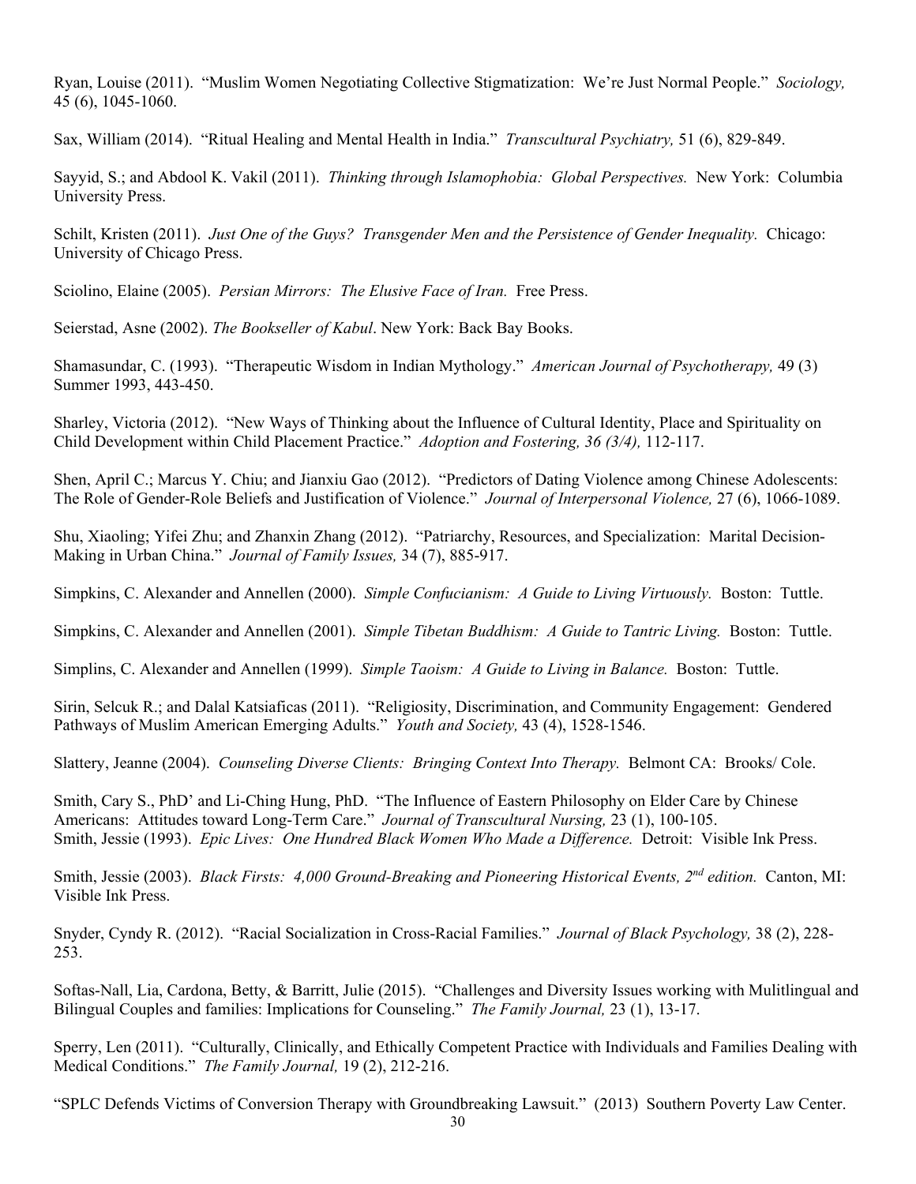Ryan, Louise (2011). "Muslim Women Negotiating Collective Stigmatization: We're Just Normal People." *Sociology,* 45 (6), 1045-1060.

Sax, William (2014). "Ritual Healing and Mental Health in India." *Transcultural Psychiatry,* 51 (6), 829-849.

Sayyid, S.; and Abdool K. Vakil (2011). *Thinking through Islamophobia: Global Perspectives.* New York: Columbia University Press.

Schilt, Kristen (2011). *Just One of the Guys? Transgender Men and the Persistence of Gender Inequality.* Chicago: University of Chicago Press.

Sciolino, Elaine (2005). *Persian Mirrors: The Elusive Face of Iran.* Free Press.

Seierstad, Asne (2002). *The Bookseller of Kabul*. New York: Back Bay Books.

Shamasundar, C. (1993). "Therapeutic Wisdom in Indian Mythology." *American Journal of Psychotherapy,* 49 (3) Summer 1993, 443-450.

Sharley, Victoria (2012). "New Ways of Thinking about the Influence of Cultural Identity, Place and Spirituality on Child Development within Child Placement Practice." *Adoption and Fostering, 36 (3/4),* 112-117.

Shen, April C.; Marcus Y. Chiu; and Jianxiu Gao (2012). "Predictors of Dating Violence among Chinese Adolescents: The Role of Gender-Role Beliefs and Justification of Violence." *Journal of Interpersonal Violence,* 27 (6), 1066-1089.

Shu, Xiaoling; Yifei Zhu; and Zhanxin Zhang (2012). "Patriarchy, Resources, and Specialization: Marital Decision-Making in Urban China." *Journal of Family Issues,* 34 (7), 885-917.

Simpkins, C. Alexander and Annellen (2000). *Simple Confucianism: A Guide to Living Virtuously.* Boston: Tuttle.

Simpkins, C. Alexander and Annellen (2001). *Simple Tibetan Buddhism: A Guide to Tantric Living.* Boston: Tuttle.

Simplins, C. Alexander and Annellen (1999). *Simple Taoism: A Guide to Living in Balance.* Boston: Tuttle.

Sirin, Selcuk R.; and Dalal Katsiaficas (2011). "Religiosity, Discrimination, and Community Engagement: Gendered Pathways of Muslim American Emerging Adults." *Youth and Society,* 43 (4), 1528-1546.

Slattery, Jeanne (2004). *Counseling Diverse Clients: Bringing Context Into Therapy.* Belmont CA: Brooks/ Cole.

Smith, Cary S., PhD' and Li-Ching Hung, PhD. "The Influence of Eastern Philosophy on Elder Care by Chinese Americans: Attitudes toward Long-Term Care." *Journal of Transcultural Nursing,* 23 (1), 100-105.
Smith, Jessie (1993). *Epic Lives: One Hundred Black Women Who Made a Difference.* Detroit: Visible Ink Press.

Smith, Jessie (2003). *Black Firsts: 4,000 Ground-Breaking and Pioneering Historical Events, 2nd edition.* Canton, MI: Visible Ink Press.

Snyder, Cyndy R. (2012). "Racial Socialization in Cross-Racial Families." *Journal of Black Psychology,* 38 (2), 228-253.

Softas-Nall, Lia, Cardona, Betty, & Barritt, Julie (2015). "Challenges and Diversity Issues working with Mulitlingual and Bilingual Couples and families: Implications for Counseling." *The Family Journal,* 23 (1), 13-17.

Sperry, Len (2011). "Culturally, Clinically, and Ethically Competent Practice with Individuals and Families Dealing with Medical Conditions." *The Family Journal,* 19 (2), 212-216.

"SPLC Defends Victims of Conversion Therapy with Groundbreaking Lawsuit." (2013) Southern Poverty Law Center.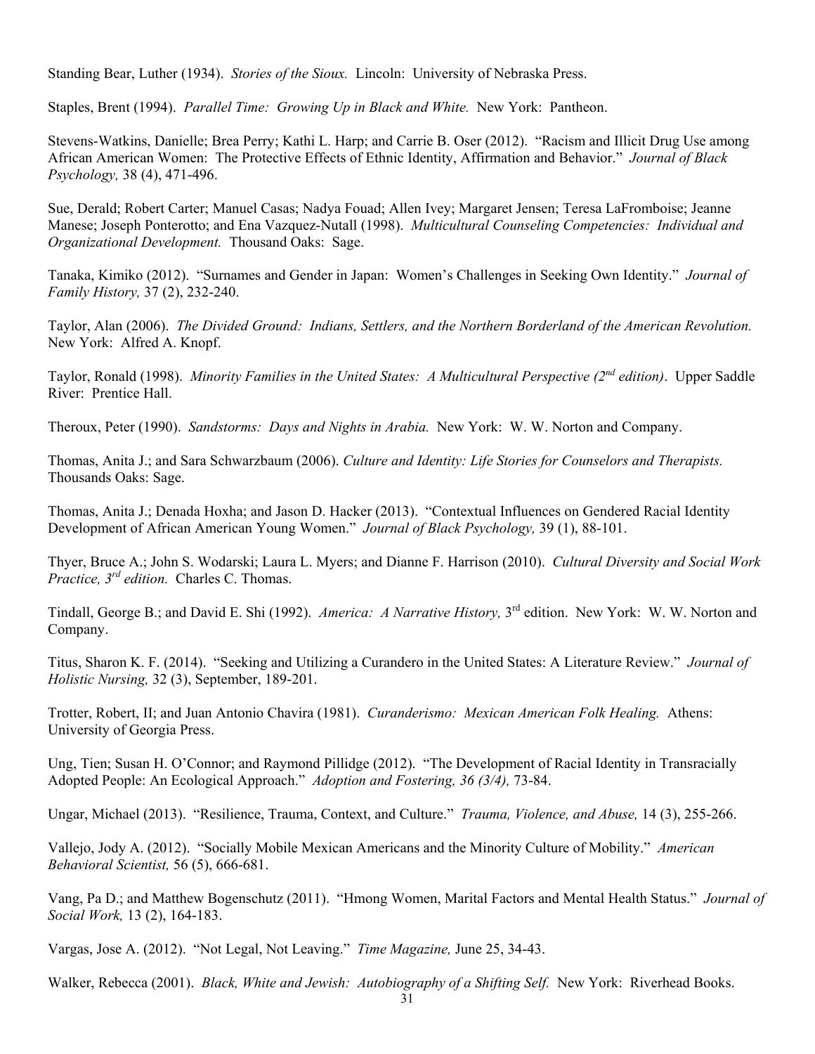Standing Bear, Luther (1934). *Stories of the Sioux.* Lincoln: University of Nebraska Press.

Staples, Brent (1994). *Parallel Time: Growing Up in Black and White.* New York: Pantheon.

Stevens-Watkins, Danielle; Brea Perry; Kathi L. Harp; and Carrie B. Oser (2012). "Racism and Illicit Drug Use among African American Women: The Protective Effects of Ethnic Identity, Affirmation and Behavior." *Journal of Black Psychology,* 38 (4), 471-496.

Sue, Derald; Robert Carter; Manuel Casas; Nadya Fouad; Allen Ivey; Margaret Jensen; Teresa LaFromboise; Jeanne Manese; Joseph Ponterotto; and Ena Vazquez-Nutall (1998). *Multicultural Counseling Competencies: Individual and Organizational Development.* Thousand Oaks: Sage.

Tanaka, Kimiko (2012). "Surnames and Gender in Japan: Women's Challenges in Seeking Own Identity." *Journal of Family History,* 37 (2), 232-240.

Taylor, Alan (2006). *The Divided Ground: Indians, Settlers, and the Northern Borderland of the American Revolution.* New York: Alfred A. Knopf.

Taylor, Ronald (1998). *Minority Families in the United States: A Multicultural Perspective (2nd edition)*. Upper Saddle River: Prentice Hall.

Theroux, Peter (1990). *Sandstorms: Days and Nights in Arabia.* New York: W. W. Norton and Company.

Thomas, Anita J.; and Sara Schwarzbaum (2006). *Culture and Identity: Life Stories for Counselors and Therapists.* Thousands Oaks: Sage.

Thomas, Anita J.; Denada Hoxha; and Jason D. Hacker (2013). "Contextual Influences on Gendered Racial Identity Development of African American Young Women." *Journal of Black Psychology,* 39 (1), 88-101.

Thyer, Bruce A.; John S. Wodarski; Laura L. Myers; and Dianne F. Harrison (2010). *Cultural Diversity and Social Work Practice, 3rd edition.* Charles C. Thomas.

Tindall, George B.; and David E. Shi (1992). *America: A Narrative History,* 3rd edition. New York: W. W. Norton and Company.

Titus, Sharon K. F. (2014). "Seeking and Utilizing a Curandero in the United States: A Literature Review." *Journal of Holistic Nursing,* 32 (3), September, 189-201.

Trotter, Robert, II; and Juan Antonio Chavira (1981). *Curanderismo: Mexican American Folk Healing.* Athens: University of Georgia Press.

Ung, Tien; Susan H. O'Connor; and Raymond Pillidge (2012). "The Development of Racial Identity in Transracially Adopted People: An Ecological Approach." *Adoption and Fostering, 36 (3/4),* 73-84.

Ungar, Michael (2013). "Resilience, Trauma, Context, and Culture." *Trauma, Violence, and Abuse,* 14 (3), 255-266.

Vallejo, Jody A. (2012). "Socially Mobile Mexican Americans and the Minority Culture of Mobility." *American Behavioral Scientist,* 56 (5), 666-681.

Vang, Pa D.; and Matthew Bogenschutz (2011). "Hmong Women, Marital Factors and Mental Health Status." *Journal of Social Work,* 13 (2), 164-183.

Vargas, Jose A. (2012). "Not Legal, Not Leaving." *Time Magazine,* June 25, 34-43.

Walker, Rebecca (2001). *Black, White and Jewish: Autobiography of a Shifting Self.* New York: Riverhead Books.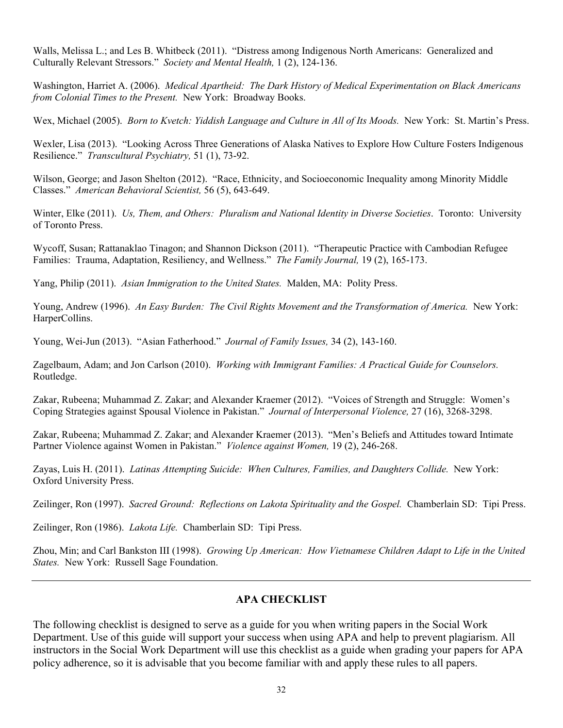Walls, Melissa L.; and Les B. Whitbeck (2011). "Distress among Indigenous North Americans: Generalized and Culturally Relevant Stressors." *Society and Mental Health,* 1 (2), 124-136.

Washington, Harriet A. (2006). *Medical Apartheid: The Dark History of Medical Experimentation on Black Americans from Colonial Times to the Present.* New York: Broadway Books.

Wex, Michael (2005). *Born to Kvetch: Yiddish Language and Culture in All of Its Moods.* New York: St. Martin's Press.

Wexler, Lisa (2013). "Looking Across Three Generations of Alaska Natives to Explore How Culture Fosters Indigenous Resilience." *Transcultural Psychiatry,* 51 (1), 73-92.

Wilson, George; and Jason Shelton (2012). "Race, Ethnicity, and Socioeconomic Inequality among Minority Middle Classes." *American Behavioral Scientist,* 56 (5), 643-649.

Winter, Elke (2011). *Us, Them, and Others: Pluralism and National Identity in Diverse Societies*. Toronto: University of Toronto Press.

Wycoff, Susan; Rattanaklao Tinagon; and Shannon Dickson (2011). "Therapeutic Practice with Cambodian Refugee Families: Trauma, Adaptation, Resiliency, and Wellness." *The Family Journal,* 19 (2), 165-173.

Yang, Philip (2011). *Asian Immigration to the United States.* Malden, MA: Polity Press.

Young, Andrew (1996). *An Easy Burden: The Civil Rights Movement and the Transformation of America.* New York: HarperCollins.

Young, Wei-Jun (2013). "Asian Fatherhood." *Journal of Family Issues,* 34 (2), 143-160.

Zagelbaum, Adam; and Jon Carlson (2010). *Working with Immigrant Families: A Practical Guide for Counselors.* Routledge.

Zakar, Rubeena; Muhammad Z. Zakar; and Alexander Kraemer (2012). "Voices of Strength and Struggle: Women's Coping Strategies against Spousal Violence in Pakistan." *Journal of Interpersonal Violence,* 27 (16), 3268-3298.

Zakar, Rubeena; Muhammad Z. Zakar; and Alexander Kraemer (2013). "Men's Beliefs and Attitudes toward Intimate Partner Violence against Women in Pakistan." *Violence against Women,* 19 (2), 246-268.

Zayas, Luis H. (2011). *Latinas Attempting Suicide: When Cultures, Families, and Daughters Collide.* New York: Oxford University Press.

Zeilinger, Ron (1997). *Sacred Ground: Reflections on Lakota Spirituality and the Gospel.* Chamberlain SD: Tipi Press.

Zeilinger, Ron (1986). *Lakota Life.* Chamberlain SD: Tipi Press.

Zhou, Min; and Carl Bankston III (1998). *Growing Up American: How Vietnamese Children Adapt to Life in the United States.* New York: Russell Sage Foundation.

---

## APA CHECKLIST

The following checklist is designed to serve as a guide for you when writing papers in the Social Work Department. Use of this guide will support your success when using APA and help to prevent plagiarism. All instructors in the Social Work Department will use this checklist as a guide when grading your papers for APA policy adherence, so it is advisable that you become familiar with and apply these rules to all papers.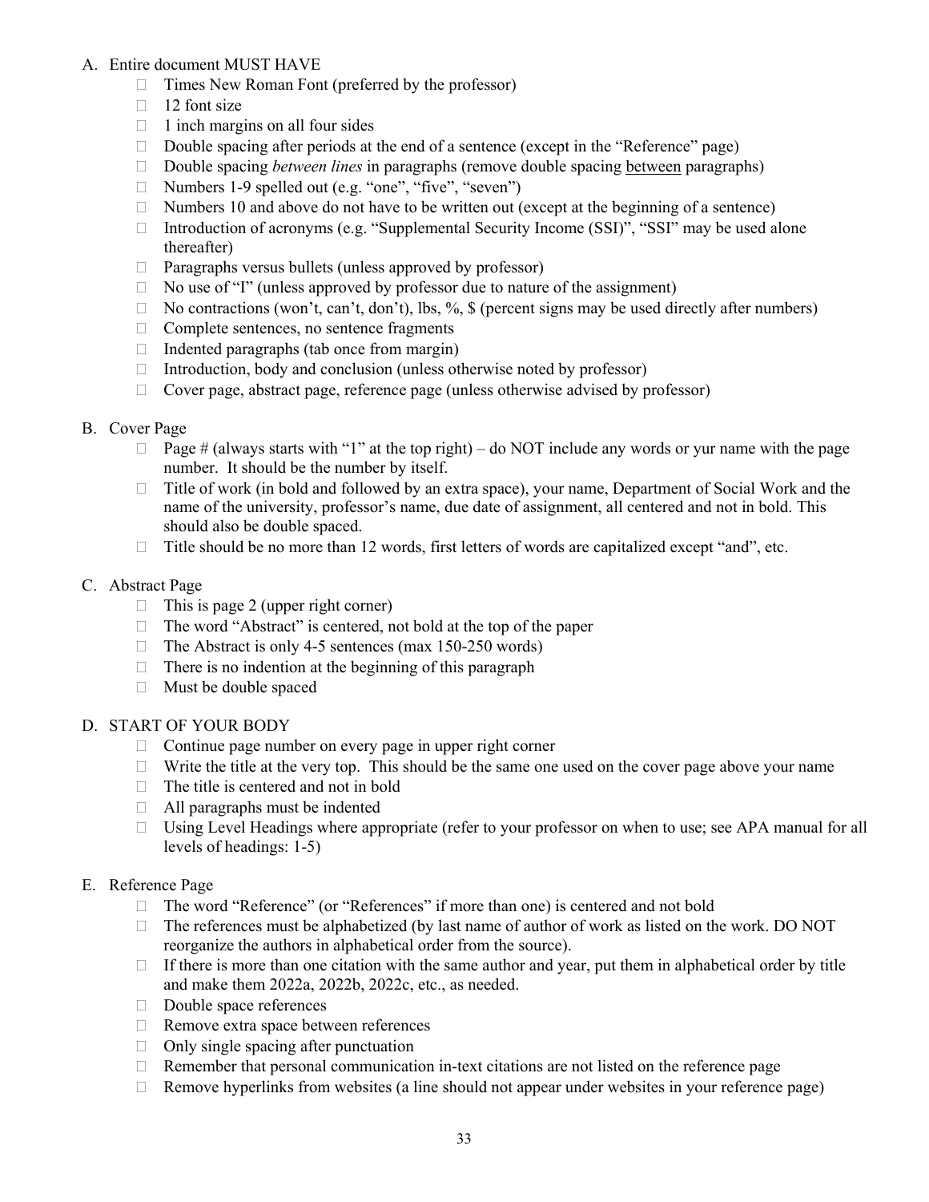A. Entire document MUST HAVE
   - Times New Roman Font (preferred by the professor)
   - 12 font size
   - 1 inch margins on all four sides
   - Double spacing after periods at the end of a sentence (except in the "Reference" page)
   - Double spacing *between lines* in paragraphs (remove double spacing <u>between</u> paragraphs)
   - Numbers 1-9 spelled out (e.g. "one", "five", "seven")
   - Numbers 10 and above do not have to be written out (except at the beginning of a sentence)
   - Introduction of acronyms (e.g. "Supplemental Security Income (SSI)", "SSI" may be used alone thereafter)
   - Paragraphs versus bullets (unless approved by professor)
   - No use of "I" (unless approved by professor due to nature of the assignment)
   - No contractions (won't, can't, don't), lbs, %, $ (percent signs may be used directly after numbers)
   - Complete sentences, no sentence fragments
   - Indented paragraphs (tab once from margin)
   - Introduction, body and conclusion (unless otherwise noted by professor)
   - Cover page, abstract page, reference page (unless otherwise advised by professor)

B. Cover Page
   - Page # (always starts with "1" at the top right) – do NOT include any words or yur name with the page number. It should be the number by itself.
   - Title of work (in bold and followed by an extra space), your name, Department of Social Work and the name of the university, professor's name, due date of assignment, all centered and not in bold. This should also be double spaced.
   - Title should be no more than 12 words, first letters of words are capitalized except "and", etc.

C. Abstract Page
   - This is page 2 (upper right corner)
   - The word "Abstract" is centered, not bold at the top of the paper
   - The Abstract is only 4-5 sentences (max 150-250 words)
   - There is no indention at the beginning of this paragraph
   - Must be double spaced

D. START OF YOUR BODY
   - Continue page number on every page in upper right corner
   - Write the title at the very top. This should be the same one used on the cover page above your name
   - The title is centered and not in bold
   - All paragraphs must be indented
   - Using Level Headings where appropriate (refer to your professor on when to use; see APA manual for all levels of headings: 1-5)

E. Reference Page
   - The word "Reference" (or "References" if more than one) is centered and not bold
   - The references must be alphabetized (by last name of author of work as listed on the work. DO NOT reorganize the authors in alphabetical order from the source).
   - If there is more than one citation with the same author and year, put them in alphabetical order by title and make them 2022a, 2022b, 2022c, etc., as needed.
   - Double space references
   - Remove extra space between references
   - Only single spacing after punctuation
   - Remember that personal communication in-text citations are not listed on the reference page
   - Remove hyperlinks from websites (a line should not appear under websites in your reference page)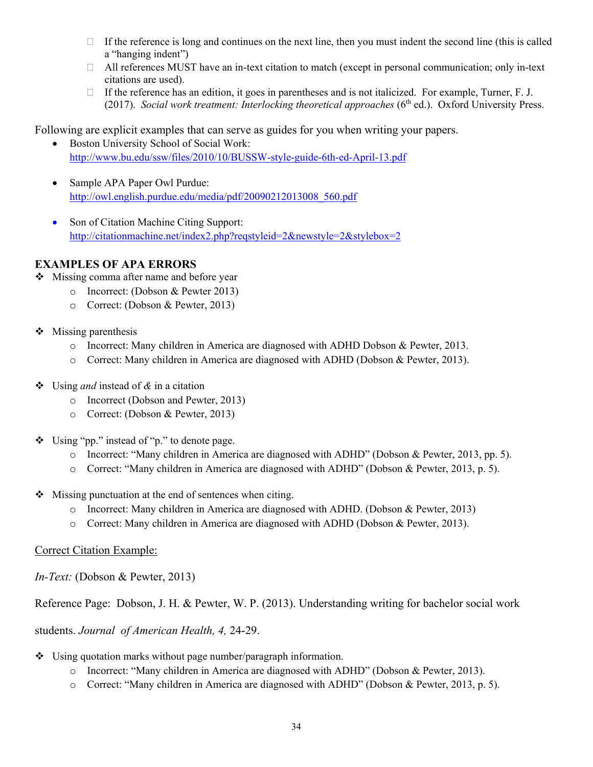- If the reference is long and continues on the next line, then you must indent the second line (this is called a "hanging indent")
- All references MUST have an in-text citation to match (except in personal communication; only in-text citations are used).
- If the reference has an edition, it goes in parentheses and is not italicized. For example, Turner, F. J. (2017). *Social work treatment: Interlocking theoretical approaches* (6th ed.). Oxford University Press.

Following are explicit examples that can serve as guides for you when writing your papers.

- Boston University School of Social Work: http://www.bu.edu/ssw/files/2010/10/BUSSW-style-guide-6th-ed-April-13.pdf
- Sample APA Paper Owl Purdue: http://owl.english.purdue.edu/media/pdf/20090212013008_560.pdf
- Son of Citation Machine Citing Support: http://citationmachine.net/index2.php?reqstyleid=2&newstyle=2&stylebox=2

**EXAMPLES OF APA ERRORS**

- Missing comma after name and before year
  - Incorrect: (Dobson & Pewter 2013)
  - Correct: (Dobson & Pewter, 2013)
- Missing parenthesis
  - Incorrect: Many children in America are diagnosed with ADHD Dobson & Pewter, 2013.
  - Correct: Many children in America are diagnosed with ADHD (Dobson & Pewter, 2013).
- Using *and* instead of *&* in a citation
  - Incorrect (Dobson and Pewter, 2013)
  - Correct: (Dobson & Pewter, 2013)
- Using "pp." instead of "p." to denote page.
  - Incorrect: "Many children in America are diagnosed with ADHD" (Dobson & Pewter, 2013, pp. 5).
  - Correct: "Many children in America are diagnosed with ADHD" (Dobson & Pewter, 2013, p. 5).
- Missing punctuation at the end of sentences when citing.
  - Incorrect: Many children in America are diagnosed with ADHD. (Dobson & Pewter, 2013)
  - Correct: Many children in America are diagnosed with ADHD (Dobson & Pewter, 2013).

<u>Correct Citation Example:</u>

*In-Text:* (Dobson & Pewter, 2013)

Reference Page: Dobson, J. H. & Pewter, W. P. (2013). Understanding writing for bachelor social work students. *Journal of American Health, 4,* 24-29.

- Using quotation marks without page number/paragraph information.
  - Incorrect: "Many children in America are diagnosed with ADHD" (Dobson & Pewter, 2013).
  - Correct: "Many children in America are diagnosed with ADHD" (Dobson & Pewter, 2013, p. 5).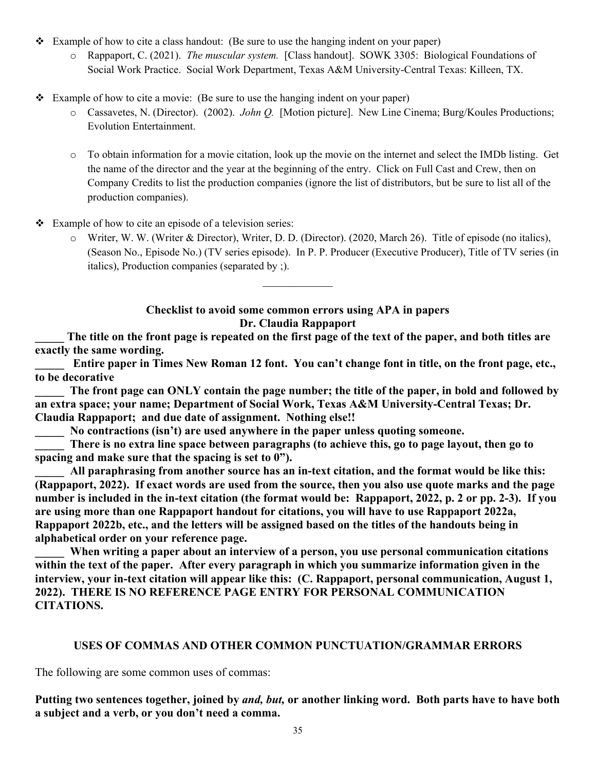- Example of how to cite a class handout: (Be sure to use the hanging indent on your paper)
  - Rappaport, C. (2021). *The muscular system.* [Class handout]. SOWK 3305: Biological Foundations of Social Work Practice. Social Work Department, Texas A&M University-Central Texas: Killeen, TX.

- Example of how to cite a movie: (Be sure to use the hanging indent on your paper)
  - Cassavetes, N. (Director). (2002). *John Q.* [Motion picture]. New Line Cinema; Burg/Koules Productions; Evolution Entertainment.

  - To obtain information for a movie citation, look up the movie on the internet and select the IMDb listing. Get the name of the director and the year at the beginning of the entry. Click on Full Cast and Crew, then on Company Credits to list the production companies (ignore the list of distributors, but be sure to list all of the production companies).

- Example of how to cite an episode of a television series:
  - Writer, W. W. (Writer & Director), Writer, D. D. (Director). (2020, March 26). Title of episode (no italics), (Season No., Episode No.) (TV series episode). In P. P. Producer (Executive Producer), Title of TV series (in italics), Production companies (separated by ;).

---

**Checklist to avoid some common errors using APA in papers**
**Dr. Claudia Rappaport**

**_____ The title on the front page is repeated on the first page of the text of the paper, and both titles are exactly the same wording.**

**_____ Entire paper in Times New Roman 12 font. You can't change font in title, on the front page, etc., to be decorative**

**_____ The front page can ONLY contain the page number; the title of the paper, in bold and followed by an extra space; your name; Department of Social Work, Texas A&M University-Central Texas; Dr. Claudia Rappaport; and due date of assignment. Nothing else!!**

**_____ No contractions (isn't) are used anywhere in the paper unless quoting someone.**

**_____ There is no extra line space between paragraphs (to achieve this, go to page layout, then go to spacing and make sure that the spacing is set to 0").**

**_____ All paraphrasing from another source has an in-text citation, and the format would be like this: (Rappaport, 2022). If exact words are used from the source, then you also use quote marks and the page number is included in the in-text citation (the format would be: Rappaport, 2022, p. 2 or pp. 2-3). If you are using more than one Rappaport handout for citations, you will have to use Rappaport 2022a, Rappaport 2022b, etc., and the letters will be assigned based on the titles of the handouts being in alphabetical order on your reference page.**

**_____ When writing a paper about an interview of a person, you use personal communication citations within the text of the paper. After every paragraph in which you summarize information given in the interview, your in-text citation will appear like this: (C. Rappaport, personal communication, August 1, 2022). THERE IS NO REFERENCE PAGE ENTRY FOR PERSONAL COMMUNICATION CITATIONS.**

## USES OF COMMAS AND OTHER COMMON PUNCTUATION/GRAMMAR ERRORS

The following are some common uses of commas:

**Putting two sentences together, joined by *and, but,* or another linking word. Both parts have to have both a subject and a verb, or you don't need a comma.**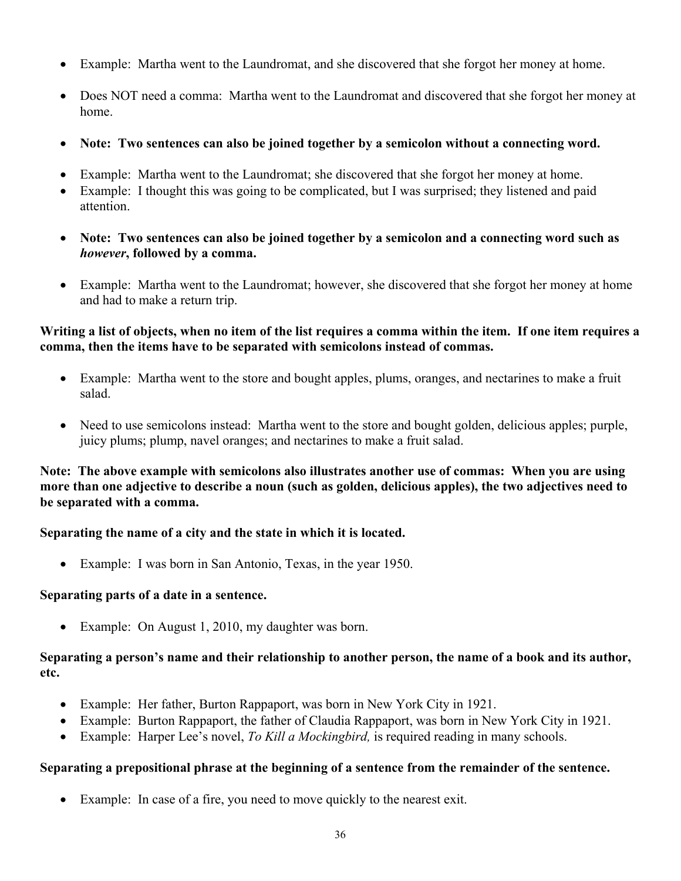- Example: Martha went to the Laundromat, and she discovered that she forgot her money at home.

- Does NOT need a comma: Martha went to the Laundromat and discovered that she forgot her money at home.

- **Note: Two sentences can also be joined together by a semicolon without a connecting word.**

- Example: Martha went to the Laundromat; she discovered that she forgot her money at home.
- Example: I thought this was going to be complicated, but I was surprised; they listened and paid attention.

- **Note: Two sentences can also be joined together by a semicolon and a connecting word such as *however*, followed by a comma.**

- Example: Martha went to the Laundromat; however, she discovered that she forgot her money at home and had to make a return trip.

**Writing a list of objects, when no item of the list requires a comma within the item. If one item requires a comma, then the items have to be separated with semicolons instead of commas.**

- Example: Martha went to the store and bought apples, plums, oranges, and nectarines to make a fruit salad.

- Need to use semicolons instead: Martha went to the store and bought golden, delicious apples; purple, juicy plums; plump, navel oranges; and nectarines to make a fruit salad.

**Note: The above example with semicolons also illustrates another use of commas: When you are using more than one adjective to describe a noun (such as golden, delicious apples), the two adjectives need to be separated with a comma.**

**Separating the name of a city and the state in which it is located.**

- Example: I was born in San Antonio, Texas, in the year 1950.

**Separating parts of a date in a sentence.**

- Example: On August 1, 2010, my daughter was born.

**Separating a person's name and their relationship to another person, the name of a book and its author, etc.**

- Example: Her father, Burton Rappaport, was born in New York City in 1921.
- Example: Burton Rappaport, the father of Claudia Rappaport, was born in New York City in 1921.
- Example: Harper Lee's novel, *To Kill a Mockingbird,* is required reading in many schools.

**Separating a prepositional phrase at the beginning of a sentence from the remainder of the sentence.**

- Example: In case of a fire, you need to move quickly to the nearest exit.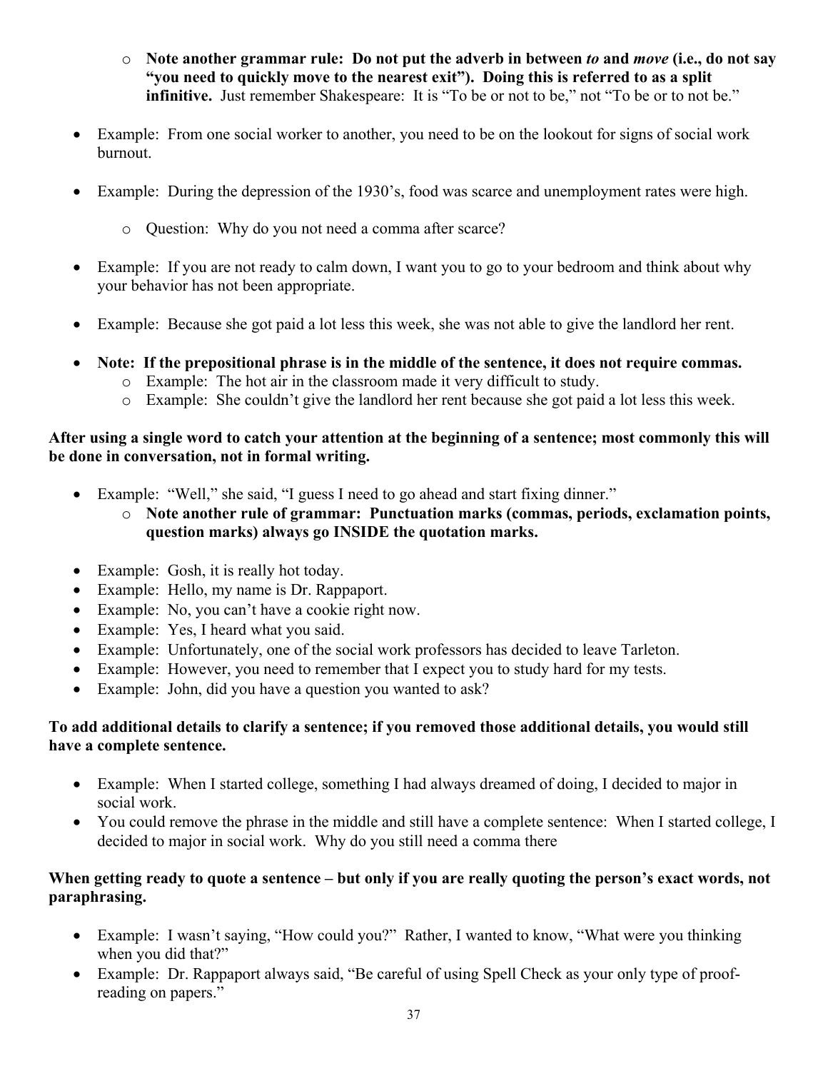- **Note another grammar rule: Do not put the adverb in between *to* and *move* (i.e., do not say "you need to quickly move to the nearest exit"). Doing this is referred to as a split infinitive.** Just remember Shakespeare: It is "To be or not to be," not "To be or to not be."

- Example: From one social worker to another, you need to be on the lookout for signs of social work burnout.

- Example: During the depression of the 1930's, food was scarce and unemployment rates were high.

  - Question: Why do you not need a comma after scarce?

- Example: If you are not ready to calm down, I want you to go to your bedroom and think about why your behavior has not been appropriate.

- Example: Because she got paid a lot less this week, she was not able to give the landlord her rent.

- **Note: If the prepositional phrase is in the middle of the sentence, it does not require commas.**
  - Example: The hot air in the classroom made it very difficult to study.
  - Example: She couldn't give the landlord her rent because she got paid a lot less this week.

**After using a single word to catch your attention at the beginning of a sentence; most commonly this will be done in conversation, not in formal writing.**

- Example: "Well," she said, "I guess I need to go ahead and start fixing dinner."
  - **Note another rule of grammar: Punctuation marks (commas, periods, exclamation points, question marks) always go INSIDE the quotation marks.**

- Example: Gosh, it is really hot today.
- Example: Hello, my name is Dr. Rappaport.
- Example: No, you can't have a cookie right now.
- Example: Yes, I heard what you said.
- Example: Unfortunately, one of the social work professors has decided to leave Tarleton.
- Example: However, you need to remember that I expect you to study hard for my tests.
- Example: John, did you have a question you wanted to ask?

**To add additional details to clarify a sentence; if you removed those additional details, you would still have a complete sentence.**

- Example: When I started college, something I had always dreamed of doing, I decided to major in social work.
- You could remove the phrase in the middle and still have a complete sentence: When I started college, I decided to major in social work. Why do you still need a comma there

**When getting ready to quote a sentence – but only if you are really quoting the person's exact words, not paraphrasing.**

- Example: I wasn't saying, "How could you?" Rather, I wanted to know, "What were you thinking when you did that?"
- Example: Dr. Rappaport always said, "Be careful of using Spell Check as your only type of proof-reading on papers."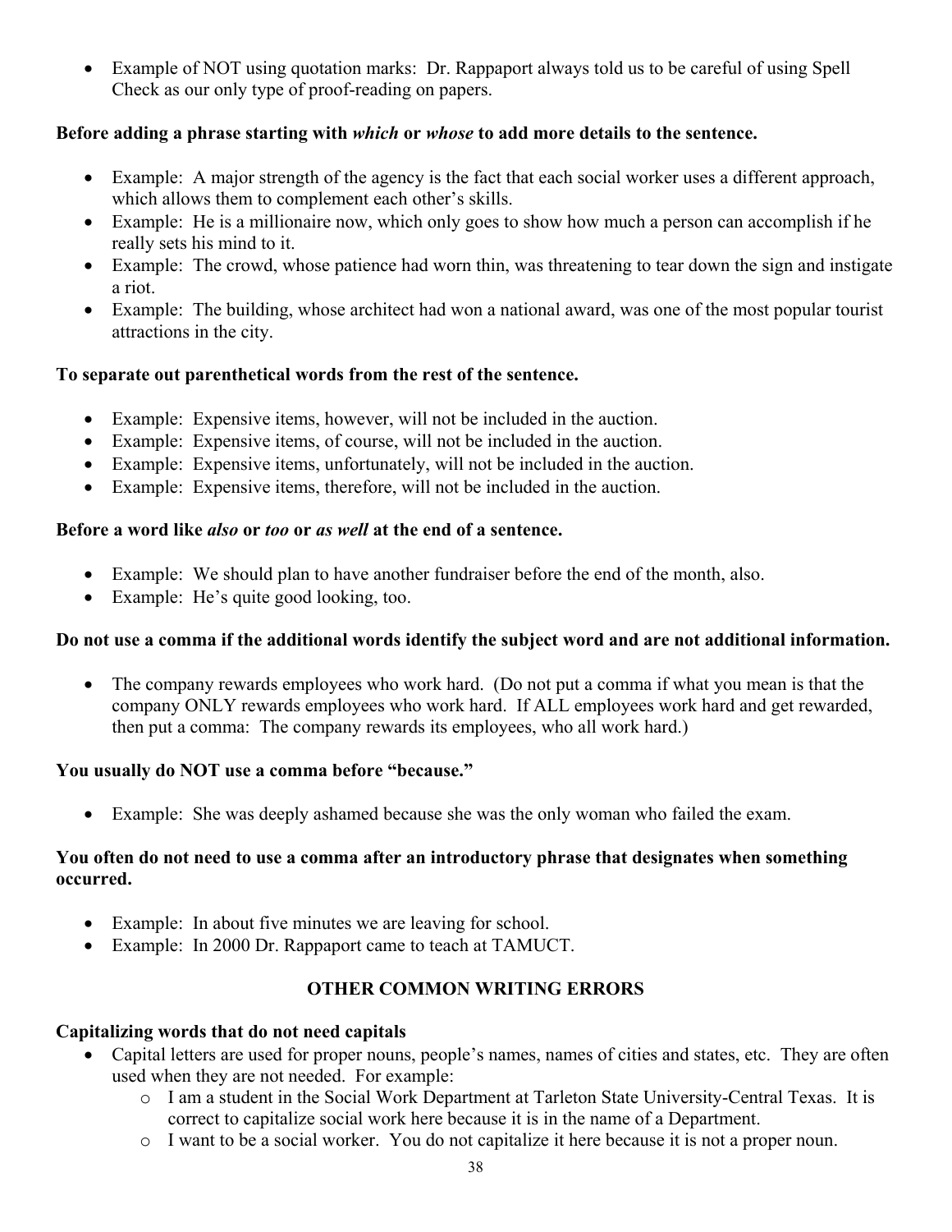- Example of NOT using quotation marks: Dr. Rappaport always told us to be careful of using Spell Check as our only type of proof-reading on papers.

**Before adding a phrase starting with *which* or *whose* to add more details to the sentence.**

- Example: A major strength of the agency is the fact that each social worker uses a different approach, which allows them to complement each other's skills.
- Example: He is a millionaire now, which only goes to show how much a person can accomplish if he really sets his mind to it.
- Example: The crowd, whose patience had worn thin, was threatening to tear down the sign and instigate a riot.
- Example: The building, whose architect had won a national award, was one of the most popular tourist attractions in the city.

**To separate out parenthetical words from the rest of the sentence.**

- Example: Expensive items, however, will not be included in the auction.
- Example: Expensive items, of course, will not be included in the auction.
- Example: Expensive items, unfortunately, will not be included in the auction.
- Example: Expensive items, therefore, will not be included in the auction.

**Before a word like *also* or *too* or *as well* at the end of a sentence.**

- Example: We should plan to have another fundraiser before the end of the month, also.
- Example: He's quite good looking, too.

**Do not use a comma if the additional words identify the subject word and are not additional information.**

- The company rewards employees who work hard. (Do not put a comma if what you mean is that the company ONLY rewards employees who work hard. If ALL employees work hard and get rewarded, then put a comma: The company rewards its employees, who all work hard.)

**You usually do NOT use a comma before "because."**

- Example: She was deeply ashamed because she was the only woman who failed the exam.

**You often do not need to use a comma after an introductory phrase that designates when something occurred.**

- Example: In about five minutes we are leaving for school.
- Example: In 2000 Dr. Rappaport came to teach at TAMUCT.

## OTHER COMMON WRITING ERRORS

**Capitalizing words that do not need capitals**

- Capital letters are used for proper nouns, people's names, names of cities and states, etc. They are often used when they are not needed. For example:
  - I am a student in the Social Work Department at Tarleton State University-Central Texas. It is correct to capitalize social work here because it is in the name of a Department.
  - I want to be a social worker. You do not capitalize it here because it is not a proper noun.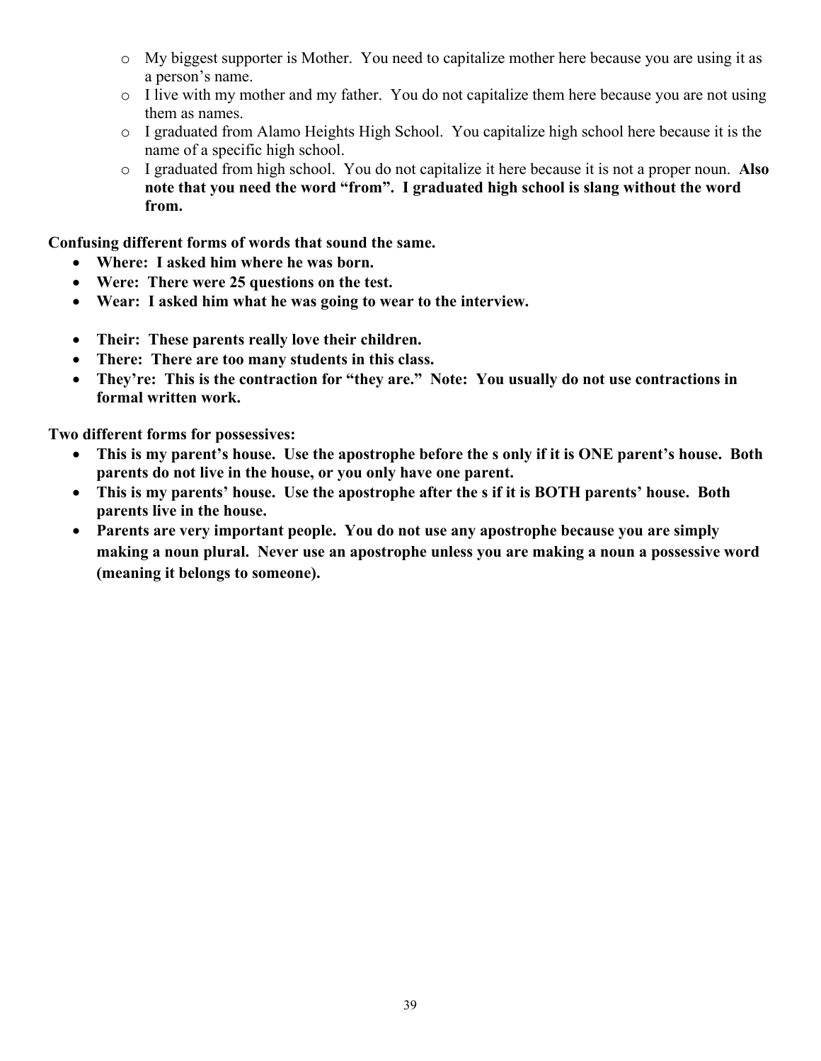- My biggest supporter is Mother.  You need to capitalize mother here because you are using it as a person's name.
- I live with my mother and my father.  You do not capitalize them here because you are not using them as names.
- I graduated from Alamo Heights High School.  You capitalize high school here because it is the name of a specific high school.
- I graduated from high school.  You do not capitalize it here because it is not a proper noun.  **Also note that you need the word "from".  I graduated high school is slang without the word from.**

**Confusing different forms of words that sound the same.**

- **Where:  I asked him where he was born.**
- **Were:  There were 25 questions on the test.**
- **Wear:  I asked him what he was going to wear to the interview.**

- **Their:  These parents really love their children.**
- **There:  There are too many students in this class.**
- **They're:  This is the contraction for "they are."  Note:  You usually do not use contractions in formal written work.**

**Two different forms for possessives:**

- **This is my parent's house.  Use the apostrophe before the s only if it is ONE parent's house.  Both parents do not live in the house, or you only have one parent.**
- **This is my parents' house.  Use the apostrophe after the s if it is BOTH parents' house.  Both parents live in the house.**
- **Parents are very important people.  You do not use any apostrophe because you are simply making a noun plural.  Never use an apostrophe unless you are making a noun a possessive word (meaning it belongs to someone).**